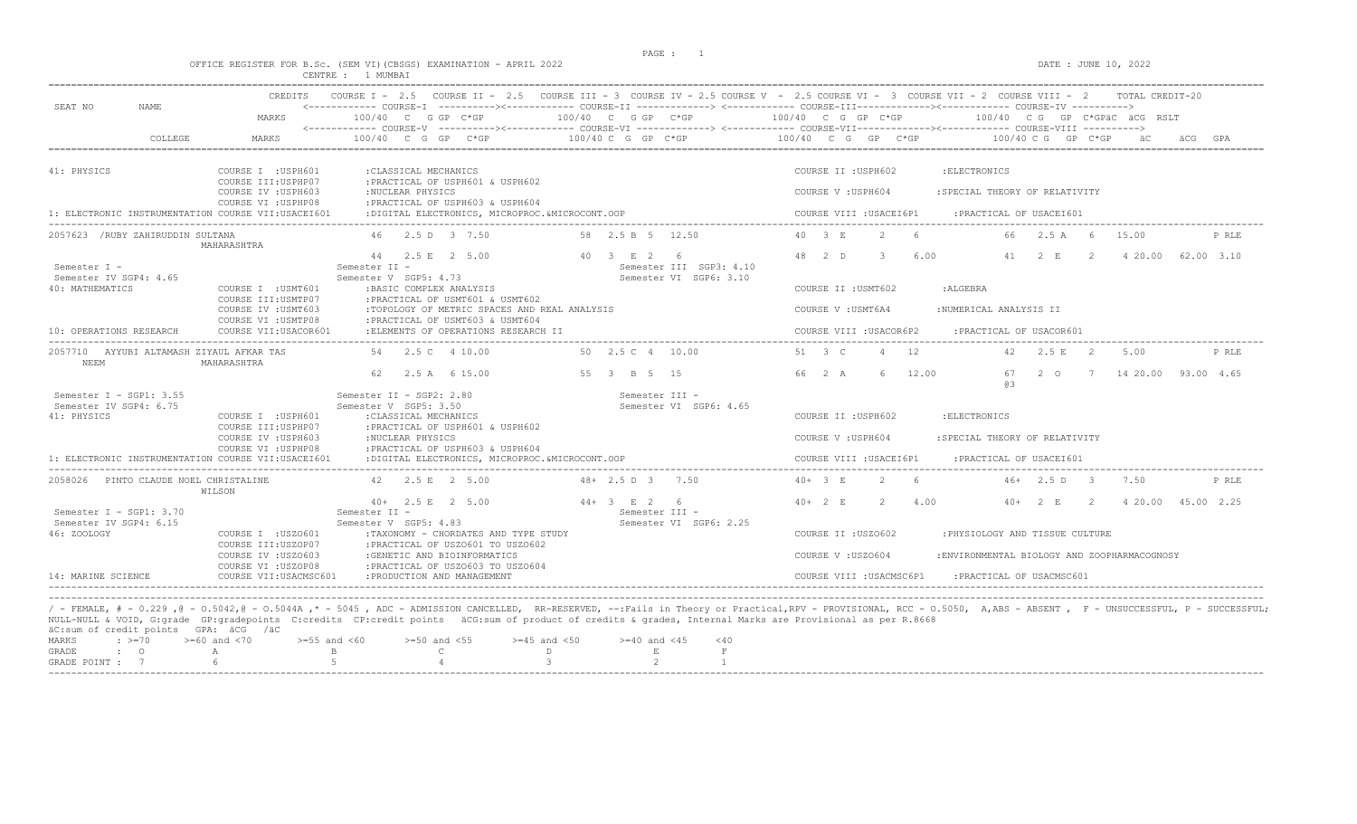OFFICE REGISTER FOR B.Sc. (SEM VI)(CBSGS) EXAMINATION - APRIL 2022

CENTRE : 1 MUMBAI

DATE : JUNE 10, 2022

```
SEAT NO    NAME                 CREDITS   COURSE I - 2.5   COURSE II - 2.5   COURSE III - 3  COURSE IV - 2.5 COURSE V  - 2.5 COURSE VI -  3  COURSE VII - 2  COURSE VIII -  2      TOTAL CREDIT-20
                                          <------------ COURSE-I  ----------><------------ COURSE-II -------------> <------------ COURSE-III-------------><------------ COURSE-IV ---------->
                                MARKS          100/40  C  G GP  C*GP           100/40  C  G GP  C*GP            100/40  C  G  GP  C*GP            100/40  C G  GP  C*GPäC  äCG  RSLT
                                          <------------ COURSE-V  ----------><------------ COURSE-VI -------------> <------------ COURSE-VII-------------><------------ COURSE-VIII ---------->
           COLLEGE              MARKS          100/40  C  G  GP   C*GP         100/40 C  G  GP  C*GP            100/40   C  G   GP   C*GP            100/40 C G   GP  C*GP     äC     äCG  GPA

41: PHYSICS                    COURSE I  :USPH601       :CLASSICAL MECHANICS                                        COURSE II :USPH602       :ELECTRONICS
                               COURSE III:USPHP07       :PRACTICAL OF USPH601 & USPH602
                               COURSE IV :USPH603       :NUCLEAR PHYSICS                                            COURSE V :USPH604        :SPECIAL THEORY OF RELATIVITY
                               COURSE VI :USPHP08       :PRACTICAL OF USPH603 & USPH604
1: ELECTRONIC INSTRUMENTATION COURSE VII:USACEI601      :DIGITAL ELECTRONICS, MICROPROC.&MICROCONT.OOP              COURSE VIII :USACEI6P1     :PRACTICAL OF USACEI601

2057623 /RUBY ZAHIRUDDIN SULTANA                    46    2.5 D   3  7.50         58  2.5 B  5  12.50            40  3  E     2    6              66   2.5 A    6   15.00                P RLE
                  MAHARASHTRA
                                                    44    2.5 E   2  5.00         40  3  E  2   6                48  2  D     3    6.00           41   2  E     2     4 20.00  62.00 3.10
 Semester I -                              Semester II -                                Semester III  SGP3: 4.10
 Semester IV SGP4: 4.65                    Semester V  SGP5: 4.73                       Semester VI  SGP6: 3.10
40: MATHEMATICS                COURSE I  :USMT601       :BASIC COMPLEX ANALYSIS                                     COURSE II :USMT602       :ALGEBRA
                               COURSE III:USMTP07       :PRACTICAL OF USMT601 & USMT602
                               COURSE IV :USMT603       :TOPOLOGY OF METRIC SPACES AND REAL ANALYSIS                COURSE V :USMT6A4        :NUMERICAL ANALYSIS II
                               COURSE VI :USMTP08       :PRACTICAL OF USMT603 & USMT604
10: OPERATIONS RESEARCH        COURSE VII:USACOR601     :ELEMENTS OF OPERATIONS RESEARCH II                         COURSE VIII :USACOR6P2     :PRACTICAL OF USACOR601

2057710   AYYUBI ALTAMASH ZIYAUL AFKAR TAS           54    2.5 C   4 10.00         50  2.5 C  4   10.00           51   3  C     4   12              42   2.5 E    2    5.00                P RLE
   NEEM           MAHARASHTRA
                                                    62    2.5 A   6 15.00         55   3  B  5   15              66   2  A     6   12.00           67   2  O     7    14 20.00  93.00 4.65
                                                                                                                                                   @3
 Semester I - SGP1: 3.55                   Semester II - SGP2: 2.80                     Semester III -
 Semester IV SGP4: 6.75                    Semester V  SGP5: 3.50                       Semester VI  SGP6: 4.65
41: PHYSICS                    COURSE I  :USPH601       :CLASSICAL MECHANICS                                        COURSE II :USPH602       :ELECTRONICS
                               COURSE III:USPHP07       :PRACTICAL OF USPH601 & USPH602
                               COURSE IV :USPH603       :NUCLEAR PHYSICS                                            COURSE V :USPH604        :SPECIAL THEORY OF RELATIVITY
                               COURSE VI :USPHP08       :PRACTICAL OF USPH603 & USPH604
1: ELECTRONIC INSTRUMENTATION COURSE VII:USACEI601      :DIGITAL ELECTRONICS, MICROPROC.&MICROCONT.OOP              COURSE VIII :USACEI6P1     :PRACTICAL OF USACEI601

2058026   PINTO CLAUDE NOEL CHRISTALINE              42    2.5 E   2  5.00         48+ 2.5 D  3    7.50           40+  3  E     2    6              46+  2.5 D    3    7.50                P RLE
                  WILSON
                                                    40+   2.5 E   2  5.00         44+  3  E  2   6                40+  2  E     2    4.00           40+  2  E     2     4 20.00  45.00 2.25
 Semester I - SGP1: 3.70                   Semester II -                                Semester III -
 Semester IV SGP4: 6.15                    Semester V  SGP5: 4.83                       Semester VI  SGP6: 2.25
46: ZOOLOGY                    COURSE I  :USZO601       :TAXONOMY - CHORDATES AND TYPE STUDY                        COURSE II :USZO602       :PHYSIOLOGY AND TISSUE CULTURE
                               COURSE III:USZOP07       :PRACTICAL OF USZO601 TO USZO602
                               COURSE IV :USZO603       :GENETIC AND BIOINFORMATICS                                 COURSE V :USZO604        :ENVIRONMENTAL BIOLOGY AND ZOOPHARMACOGNOSY
                               COURSE VI :USZOP08       :PRACTICAL OF USZO603 TO USZO604
14: MARINE SCIENCE             COURSE VII:USACMSC601    :PRODUCTION AND MANAGEMENT                                  COURSE VIII :USACMSC6P1    :PRACTICAL OF USACMSC601
```

/ - FEMALE, # - 0.229 ,@ - O.5042,@ - O.5044A ,* - 5045 , ADC - ADMISSION CANCELLED, RR-RESERVED, --:Fails in Theory or Practical,RPV - PROVISIONAL, RCC - O.5050, A,ABS - ABSENT , F - UNSUCCESSFUL, P - SUCCESSFUL; NULL-NULL & VOID, G:grade GP:gradepoints C:credits CP:credit points äCG:sum of product of credits & grades, Internal Marks are Provisional as per R.8668
äC:sum of credit points GPA: äCG /äC

| MARKS | : >=70 | >=60 and <70 | >=55 and <60 | >=50 and <55 | >=45 and <50 | >=40 and <45 | <40 |
|---|---|---|---|---|---|---|---|
| GRADE | : O | A | B | C | D | E | F |
| GRADE POINT | : 7 | 6 | 5 | 4 | 3 | 2 | 1 |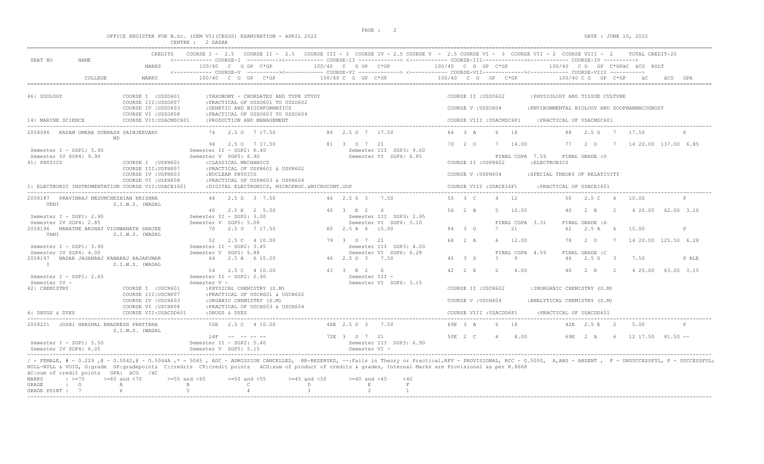OFFICE REGISTER FOR B.Sc. (SEM VI)(CBSGS) EXAMINATION - APRIL 2022

CENTRE : 2 DADAR

DATE : JUNE 10, 2022

```
                              CREDITS   COURSE I - 2.5   COURSE II - 2.5   COURSE III - 3  COURSE IV - 2.5 COURSE V  - 2.5 COURSE VI -  3  COURSE VII - 2  COURSE VIII -  2      TOTAL CREDIT-20
SEAT NO       NAME                      <------------ COURSE-I  ----------><------------ COURSE-II -------------> <------------ COURSE-III-------------><------------ COURSE-IV ---------->
                              MARKS          100/40  C  G GP  C*GP          100/40  C  G GP  C*GP            100/40  C  G  GP  C*GP            100/40  C G  GP  C*GPäC  äCG  RSLT
                                        <------------ COURSE-V  ----------><------------ COURSE-VI -------------> <------------ COURSE-VII-------------><------------ COURSE-VIII ---------->
          COLLEGE             MARKS          100/40  C  G  GP   C*GP          100/40 C  G  GP  C*GP            100/40   C  G   GP   C*GP            100/40 C G   GP  C*GP      äC      äCG  GPA

46: ZOOLOGY                   COURSE I  :USZO601        :TAXONOMY - CHORDATES AND TYPE STUDY                              COURSE II :USZO602        :PHYSIOLOGY AND TISSUE CULTURE
                              COURSE III:USZOP07        :PRACTICAL OF USZO601 TO USZO602
                              COURSE IV :USZO603        :GENETIC AND BIOINFORMATICS                                       COURSE V :USZO604         :ENVIRONMENTAL BIOLOGY AND ZOOPHARMACOGNOSY
                              COURSE VI :USZOP08        :PRACTICAL OF USZO603 TO USZO604
14: MARINE SCIENCE            COURSE VII:USACMSC601     :PRODUCTION AND MANAGEMENT                                        COURSE VIII :USACMSC6P1     :PRACTICAL OF USACMSC601

2058086  KADAM OMKAR SUBHASH SAINJEEVANI           74   2.5 O  7 17.50            86  2.5 O  7  17.50             64  3  A     6   18             88   2.5 O   7   17.50            P
           MD
                                                   94   2.5 O  7 17.50            81  3  O  7  21                 70  2  O     7   14.00          77   2  O    7   14 20.00  137.00  6.85
 Semester I - SGP1: 5.90                        Semester II - SGP2: 6.40                 Semester III  SGP3: 9.60
 Semester IV SGP4: 9.90                         Semester V  SGP5: 6.90                   Semester VI  SGP6: 6.85                    FINAL CGPA  7.59     FINAL GRADE :O
41: PHYSICS                   COURSE I  :USPH601        :CLASSICAL MECHANICS                                              COURSE II :USPH602        :ELECTRONICS
                              COURSE III:USPHP07        :PRACTICAL OF USPH601 & USPH602
                              COURSE IV :USPH603        :NUCLEAR PHYSICS                                                  COURSE V :USPH604         :SPECIAL THEORY OF RELATIVITY
                              COURSE VI :USPHP08        :PRACTICAL OF USPH603 & USPH604
1: ELECTRONIC INSTRUMENTATION COURSE VII:USACEI601     :DIGITAL ELECTRONICS, MICROPROC.&MICROCONT.OOP                    COURSE VIII :USACEI6P1      :PRACTICAL OF USACEI601

2058187  PRAVINRAJ NEDUNCHEZHIAN KRISHNA           46   2.5 D  3  7.50            46  2.5 D  3   7.50             50  3  C     4   12             50   2.5 C   4   10.00            P
   VENI              S.I.W.S. (WADAL
                                                   40   2.5 E  2  5.00            40  3  E  2   6                 56  2  B     5   10.00          40   2  E    2    4 20.00   62.00  3.10
 Semester I - SGP1: 2.90                        Semester II - SGP2: 3.00                 Semester III  SGP3: 2.95
 Semester IV SGP4: 2.85                         Semester V  SGP5: 5.08                   Semester VI  SGP6: 3.10                    FINAL CGPA  3.31     FINAL GRADE :D
2058196  MARATHE AKSHAY VISHWANATH SANJEE          70   2.5 O  7 17.50            60  2.5 A  6  15.00             84  3  O     7   21             62   2.5 A   6   15.00            P
   VANI              S.I.W.S. (WADAL
                                                   52   2.5 C  4 10.00            79  3  O  7  21                 64  2  A     6   12.00          78   2  O    7   14 20.00  125.50  6.28
 Semester I - SGP1: 3.90                        Semester II - SGP2: 3.45                 Semester III  SGP3: 4.00
 Semester IV SGP4: 4.00                         Semester V  SGP5: 5.88                   Semester VI  SGP6: 6.28                    FINAL CGPA  4.59     FINAL GRADE :C
2058197  NADAR JAGANRAJ KAMARAJ RAJAKUMAR          64   2.5 A  6 15.00            46  2.5 D  3   7.50             45  3  D     3   9              46   2.5 D   3    7.50            P RLE
   I                 S.I.W.S. (WADAL
                                                   54   2.5 C  4 10.00            43  3  E  2   6                 42  2  E     2   4.00           40   2  E    2    4 20.00   63.00  3.15
 Semester I - SGP1: 2.65                        Semester II - SGP2: 2.90                 Semester III -
 Semester IV -                                  Semester V -                             Semester VI  SGP6: 3.15
42: CHEMISTRY                 COURSE I  :USCH601        :PHYSICAL CHEMISTRY (S.M)                                         COURSE II :USCH602        :INORGANIC CHEMISTRY (S.M)
                              COURSE III:USCHP07        :PRACTICAL OF USCH601 & USCH602
                              COURSE IV :USCH603        :ORGANIC CHEMISTRY (S.M)                                          COURSE V :USCH604         :ANALYTICAL CHEMISTRY (S.M)
                              COURSE VI :USCHP08        :PRACTICAL OF USCH603 & USCH604
6: DRUGS & DYES               COURSE VII:USACDD601      :DRUGS & DYES                                                     COURSE VIII :USACDD6P1      :PRACTICAL OF USACDD601

2058221  JOSHI HARSHAL BHADRESH PRATIBHA           50E  2.5 C  4 10.00            46E 2.5 D  3   7.50             69E 3  A     6   18             42E  2.5 E   2    5.00            F
                     S.I.W.S. (WADAL
                                                   24F  --  -- -- --              72E 3  O  7  21                 50E 2  C     4   8.00           69E  2  A    6   12 17.50   81.50 --
 Semester I - SGP1: 5.50                        Semester II - SGP2: 5.40                 Semester III  SGP3: 6.90
 Semester IV SGP4: 6.05                         Semester V  SGP5: 5.15                   Semester VI -
```

/ - FEMALE, # - 0.229 ,@ - O.5042,@ - O.5044A ,* - 5045 , ADC - ADMISSION CANCELLED, RR-RESERVED, --:Fails in Theory or Practical,RPV - PROVISIONAL, RCC - O.5050, A,ABS - ABSENT , F - UNSUCCESSFUL, P - SUCCESSFUL; NULL-NULL & VOID, G:grade GP:gradepoints C:credits CP:credit points äCG:sum of product of credits & grades, Internal Marks are Provisional as per R.8668

äC:sum of credit points GPA: äCG /äC

| MARKS | : >=70 | >=60 and <70 | >=55 and <60 | >=50 and <55 | >=45 and <50 | >=40 and <45 | <40 |
|---|---|---|---|---|---|---|---|
| GRADE | : O | A | B | C | D | E | F |
| GRADE POINT | : 7 | 6 | 5 | 4 | 3 | 2 | 1 |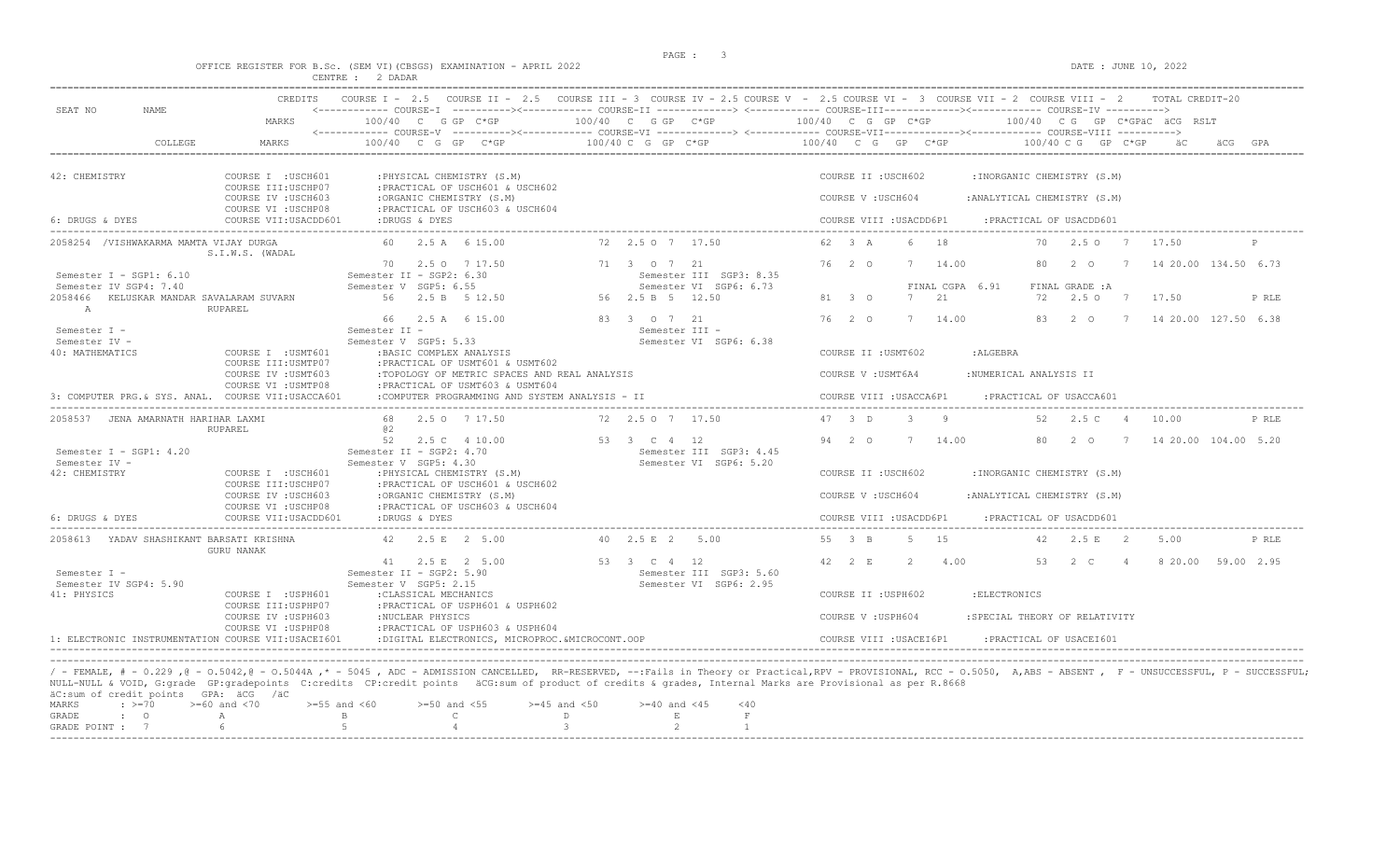OFFICE REGISTER FOR B.Sc. (SEM VI)(CBSGS) EXAMINATION - APRIL 2022

CENTRE : 2 DADAR

DATE : JUNE 10, 2022

```
                              CREDITS    COURSE I - 2.5   COURSE II - 2.5   COURSE III - 3  COURSE IV - 2.5 COURSE V  - 2.5 COURSE VI -  3  COURSE VII - 2  COURSE VIII -  2      TOTAL CREDIT-20
SEAT NO      NAME                        <------------ COURSE-I  ---------><------------ COURSE-II -------------> <------------ COURSE-III------------><------------ COURSE-IV ---------->
                              MARKS          100/40  C  G GP  C*GP          100/40  C  G GP  C*GP          100/40  C  G  GP  C*GP          100/40  C G  GP  C*GPäC  äCG  RSLT
                                         <------------ COURSE-V  ---------><------------ COURSE-VI -------------> <------------ COURSE-VII------------><------------ COURSE-VIII ---------->
          COLLEGE             MARKS          100/40  C  G  GP   C*GP         100/40 C  G  GP  C*GP         100/40   C  G   GP   C*GP           100/40 C G   GP  C*GP     äC      äCG  GPA

42: CHEMISTRY                 COURSE I  :USCH601        :PHYSICAL CHEMISTRY (S.M)                                  COURSE II :USCH602        :INORGANIC CHEMISTRY (S.M)
                              COURSE III:USCHP07        :PRACTICAL OF USCH601 & USCH602
                              COURSE IV :USCH603        :ORGANIC CHEMISTRY (S.M)                                   COURSE V :USCH604         :ANALYTICAL CHEMISTRY (S.M)
                              COURSE VI :USCHP08        :PRACTICAL OF USCH603 & USCH604
6: DRUGS & DYES               COURSE VII:USACDD601      :DRUGS & DYES                                              COURSE VIII :USACDD6P1    :PRACTICAL OF USACDD601

2058254  /VISHWAKARMA MAMTA VIJAY DURGA        60   2.5 A   6 15.00          72  2.5 O  7  17.50          62  3  A     6   18            70   2.5 O   7   17.50           P
                S.I.W.S. (WADAL
                                               70   2.5 O   7 17.50          71  3   O  7   21            76  2  O     7   14.00         80   2  O    7   14 20.00 134.50 6.73
 Semester I - SGP1: 6.10                  Semester II - SGP2: 6.30                 Semester III  SGP3: 8.35
 Semester IV SGP4: 7.40                   Semester V  SGP5: 6.55                   Semester VI  SGP6: 6.73                FINAL CGPA  6.91     FINAL GRADE :A
2058466  KELUSKAR MANDAR SAVALARAM SUVARN      56   2.5 B   5 12.50          56  2.5 B  5  12.50          81  3  O     7   21            72   2.5 O   7   17.50           P RLE
  A             RUPAREL
                                               66   2.5 A   6 15.00          83  3   O  7   21            76  2  O     7   14.00         83   2  O    7   14 20.00 127.50 6.38
 Semester I -                             Semester II -                            Semester III -
 Semester IV -                            Semester V  SGP5: 5.33                   Semester VI  SGP6: 6.38
40: MATHEMATICS               COURSE I  :USMT601        :BASIC COMPLEX ANALYSIS                                    COURSE II :USMT602        :ALGEBRA
                              COURSE III:USMTP07        :PRACTICAL OF USMT601 & USMT602
                              COURSE IV :USMT603        :TOPOLOGY OF METRIC SPACES AND REAL ANALYSIS               COURSE V :USMT6A4         :NUMERICAL ANALYSIS II
                              COURSE VI :USMTP08        :PRACTICAL OF USMT603 & USMT604
3: COMPUTER PRG.& SYS. ANAL.  COURSE VII:USACCA601      :COMPUTER PROGRAMMING AND SYSTEM ANALYSIS - II             COURSE VIII :USACCA6P1    :PRACTICAL OF USACCA601

2058537  JENA AMARNATH HARIHAR LAXMI           68   2.5 O   7 17.50          72  2.5 O  7  17.50          47  3  D     3   9             52   2.5 C   4   10.00           P RLE
                RUPAREL                        @2
                                               52   2.5 C   4 10.00          53  3   C  4   12            94  2  O     7   14.00         80   2  O    7   14 20.00 104.00 5.20
 Semester I - SGP1: 4.20                  Semester II - SGP2: 4.70                 Semester III  SGP3: 4.45
 Semester IV -                            Semester V  SGP5: 4.30                   Semester VI  SGP6: 5.20
42: CHEMISTRY                 COURSE I  :USCH601        :PHYSICAL CHEMISTRY (S.M)                                  COURSE II :USCH602        :INORGANIC CHEMISTRY (S.M)
                              COURSE III:USCHP07        :PRACTICAL OF USCH601 & USCH602
                              COURSE IV :USCH603        :ORGANIC CHEMISTRY (S.M)                                   COURSE V :USCH604         :ANALYTICAL CHEMISTRY (S.M)
                              COURSE VI :USCHP08        :PRACTICAL OF USCH603 & USCH604
6: DRUGS & DYES               COURSE VII:USACDD601      :DRUGS & DYES                                              COURSE VIII :USACDD6P1    :PRACTICAL OF USACDD601

2058613  YADAV SHASHIKANT BARSATI KRISHNA      42   2.5 E   2  5.00          40  2.5 E  2   5.00          55  3  B     5   15            42   2.5 E   2    5.00           P RLE
                GURU NANAK
                                               41   2.5 E   2  5.00          53  3   C  4   12            42  2  E     2    4.00         53   2  C    4    8 20.00  59.00 2.95
 Semester I -                             Semester II - SGP2: 5.90                 Semester III  SGP3: 5.60
 Semester IV SGP4: 5.90                   Semester V  SGP5: 2.15                   Semester VI  SGP6: 2.95
41: PHYSICS                   COURSE I  :USPH601        :CLASSICAL MECHANICS                                       COURSE II :USPH602        :ELECTRONICS
                              COURSE III:USPHP07        :PRACTICAL OF USPH601 & USPH602
                              COURSE IV :USPH603        :NUCLEAR PHYSICS                                           COURSE V :USPH604         :SPECIAL THEORY OF RELATIVITY
                              COURSE VI :USPHP08        :PRACTICAL OF USPH603 & USPH604
1: ELECTRONIC INSTRUMENTATION COURSE VII:USACEI601      :DIGITAL ELECTRONICS, MICROPROC.&MICROCONT.OOP             COURSE VIII :USACEI6P1    :PRACTICAL OF USACEI601
```

/ - FEMALE, # - 0.229 ,@ - O.5042,@ - O.5044A ,* - 5045 , ADC - ADMISSION CANCELLED, RR-RESERVED, --:Fails in Theory or Practical,RPV - PROVISIONAL, RCC - O.5050, A,ABS - ABSENT , F - UNSUCCESSFUL, P - SUCCESSFUL; NULL-NULL & VOID, G:grade GP:gradepoints C:credits CP:credit points äCG:sum of product of credits & grades, Internal Marks are Provisional as per R.8668

äC:sum of credit points GPA: äCG /äC

| MARKS | : >=70 | >=60 and <70 | >=55 and <60 | >=50 and <55 | >=45 and <50 | >=40 and <45 | <40 |
|---|---|---|---|---|---|---|---|
| GRADE | : O | A | B | C | D | E | F |
| GRADE POINT | : 7 | 6 | 5 | 4 | 3 | 2 | 1 |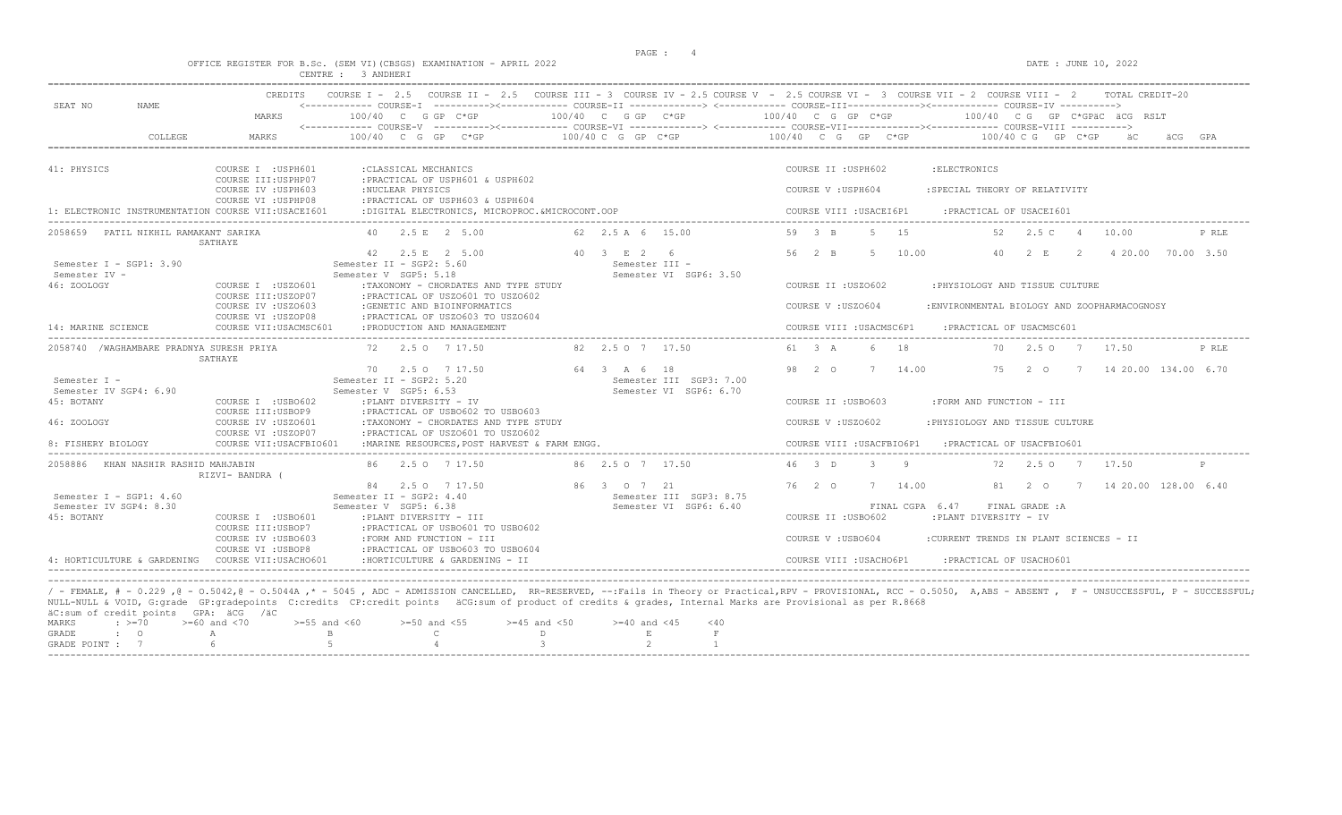OFFICE REGISTER FOR B.Sc. (SEM VI)(CBSGS) EXAMINATION - APRIL 2022
CENTRE : 3 ANDHERI

DATE : JUNE 10, 2022

```
                        CREDITS   COURSE I - 2.5   COURSE II - 2.5   COURSE III - 3  COURSE IV - 2.5 COURSE V  - 2.5 COURSE VI -  3  COURSE VII - 2  COURSE VIII -  2       TOTAL CREDIT-20
SEAT NO      NAME                           <------------ COURSE-I  ----------><------------ COURSE-II -------------> <------------ COURSE-III-------------><------------ COURSE-IV ---------->
                            MARKS            100/40  C  G GP  C*GP          100/40  C  G GP  C*GP           100/40  C  G  GP  C*GP           100/40  C G  GP  C*GPäC  äCG  RSLT
                                            <------------ COURSE-V  ----------><------------ COURSE-VI -------------> <------------ COURSE-VII-------------><------------ COURSE-VIII ---------->
           COLLEGE          MARKS            100/40  C  G  GP   C*GP          100/40 C  G  GP  C*GP           100/40   C  G   GP   C*GP           100/40 C G  GP  C*GP    äC      äCG  GPA

41: PHYSICS                   COURSE I  :USPH601        :CLASSICAL MECHANICS                                        COURSE II :USPH602        :ELECTRONICS
                              COURSE III:USPH07         :PRACTICAL OF USPH601 & USPH602
                              COURSE IV :USPH603        :NUCLEAR PHYSICS                                            COURSE V :USPH604         :SPECIAL THEORY OF RELATIVITY
                              COURSE VI :USPH08         :PRACTICAL OF USPH603 & USPH604
1: ELECTRONIC INSTRUMENTATION COURSE VII:USACEI601      :DIGITAL ELECTRONICS, MICROPROC.&MICROCONT.OOP              COURSE VIII :USACEI6P1    :PRACTICAL OF USACEI601
-------------------------------------------------------------------------------------------------------------------------------------------------------------------------------------
2058659   PATIL NIKHIL RAMAKANT SARIKA          40   2.5 E  2  5.00          62  2.5 A  6  15.00           59  3  B     5  15            52   2.5 C   4   10.00            P RLE
                              SATHAYE
                                                42   2.5 E  2  5.00          40  3  E  2   6               56  2  B     5  10.00         40   2  E    2    4 20.00  70.00 3.50
 Semester I - SGP1: 3.90                  Semester II - SGP2: 5.60                  Semester III -
 Semester IV -                            Semester V  SGP5: 5.18                    Semester VI  SGP6: 3.50
46: ZOOLOGY                   COURSE I  :USZO601        :TAXONOMY - CHORDATES AND TYPE STUDY                        COURSE II :USZO602        :PHYSIOLOGY AND TISSUE CULTURE
                              COURSE III:USZOP07        :PRACTICAL OF USZO601 TO USZO602
                              COURSE IV :USZO603        :GENETIC AND BIOINFORMATICS                                 COURSE V :USZO604         :ENVIRONMENTAL BIOLOGY AND ZOOPHARMACOGNOSY
                              COURSE VI :USZOP08        :PRACTICAL OF USZO603 TO USZO604
14: MARINE SCIENCE            COURSE VII:USACMSC601     :PRODUCTION AND MANAGEMENT                                  COURSE VIII :USACMSC6P1   :PRACTICAL OF USACMSC601
-------------------------------------------------------------------------------------------------------------------------------------------------------------------------------------
2058740 /WAGHAMBARE PRADNYA SURESH PRIYA        72   2.5 O  7 17.50          82  2.5 O  7  17.50           61  3  A     6  18            70   2.5 O   7   17.50            P RLE
                              SATHAYE
                                                70   2.5 O  7 17.50          64  3  A  6  18               98  2  O     7  14.00         75   2  O    7   14 20.00 134.00 6.70
 Semester I -                             Semester II - SGP2: 5.20                  Semester III  SGP3: 7.00
 Semester IV SGP4: 6.90                   Semester V  SGP5: 6.53                    Semester VI  SGP6: 6.70
45: BOTANY                    COURSE I  :USBO602        :PLANT DIVERSITY - IV                                       COURSE II :USBO603        :FORM AND FUNCTION - III
                              COURSE III:USBOP9         :PRACTICAL OF USBO602 TO USBO603
46: ZOOLOGY                   COURSE IV :USZO601        :TAXONOMY - CHORDATES AND TYPE STUDY                        COURSE V :USZO602         :PHYSIOLOGY AND TISSUE CULTURE
                              COURSE VI :USZOP07        :PRACTICAL OF USZO601 TO USZO602
8: FISHERY BIOLOGY            COURSE VII:USACFBIO601    :MARINE RESOURCES,POST HARVEST & FARM ENGG.                 COURSE VIII :USACFBIO6P1  :PRACTICAL OF USACFBIO601
-------------------------------------------------------------------------------------------------------------------------------------------------------------------------------------
2058886   KHAN NASHIR RASHID MAHJABIN           86   2.5 O  7 17.50          86  2.5 O  7  17.50           46  3  D     3   9            72   2.5 O   7   17.50            P
                              RIZVI- BANDRA (
                                                84   2.5 O  7 17.50          86  3  O  7  21               76  2  O     7  14.00         81   2  O    7   14 20.00 128.00 6.40
 Semester I - SGP1: 4.60                  Semester II - SGP2: 4.40                  Semester III  SGP3: 8.75
 Semester IV SGP4: 8.30                   Semester V  SGP5: 6.38                    Semester VI  SGP6: 6.40                  FINAL CGPA 6.47    FINAL GRADE :A
45: BOTANY                    COURSE I  :USBO601        :PLANT DIVERSITY - III                                      COURSE II :USBO602        :PLANT DIVERSITY - IV
                              COURSE III:USBOP7         :PRACTICAL OF USBO601 TO USBO602
                              COURSE IV :USBO603        :FORM AND FUNCTION - III                                    COURSE V :USBO604         :CURRENT TRENDS IN PLANT SCIENCES - II
                              COURSE VI :USBOP8         :PRACTICAL OF USBO603 TO USBO604
4: HORTICULTURE & GARDENING   COURSE VII:USACHO601      :HORTICULTURE & GARDENING - II                              COURSE VIII :USACHO6P1    :PRACTICAL OF USACHO601
```

/ - FEMALE, # - 0.229 ,@ - O.5042,@ - O.5044A ,* - 5045 , ADC - ADMISSION CANCELLED, RR-RESERVED, --:Fails in Theory or Practical,RPV - PROVISIONAL, RCC - O.5050, A,ABS - ABSENT , F - UNSUCCESSFUL, P - SUCCESSFUL;
NULL-NULL & VOID, G:grade GP:gradepoints C:credits CP:credit points äCG:sum of product of credits & grades, Internal Marks are Provisional as per R.8668
äC:sum of credit points GPA: äCG /äC

| MARKS | : >=70 | >=60 and <70 | >=55 and <60 | >=50 and <55 | >=45 and <50 | >=40 and <45 | <40 |
|---|---|---|---|---|---|---|---|
| GRADE | : O | A | B | C | D | E | F |
| GRADE POINT | : 7 | 6 | 5 | 4 | 3 | 2 | 1 |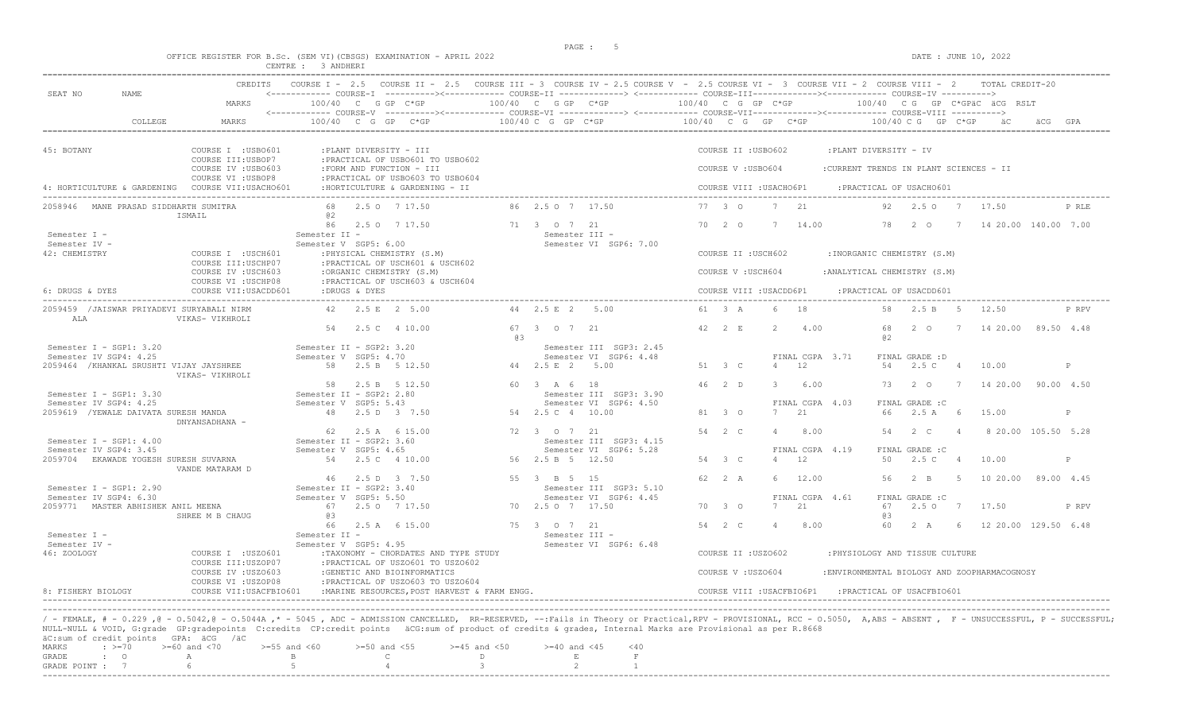OFFICE REGISTER FOR B.Sc. (SEM VI)(CBSGS) EXAMINATION - APRIL 2022

CENTRE : 3 ANDHERI

DATE : JUNE 10, 2022

```
                         CREDITS    COURSE I - 2.5   COURSE II - 2.5   COURSE III - 3  COURSE IV - 2.5 COURSE V  - 2.5 COURSE VI -  3  COURSE VII - 2  COURSE VIII -  2      TOTAL CREDIT-20
SEAT NO      NAME                   <------------ COURSE-I  ----------><------------ COURSE-II -------------> <------------ COURSE-III-------------><------------ COURSE-IV ---------->
                         MARKS            100/40  C  G GP  C*GP           100/40  C  G GP  C*GP            100/40  C  G  GP  C*GP            100/40  C G  GP  C*GPäC  äCG  RSLT
                                    <------------ COURSE-V  ----------><------------ COURSE-VI -------------> <------------ COURSE-VII------------><------------ COURSE-VIII ---------->
           COLLEGE       MARKS            100/40  C  G  GP   C*GP          100/40 C  G  GP  C*GP            100/40   C  G   GP   C*GP            100/40 C G   GP  C*GP    äC    äCG  GPA
```

```
45: BOTANY                   COURSE I  :USBO601       :PLANT DIVERSITY - III                                 COURSE II :USBO602        :PLANT DIVERSITY - IV
                             COURSE III:USBOP7        :PRACTICAL OF USBO601 TO USBO602
                             COURSE IV :USBO603       :FORM AND FUNCTION - III                               COURSE V :USBO604         :CURRENT TRENDS IN PLANT SCIENCES - II
                             COURSE VI :USBOP8        :PRACTICAL OF USBO603 TO USBO604
4: HORTICULTURE & GARDENING  COURSE VII:USACHO601     :HORTICULTURE & GARDENING - II                         COURSE VIII :USACHO6P1    :PRACTICAL OF USACHO601

2058946  MANE PRASAD SIDDHARTH SUMITRA          68    2.5 O   7 17.50        86  2.5 O  7  17.50        77  3  O     7   21           92   2.5 O   7   17.50           P RLE
                   ISMAIL                       @2
                                                86    2.5 O   7 17.50        71   3   O  7   21         70  2  O     7   14.00        78   2  O    7   14 20.00  140.00  7.00
 Semester I -                            Semester II -                         Semester III -
 Semester IV -                           Semester V  SGP5: 6.00                Semester VI  SGP6: 7.00
42: CHEMISTRY                COURSE I  :USCH601       :PHYSICAL CHEMISTRY (S.M)                              COURSE II :USCH602        :INORGANIC CHEMISTRY (S.M)
                             COURSE III:USCHP07       :PRACTICAL OF USCH601 & USCH602
                             COURSE IV :USCH603       :ORGANIC CHEMISTRY (S.M)                               COURSE V :USCH604         :ANALYTICAL CHEMISTRY (S.M)
                             COURSE VI :USCHP08       :PRACTICAL OF USCH603 & USCH604
6: DRUGS & DYES              COURSE VII:USACDD601     :DRUGS & DYES                                          COURSE VIII :USACDD6P1    :PRACTICAL OF USACDD601

2059459  /JAISWAR PRIYADEVI SURYABALI NIRM      42    2.5 E   2  5.00        44  2.5 E  2    5.00       61  3  A     6   18           58   2.5 B   5   12.50           P RPV
     ALA               VIKAS- VIKHROLI
                                                54    2.5 C   4 10.00        67   3   O  7   21         42  2  E     2    4.00        68   2  O    7   14 20.00   89.50  4.48
                                                                             @3                                                       @2
 Semester I - SGP1: 3.20                 Semester II - SGP2: 3.20              Semester III  SGP3: 2.45
 Semester IV SGP4: 4.25                  Semester V  SGP5: 4.70                Semester VI  SGP6: 4.48                FINAL CGPA  3.71     FINAL GRADE :D
2059464  /KHANKAL SRUSHTI VIJAY JAYSHREE        58    2.5 B   5 12.50        44  2.5 E  2    5.00       51  3  C     4   12           54   2.5 C   4   10.00           P
                       VIKAS- VIKHROLI
                                                58    2.5 B   5 12.50        60   3   A  6   18         46  2  D     3    6.00        73   2  O    7   14 20.00   90.00  4.50
 Semester I - SGP1: 3.30                 Semester II - SGP2: 2.80              Semester III  SGP3: 3.90
 Semester IV SGP4: 4.25                  Semester V  SGP5: 5.43                Semester VI  SGP6: 4.50                FINAL CGPA  4.03     FINAL GRADE :C
2059619  /YEWALE DAIVATA SURESH MANDA           48    2.5 D   3  7.50        54  2.5 C  4   10.00       81  3  O     7   21           66   2.5 A   6   15.00           P
                       DNYANSADHANA -
                                                62    2.5 A   6 15.00        72   3   O  7   21         54  2  C     4    8.00        54   2  C    4    8 20.00  105.50  5.28
 Semester I - SGP1: 4.00                 Semester II - SGP2: 3.60              Semester III  SGP3: 4.15
 Semester IV SGP4: 3.45                  Semester V  SGP5: 4.65                Semester VI  SGP6: 5.28                FINAL CGPA  4.19     FINAL GRADE :C
2059704  EKAWADE YOGESH SURESH SUVARNA          54    2.5 C   4 10.00        56  2.5 B  5   12.50       54  3  C     4   12           50   2.5 C   4   10.00           P
                       VANDE MATARAM D
                                                46    2.5 D   3  7.50        55   3   B  5   15         62  2  A     6   12.00        56   2  B    5   10 20.00   89.00  4.45
 Semester I - SGP1: 2.90                 Semester II - SGP2: 3.40              Semester III  SGP3: 5.10
 Semester IV SGP4: 6.30                  Semester V  SGP5: 5.50                Semester VI  SGP6: 4.45                FINAL CGPA  4.61     FINAL GRADE :C
2059771  MASTER ABHISHEK ANIL MEENA             67    2.5 O   7 17.50        70  2.5 O  7   17.50       70  3  O     7   21           67   2.5 O   7   17.50           P RPV
                       SHREE M B CHAUG          @3                                                                                    @3
                                                66    2.5 A   6 15.00        75   3   O  7   21         54  2  C     4    8.00        60   2  A    6   12 20.00  129.50  6.48
 Semester I -                            Semester II -                         Semester III -
 Semester IV -                           Semester V  SGP5: 4.95                Semester VI  SGP6: 6.48
46: ZOOLOGY                  COURSE I  :USZO601       :TAXONOMY - CHORDATES AND TYPE STUDY                   COURSE II :USZO602        :PHYSIOLOGY AND TISSUE CULTURE
                             COURSE III:USZOP07       :PRACTICAL OF USZO601 TO USZO602
                             COURSE IV :USZO603       :GENETIC AND BIOINFORMATICS                            COURSE V :USZO604         :ENVIRONMENTAL BIOLOGY AND ZOOPHARMACOGNOSY
                             COURSE VI :USZOP08       :PRACTICAL OF USZO603 TO USZO604
8: FISHERY BIOLOGY           COURSE VII:USACFBIO601   :MARINE RESOURCES,POST HARVEST & FARM ENGG.            COURSE VIII :USACFBIO6P1  :PRACTICAL OF USACFBIO601
```

/ - FEMALE, # - 0.229 ,@ - O.5042,@ - O.5044A ,* - 5045 , ADC - ADMISSION CANCELLED, RR-RESERVED, --:Fails in Theory or Practical,RPV - PROVISIONAL, RCC - O.5050, A,ABS - ABSENT , F - UNSUCCESSFUL, P - SUCCESSFUL;
NULL-NULL & VOID, G:grade GP:gradepoints C:credits CP:credit points äCG:sum of product of credits & grades, Internal Marks are Provisional as per R.8668
äC:sum of credit points GPA: äCG /äC

| MARKS | : >=70 | >=60 and <70 | >=55 and <60 | >=50 and <55 | >=45 and <50 | >=40 and <45 | <40 |
|---|---|---|---|---|---|---|---|
| GRADE | : O | A | B | C | D | E | F |
| GRADE POINT | : 7 | 6 | 5 | 4 | 3 | 2 | 1 |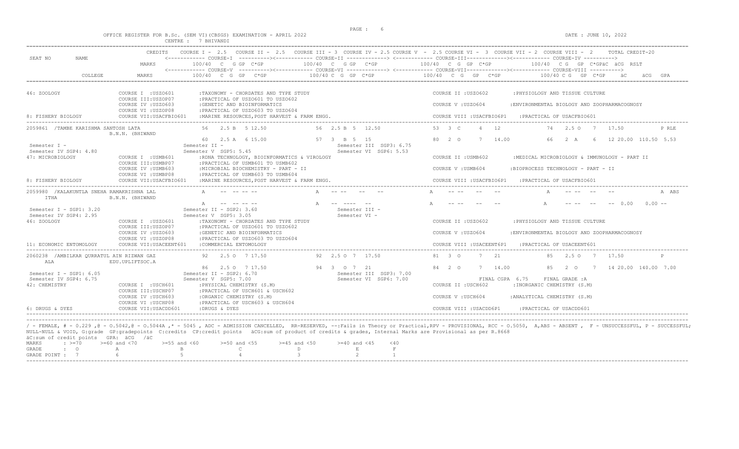OFFICE REGISTER FOR B.Sc. (SEM VI)(CBSGS) EXAMINATION - APRIL 2022 CENTRE : 7 BHIVANDI

DATE : JUNE 10, 2022

```
SEAT NO    NAME                  CREDITS   COURSE I - 2.5   COURSE II - 2.5   COURSE III - 3  COURSE IV - 2.5 COURSE V - 2.5 COURSE VI - 3  COURSE VII - 2  COURSE VIII - 2   TOTAL CREDIT-20
                                           <------------ COURSE-I ----------><------------ COURSE-II -------------> <------------ COURSE-III-------------><------------ COURSE-IV ---------->
                                 MARKS          100/40  C  G GP  C*GP            100/40  C  G GP  C*GP            100/40  C  G  GP  C*GP            100/40  C G  GP  C*GPäC  äCG  RSLT
                                           <------------ COURSE-V ----------><------------ COURSE-VI -------------> <------------ COURSE-VII-------------><------------ COURSE-VIII ---------->
           COLLEGE               MARKS          100/40  C  G  GP  C*GP          100/40 C  G  GP  C*GP             100/40  C  G  GP  C*GP            100/40 C G  GP  C*GP   äC    äCG  GPA

46: ZOOLOGY                COURSE I  :USZO601      :TAXONOMY - CHORDATES AND TYPE STUDY                              COURSE II :USZO602       :PHYSIOLOGY AND TISSUE CULTURE
                           COURSE III:USZOP07      :PRACTICAL OF USZO601 TO USZO602
                           COURSE IV :USZO603      :GENETIC AND BIOINFORMATICS                                       COURSE V :USZO604        :ENVIRONMENTAL BIOLOGY AND ZOOPHARMACOGNOSY
                           COURSE VI :USZOP08      :PRACTICAL OF USZO603 TO USZO604
8: FISHERY BIOLOGY         COURSE VII:USACFBIO601  :MARINE RESOURCES,POST HARVEST & FARM ENGG.                       COURSE VIII :USACFBIO6P1    :PRACTICAL OF USACFBIO601

2059861 /TAMBE KARISHMA SANTOSH LATA       56   2.5 B  5 12.50         56  2.5 B  5  12.50            53  3  C     4   12             74   2.5 O   7   17.50              P RLE
                 B.N.N. (BHIWAND
                                           60   2.5 A  6 15.00         57  3  B  5  15                80  2  O     7   14.00          66   2  A    6   12 20.00 110.50 5.53
Semester I -                          Semester II -                        Semester III SGP3: 6.75
Semester IV SGP4: 4.80                Semester V  SGP5: 5.45               Semester VI  SGP6: 5.53
47: MICROBIOLOGY           COURSE I  :USMB601      :RDNA TECHNOLOGY, BIOINFORMATICS & VIROLOGY                       COURSE II :USMB602       :MEDICAL MICROBIOLOGY & IMMUNOLOGY - PART II
                           COURSE III:USMBP07      :PRACTICAL OF USMB601 TO USMB602
                           COURSE IV :USMB603      :MICROBIAL BIOCHEMISTRY - PART - II                               COURSE V :USMB604        :BIOPROCESS TECHNOLOGY - PART - II
                           COURSE VI :USMBP08      :PRACTICAL OF USMB603 TO USMB604
8: FISHERY BIOLOGY         COURSE VII:USACFBIO601  :MARINE RESOURCES,POST HARVEST & FARM ENGG.                       COURSE VIII :USACFBIO6P1    :PRACTICAL OF USACFBIO601

2059980 /KALAKUNTLA SNEHA RAMAKRISHNA LAL  A    -- -- -- --           A   -- --    --   --           A    -- --    --   --           A      -- --  --    --                A ABS
      ITHA       B.N.N. (BHIWAND
                                           A    -- -- -- --           A   -- ----  --                A    -- --    --   --           A      -- --  --    --  0.00   0.00 --
Semester I - SGP1: 3.20               Semester II - SGP2: 3.60             Semester III -
Semester IV SGP4: 2.95                Semester V  SGP5: 3.05               Semester VI -
46: ZOOLOGY                COURSE I  :USZO601      :TAXONOMY - CHORDATES AND TYPE STUDY                              COURSE II :USZO602       :PHYSIOLOGY AND TISSUE CULTURE
                           COURSE III:USZOP07      :PRACTICAL OF USZO601 TO USZO602
                           COURSE IV :USZO603      :GENETIC AND BIOINFORMATICS                                       COURSE V :USZO604        :ENVIRONMENTAL BIOLOGY AND ZOOPHARMACOGNOSY
                           COURSE VI :USZOP08      :PRACTICAL OF USZO603 TO USZO604
11: ECONOMIC ENTOMOLOGY    COURSE VII:USACEENT601  :COMMERCIAL ENTOMOLOGY                                            COURSE VIII :USACEENT6P1    :PRACTICAL OF USACEENT601

2060238 /AMBILKAR QURRATUL AIN RIZWAN GAZ  92   2.5 O  7 17.50         92  2.5 O  7  17.50            81  3  O     7   21             85   2.5 O   7   17.50              P
      ALA        EDU.UPLIFTSOC.A
                                           86   2.5 O  7 17.50         94  3  O  7  21                84  2  O     7   14.00          85   2  O    7   14 20.00 140.00 7.00
Semester I - SGP1: 6.05               Semester II - SGP2: 6.70             Semester III SGP3: 7.00
Semester IV SGP4: 6.75                Semester V  SGP5: 7.00               Semester VI  SGP6: 7.00              FINAL CGPA 6.75    FINAL GRADE :A
42: CHEMISTRY              COURSE I  :USCH601      :PHYSICAL CHEMISTRY (S.M)                                         COURSE II :USCH602       :INORGANIC CHEMISTRY (S.M)
                           COURSE III:USCHP07      :PRACTICAL OF USCH601 & USCH602
                           COURSE IV :USCH603      :ORGANIC CHEMISTRY (S.M)                                          COURSE V :USCH604        :ANALYTICAL CHEMISTRY (S.M)
                           COURSE VI :USCHP08      :PRACTICAL OF USCH603 & USCH604
6: DRUGS & DYES            COURSE VII:USACDD601    :DRUGS & DYES                                                     COURSE VIII :USACDD6P1      :PRACTICAL OF USACDD601
```

/ - FEMALE, # - 0.229 ,@ - O.5042,@ - O.5044A ,* - 5045 , ADC - ADMISSION CANCELLED, RR-RESERVED, --:Fails in Theory or Practical,RPV - PROVISIONAL, RCC - O.5050, A,ABS - ABSENT , F - UNSUCCESSFUL, P - SUCCESSFUL; NULL-NULL & VOID, G:grade GP:gradepoints C:credits CP:credit points äCG:sum of product of credits & grades, Internal Marks are Provisional as per R.8668
äC:sum of credit points GPA: äCG /äC

| MARKS | : >=70 | >=60 and <70 | >=55 and <60 | >=50 and <55 | >=45 and <50 | >=40 and <45 | <40 |
|---|---|---|---|---|---|---|---|
| GRADE | : O | A | B | C | D | E | F |
| GRADE POINT : | 7 | 6 | 5 | 4 | 3 | 2 | 1 |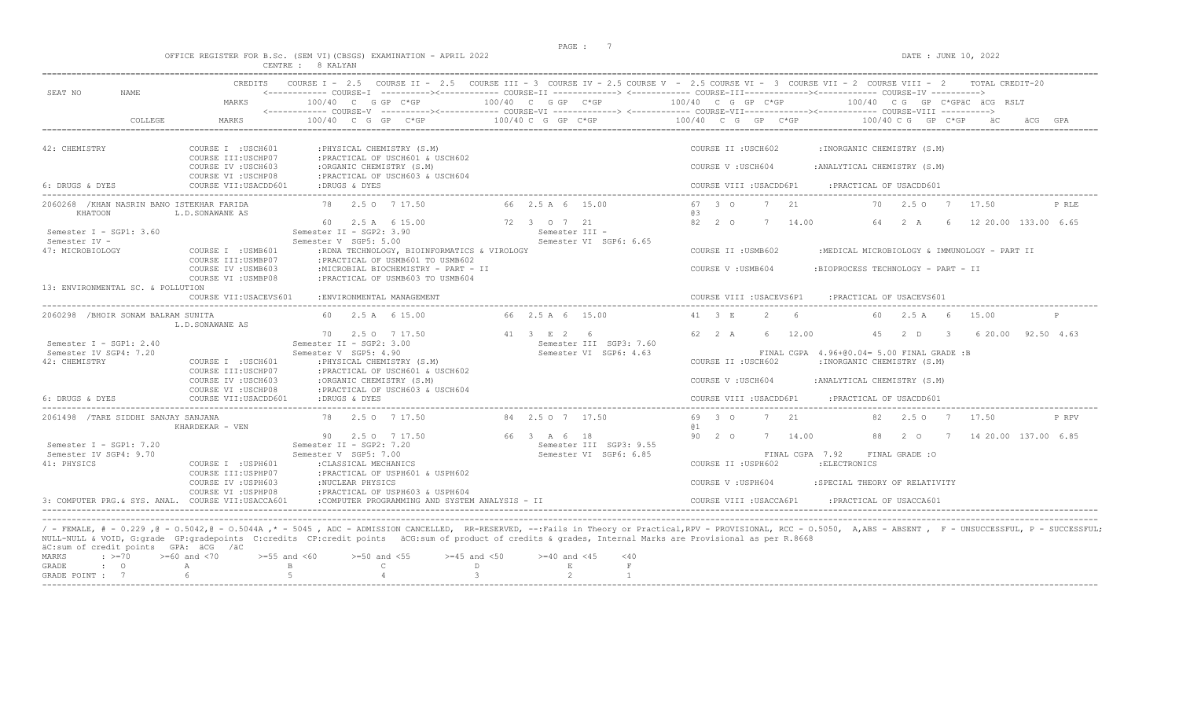OFFICE REGISTER FOR B.Sc. (SEM VI)(CBSGS) EXAMINATION - APRIL 2022
CENTRE : 8 KALYAN

DATE : JUNE 10, 2022

```
SEAT NO     NAME                CREDITS   COURSE I - 2.5   COURSE II - 2.5   COURSE III - 3  COURSE IV - 2.5 COURSE V  - 2.5 COURSE VI -  3  COURSE VII - 2  COURSE VIII - 2      TOTAL CREDIT-20
                                          <------------ COURSE-I  ---------><------------ COURSE-II -------------> <------------ COURSE-III-------------><------------ COURSE-IV ---------->
                                MARKS          100/40  C  G GP  C*GP           100/40  C  G GP  C*GP              100/40  C  G  GP  C*GP             100/40  C G  GP  C*GPäC  äCG  RSLT
                                          <------------ COURSE-V  ---------><------------ COURSE-VI -------------> <------------ COURSE-VII-------------><------------ COURSE-VIII ---------->
            COLLEGE             MARKS          100/40  C  G  GP   C*GP          100/40 C  G  GP  C*GP              100/40   C  G   GP   C*GP            100/40 C G  GP  C*GP    äC     äCG  GPA

42: CHEMISTRY                COURSE I  :USCH601        :PHYSICAL CHEMISTRY (S.M)                                    COURSE II :USCH602        :INORGANIC CHEMISTRY (S.M)
                             COURSE III:USCHP07        :PRACTICAL OF USCH601 & USCH602
                             COURSE IV :USCH603        :ORGANIC CHEMISTRY (S.M)                                     COURSE V :USCH604         :ANALYTICAL CHEMISTRY (S.M)
                             COURSE VI :USCHP08        :PRACTICAL OF USCH603 & USCH604
6: DRUGS & DYES              COURSE VII:USACDD601      :DRUGS & DYES                                                COURSE VIII :USACDD6P1    :PRACTICAL OF USACDD601

2060268 /KHAN NASRIN BANO ISTEKHAR FARIDA          78   2.5 O  7 17.50        66  2.5 A  6  15.00          67  3  O      7   21             70   2.5 O   7   17.50            P RLE
        KHATOON              L.D.SONAWANE AS                                                               @3
                                                   60   2.5 A  6 15.00        72  3  O  7  21              82  2  O      7   14.00          64   2  A    6   12 20.00 133.00 6.65
Semester I - SGP1: 3.60                     Semester II - SGP2: 3.90               Semester III -
Semester IV -                               Semester V  SGP5: 5.00                 Semester VI  SGP6: 6.65
47: MICROBIOLOGY             COURSE I  :USMB601        :RDNA TECHNOLOGY, BIOINFORMATICS & VIROLOGY                  COURSE II :USMB602        :MEDICAL MICROBIOLOGY & IMMUNOLOGY - PART II
                             COURSE III:USMBP07        :PRACTICAL OF USMB601 TO USMB602
                             COURSE IV :USMB603        :MICROBIAL BIOCHEMISTRY - PART - II                          COURSE V :USMB604         :BIOPROCESS TECHNOLOGY - PART - II
                             COURSE VI :USMBP08        :PRACTICAL OF USMB603 TO USMB604
13: ENVIRONMENTAL SC. & POLLUTION
                             COURSE VII:USACEVS601     :ENVIRONMENTAL MANAGEMENT                                    COURSE VIII :USACEVS6P1   :PRACTICAL OF USACEVS601

2060298 /BHOIR SONAM BALRAM SUNITA                 60   2.5 A  6 15.00        66  2.5 A  6  15.00          41  3  E      2   6              60   2.5 A   6   15.00            P
                             L.D.SONAWANE AS
                                                   70   2.5 O  7 17.50        41  3  E  2  6               62  2  A      6   12.00          45   2  D    3    6 20.00  92.50 4.63
Semester I - SGP1: 2.40                     Semester II - SGP2: 3.00               Semester III SGP3: 7.60
Semester IV SGP4: 7.20                      Semester V  SGP5: 4.90                 Semester VI  SGP6: 4.63          FINAL CGPA  4.96+@0.04= 5.00 FINAL GRADE :B
42: CHEMISTRY                COURSE I  :USCH601        :PHYSICAL CHEMISTRY (S.M)                                    COURSE II :USCH602        :INORGANIC CHEMISTRY (S.M)
                             COURSE III:USCHP07        :PRACTICAL OF USCH601 & USCH602
                             COURSE IV :USCH603        :ORGANIC CHEMISTRY (S.M)                                     COURSE V :USCH604         :ANALYTICAL CHEMISTRY (S.M)
                             COURSE VI :USCHP08        :PRACTICAL OF USCH603 & USCH604
6: DRUGS & DYES              COURSE VII:USACDD601      :DRUGS & DYES                                                COURSE VIII :USACDD6P1    :PRACTICAL OF USACDD601

2061498 /TARE SIDDHI SANJAY SANJANA                78   2.5 O  7 17.50        84  2.5 O  7  17.50          69  3  O      7   21             82   2.5 O   7   17.50            P RPV
                             KHARDEKAR - VEN                                                               @1
                                                   90   2.5 O  7 17.50        66  3  A  6  18              90  2  O      7   14.00          88   2  O    7   14 20.00 137.00 6.85
Semester I - SGP1: 7.20                     Semester II - SGP2: 7.20               Semester III SGP3: 9.55
Semester IV SGP4: 9.70                      Semester V  SGP5: 7.00                 Semester VI  SGP6: 6.85          FINAL CGPA  7.92    FINAL GRADE :O
41: PHYSICS                  COURSE I  :USPH601        :CLASSICAL MECHANICS                                         COURSE II :USPH602        :ELECTRONICS
                             COURSE III:USPHP07        :PRACTICAL OF USPH601 & USPH602
                             COURSE IV :USPH603        :NUCLEAR PHYSICS                                             COURSE V :USPH604         :SPECIAL THEORY OF RELATIVITY
                             COURSE VI :USPHP08        :PRACTICAL OF USPH603 & USPH604
3: COMPUTER PRG.& SYS. ANAL. COURSE VII:USACCA601      :COMPUTER PROGRAMMING AND SYSTEM ANALYSIS - II               COURSE VIII :USACCA6P1    :PRACTICAL OF USACCA601
```

/ - FEMALE, # - 0.229 ,@ - 0.5042,@ - 0.5044A ,* - 5045 , ADC - ADMISSION CANCELLED, RR-RESERVED, --:Fails in Theory or Practical,RPV - PROVISIONAL, RCC - 0.5050, A,ABS - ABSENT , F - UNSUCCESSFUL, P - SUCCESSFUL; NULL-NULL & VOID, G:grade GP:gradepoints C:credits CP:credit points äCG:sum of product of credits & grades, Internal Marks are Provisional as per R.8668
äC:sum of credit points GPA: äCG /äC

| MARKS | : >=70 | >=60 and <70 | >=55 and <60 | >=50 and <55 | >=45 and <50 | >=40 and <45 | <40 |
|---|---|---|---|---|---|---|---|
| GRADE | : O | A | B | C | D | E | F |
| GRADE POINT | : 7 | 6 | 5 | 4 | 3 | 2 | 1 |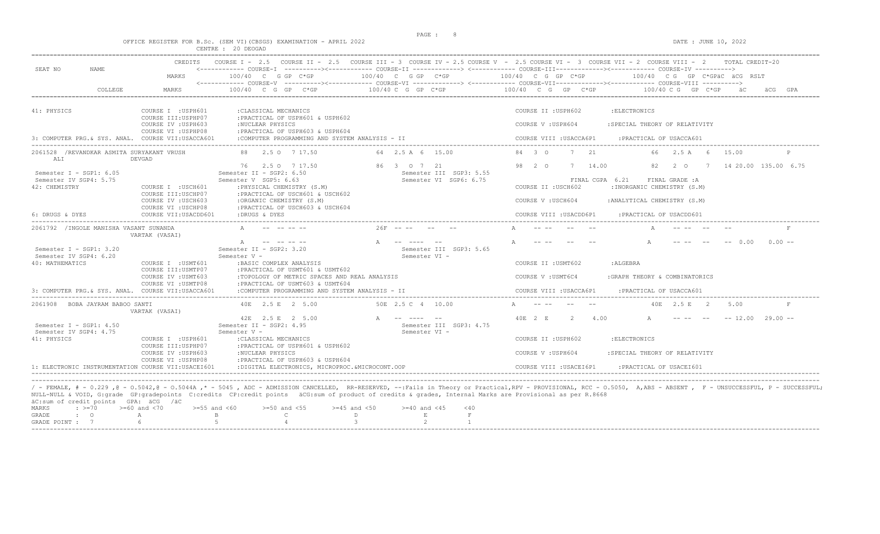OFFICE REGISTER FOR B.Sc. (SEM VI)(CBSGS) EXAMINATION - APRIL 2022 — CENTRE : 20 DEOGAD — DATE : JUNE 10, 2022

```
                          CREDITS   COURSE I - 2.5   COURSE II - 2.5   COURSE III = 3  COURSE IV = 2.5 COURSE V  - 2.5 COURSE VI -  3  COURSE VII - 2  COURSE VIII -  2     TOTAL CREDIT-20
SEAT NO       NAME                   <------------ COURSE-I  ---------><------------ COURSE-II -------------> <------------ COURSE-III-------------><------------ COURSE-IV ---------->
                          MARKS        100/40  C  G GP  C*GP          100/40  C  G GP  C*GP           100/40  C  G  GP  C*GP           100/40  C G   GP  C*GPäC  äCG  RSLT
                                     <------------ COURSE-V  ---------><------------ COURSE-VI -------------> <------------ COURSE-VII-------------><------------ COURSE-VIII ---------->
          COLLEGE         MARKS        100/40  C  G  GP   C*GP        100/40 C  G  GP  C*GP           100/40   C  G   GP   C*GP           100/40 C G   GP  C*GP     äC      äCG  GPA

41: PHYSICS                 COURSE I  :USPH601        :CLASSICAL MECHANICS                                           COURSE II :USPH602        :ELECTRONICS
                            COURSE III:USPHP07        :PRACTICAL OF USPH601 & USPH602
                            COURSE IV :USPH603        :NUCLEAR PHYSICS                                               COURSE V :USPH604         :SPECIAL THEORY OF RELATIVITY
                            COURSE VI :USPHP08        :PRACTICAL OF USPH603 & USPH604
3: COMPUTER PRG.& SYS. ANAL.  COURSE VII:USACCA601     :COMPUTER PROGRAMMING AND SYSTEM ANALYSIS - II                 COURSE VIII :USACCA6P1    :PRACTICAL OF USACCA601

2061528  /REVANDKAR ASMITA SURYAKANT VRUSH        88   2.5 O   7 17.50          64  2.5 A  6  15.00            84  3  O     7   21            66   2.5 A   6   15.00           P
   ALI                       DEVGAD
                                                 76   2.5 O   7 17.50          86  3  O  7  21               98  2  O     7   14.00         82   2  O    7   14 20.00  135.00  6.75
 Semester I - SGP1: 6.05                    Semester II - SGP2: 6.50                    Semester III  SGP3: 5.55
 Semester IV SGP4: 5.75                     Semester V  SGP5: 6.63                      Semester VI  SGP6: 6.75                   FINAL CGPA  6.21    FINAL GRADE :A
42: CHEMISTRY               COURSE I  :USCH601        :PHYSICAL CHEMISTRY (S.M)                                      COURSE II :USCH602        :INORGANIC CHEMISTRY (S.M)
                            COURSE III:USCHP07        :PRACTICAL OF USCH601 & USCH602
                            COURSE IV :USCH603        :ORGANIC CHEMISTRY (S.M)                                       COURSE V :USCH604         :ANALYTICAL CHEMISTRY (S.M)
                            COURSE VI :USCHP08        :PRACTICAL OF USCH603 & USCH604
6: DRUGS & DYES             COURSE VII:USACDD601      :DRUGS & DYES                                                  COURSE VIII :USACDD6P1    :PRACTICAL OF USACDD601

2061792  /INGOLE MANISHA VASANT SUNANDA           A    -- -- -- --           26F  -- --    --   --          A    -- --    --   --           A     -- --   --    --                F
                            VARTAK (VASAI)
                                                 A    -- -- -- --           A   -- ----   --               A    -- --    --   --           A     -- --   --    --  0.00    0.00 --
 Semester I - SGP1: 3.20                    Semester II - SGP2: 3.20                    Semester III  SGP3: 5.65
 Semester IV SGP4: 6.20                     Semester V -                                Semester VI -
40: MATHEMATICS             COURSE I  :USMT601        :BASIC COMPLEX ANALYSIS                                        COURSE II :USMT602        :ALGEBRA
                            COURSE III:USMTP07        :PRACTICAL OF USMT601 & USMT602
                            COURSE IV :USMT603        :TOPOLOGY OF METRIC SPACES AND REAL ANALYSIS                   COURSE V :USMT6C4         :GRAPH THEORY & COMBINATORICS
                            COURSE VI :USMTP08        :PRACTICAL OF USMT603 & USMT604
3: COMPUTER PRG.& SYS. ANAL.  COURSE VII:USACCA601     :COMPUTER PROGRAMMING AND SYSTEM ANALYSIS - II                 COURSE VIII :USACCA6P1    :PRACTICAL OF USACCA601

2061908   BOBA JAYRAM BABOO SANTI                 40E  2.5 E   2  5.00          50E 2.5 C  4  10.00            A    -- --    --   --           40E   2.5 E   2     5.00             F
                            VARTAK (VASAI)
                                                 42E  2.5 E   2  5.00          A   -- ----   --               40E  2  E     2    4.00         A     -- --   --    -- 12.00   29.00 --
 Semester I - SGP1: 4.50                    Semester II - SGP2: 4.95                    Semester III  SGP3: 4.75
 Semester IV SGP4: 4.75                     Semester V -                                Semester VI -
41: PHYSICS                 COURSE I  :USPH601        :CLASSICAL MECHANICS                                           COURSE II :USPH602        :ELECTRONICS
                            COURSE III:USPHP07        :PRACTICAL OF USPH601 & USPH602
                            COURSE IV :USPH603        :NUCLEAR PHYSICS                                               COURSE V :USPH604         :SPECIAL THEORY OF RELATIVITY
                            COURSE VI :USPHP08        :PRACTICAL OF USPH603 & USPH604
1: ELECTRONIC INSTRUMENTATION COURSE VII:USACEI601     :DIGITAL ELECTRONICS, MICROPROC.&MICROCONT.OOP                 COURSE VIII :USACEI6P1    :PRACTICAL OF USACEI601
```

/ - FEMALE, # - 0.229 ,@ - 0.5042,@ - 0.5044A ,* - 5045 , ADC - ADMISSION CANCELLED, RR-RESERVED, --:Fails in Theory or Practical,RPV - PROVISIONAL, RCC - 0.5050, A,ABS - ABSENT , F - UNSUCCESSFUL, P - SUCCESSFUL;
NULL-NULL & VOID, G:grade GP:gradepoints C:credits CP:credit points äCG:sum of product of credits & grades, Internal Marks are Provisional as per R.8668
äC:sum of credit points GPA: äCG /äC

| MARKS | : >=70 | >=60 and <70 | >=55 and <60 | >=50 and <55 | >=45 and <50 | >=40 and <45 | <40 |
|---|---|---|---|---|---|---|---|
| GRADE | : O | A | B | C | D | E | F |
| GRADE POINT | : 7 | 6 | 5 | 4 | 3 | 2 | 1 |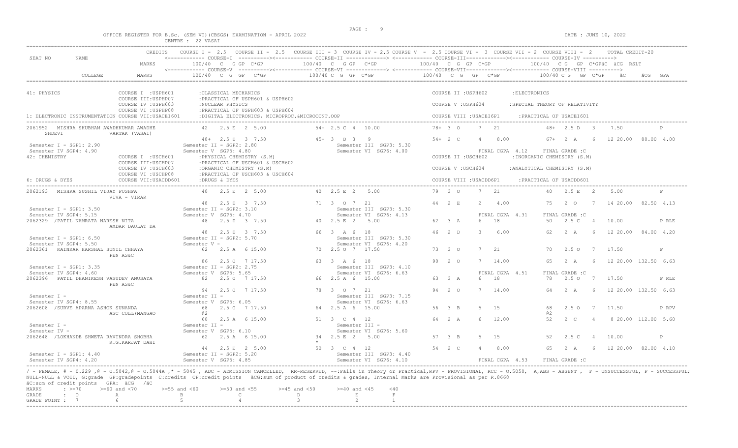OFFICE REGISTER FOR B.Sc. (SEM VI)(CBSGS) EXAMINATION - APRIL 2022
CENTRE : 22 VASAI

DATE : JUNE 10, 2022

```
                         CREDITS    COURSE I - 2.5   COURSE II - 2.5   COURSE III - 3  COURSE IV - 2.5 COURSE V  - 2.5 COURSE VI -  3  COURSE VII - 2  COURSE VIII -  2      TOTAL CREDIT-20
SEAT NO     NAME                    <------------ COURSE-I  ---------><------------ COURSE-II ------------> <------------ COURSE-III------------><------------ COURSE-IV ---------->
                         MARKS          100/40  C  G GP  C*GP          100/40  C  G GP  C*GP           100/40  C  G  GP  C*GP          100/40  C G  GP  C*GPäC  äCG  RSLT
                                    <------------ COURSE-V  ---------><------------ COURSE-VI ------------> <------------ COURSE-VII------------><------------ COURSE-VIII ---------->
        COLLEGE          MARKS          100/40  C  G  GP   C*GP         100/40 C  G  GP  C*GP          100/40   C  G   GP   C*GP          100/40 C G   GP  C*GP    äC     äCG  GPA
```

```
41: PHYSICS                  COURSE I  :USPH601        :CLASSICAL MECHANICS                                         COURSE II :USPH602        :ELECTRONICS
                             COURSE III:USPHP07        :PRACTICAL OF USPH601 & USPH602
                             COURSE IV :USPH603        :NUCLEAR PHYSICS                                             COURSE V :USPH604         :SPECIAL THEORY OF RELATIVITY
                             COURSE VI :USPHP08        :PRACTICAL OF USPH603 & USPH604
1: ELECTRONIC INSTRUMENTATION COURSE VII:USACEI601     :DIGITAL ELECTRONICS, MICROPROC.&MICROCONT.OOP               COURSE VIII :USACEI6P1     :PRACTICAL OF USACEI601
```

```
2061952  MISHRA SHUBHAM AWADHKUMAR AWADHE         42   2.5 E  2  5.00         54+ 2.5 C  4  10.00          78+ 3  O     7   21           48+  2.5 D   3    7.50           P
   SHDEVI              VARTAK (VASAI)
                                                  48+  2.5 D  3  7.50         45+ 3   D  3   9              54+ 2  C     4    8.00        67+  2  A    6    12 20.00  80.00 4.00
 Semester I - SGP1: 2.90                   Semester II - SGP2: 2.80                Semester III  SGP3: 5.30
 Semester IV SGP4: 4.90                    Semester V  SGP5: 4.80                  Semester VI  SGP6: 4.00                  FINAL CGPA  4.12    FINAL GRADE :C
42: CHEMISTRY                COURSE I  :USCH601        :PHYSICAL CHEMISTRY (S.M)                                    COURSE II :USCH602        :INORGANIC CHEMISTRY (S.M)
                             COURSE III:USCHP07        :PRACTICAL OF USCH601 & USCH602
                             COURSE IV :USCH603        :ORGANIC CHEMISTRY (S.M)                                     COURSE V :USCH604         :ANALYTICAL CHEMISTRY (S.M)
                             COURSE VI :USCHP08        :PRACTICAL OF USCH603 & USCH604
6: DRUGS & DYES              COURSE VII:USACDD601      :DRUGS & DYES                                                COURSE VIII :USACDD6P1     :PRACTICAL OF USACDD601
```

```
2062193  MISHRA SUSHIL VIJAY PUSHPA               40   2.5 E  2  5.00         40  2.5 E  2    5.00          79  3  O     7   21           40   2.5 E   2    5.00           P
                       VIVA - VIRAR
                                                  48   2.5 D  3  7.50         71  3   O  7  21              44  2  E     2    4.00        75   2  O    7    14 20.00  82.50 4.13
 Semester I - SGP1: 3.50                   Semester II - SGP2: 3.10                Semester III  SGP3: 5.30
 Semester IV SGP4: 5.15                    Semester V  SGP5: 4.70                  Semester VI  SGP6: 4.13                  FINAL CGPA  4.31    FINAL GRADE :C
2062329  /PATIL NAMRATA NARESH NITA               48   2.5 D  3  7.50         40  2.5 E  2    5.00          62  3  A     6   18           50   2.5 C   4   10.00           P RLE
                       AMDAR DAULAT DA
                                                  48   2.5 D  3  7.50         66  3   A  6  18              46  2  D     3    6.00        62   2  A    6    12 20.00  84.00 4.20
 Semester I - SGP1: 6.50                   Semester II - SGP2: 5.70                Semester III  SGP3: 5.30
 Semester IV SGP4: 5.50                    Semester V -                            Semester VI  SGP6: 4.20
2062361  KAINKAR HARSHAL SUNIL CHHAYA             62   2.5 A  6 15.00         70  2.5 O  7  17.50           73  3  O     7   21           70   2.5 O   7   17.50           P
                       PEN AS&C
                                                  86   2.5 O  7 17.50         63  3   A  6  18              90  2  O     7   14.00        65   2  A    6    12 20.00 132.50 6.63
 Semester I - SGP1: 3.35                   Semester II - SGP2: 2.75                Semester III  SGP3: 4.10
 Semester IV SGP4: 4.60                    Semester V  SGP5: 5.65                  Semester VI  SGP6: 6.63                  FINAL CGPA  4.51    FINAL GRADE :C
2062396  PATIL DHANIKESH VASUDEV ANUSAYA          82   2.5 O  7 17.50         66  2.5 A  6  15.00           63  3  A     6   18           78   2.5 O   7   17.50           P RLE
                       PEN AS&C
                                                  94   2.5 O  7 17.50         78  3   O  7  21              94  2  O     7   14.00        64   2  A    6    12 20.00 132.50 6.63
 Semester I -                              Semester II -                           Semester III  SGP3: 7.15
 Semester IV SGP4: 8.55                    Semester V  SGP5: 6.05                  Semester VI  SGP6: 6.63
2062608  /SURVE APARNA ASHOK SUNANDA              68   2.5 O  7 17.50         64  2.5 A  6  15.00           56  3  B     5   15           68   2.5 O   7   17.50           P RPV
                       ASC COLL(MANGAO            @2                                                                                   @2
                                                  60   2.5 A  6 15.00         51  3   C  4  12              64  2  A     6   12.00        52   2  C    4     8 20.00 112.00 5.60
 Semester I -                              Semester II -                           Semester III -
 Semester IV -                             Semester V  SGP5: 6.10                  Semester VI  SGP6: 5.60
2062648  /LOKHANDE SHWETA RAVINDRA SHOBHA         62   2.5 A  6 15.00         34  2.5 E  2    5.00          57  3  B     5   15           52   2.5 C   4   10.00           P
                       K.G.KARJAT DAHI                                         *
                                                  44   2.5 E  2  5.00         50  3   C  4  12              54  2  C     4    8.00        65   2  A    6    12 20.00  82.00 4.10
 Semester I - SGP1: 4.40                   Semester II - SGP2: 5.20                Semester III  SGP3: 4.40
 Semester IV SGP4: 4.20                    Semester V  SGP5: 4.85                  Semester VI  SGP6: 4.10                  FINAL CGPA  4.53    FINAL GRADE :C
```

/ - FEMALE, # - 0.229 ,@ - 0.5042,@ - 0.5044A ,* - 5045 , ADC - ADMISSION CANCELLED, RR-RESERVED, --:Fails in Theory or Practical,RPV - PROVISIONAL, RCC - 0.5050, A,ABS - ABSENT , F - UNSUCCESSFUL, P - SUCCESSFUL; NULL-NULL & VOID, G:grade GP:gradepoints C:credits CP:credit points äCG:sum of product of credits & grades, Internal Marks are Provisional as per R.8668
äC:sum of credit points GPA: äCG /äC

| MARKS | : >=70 | >=60 and <70 | >=55 and <60 | >=50 and <55 | >=45 and <50 | >=40 and <45 | <40 |
|---|---|---|---|---|---|---|---|
| GRADE | : O | A | B | C | D | E | F |
| GRADE POINT | : 7 | 6 | 5 | 4 | 3 | 2 | 1 |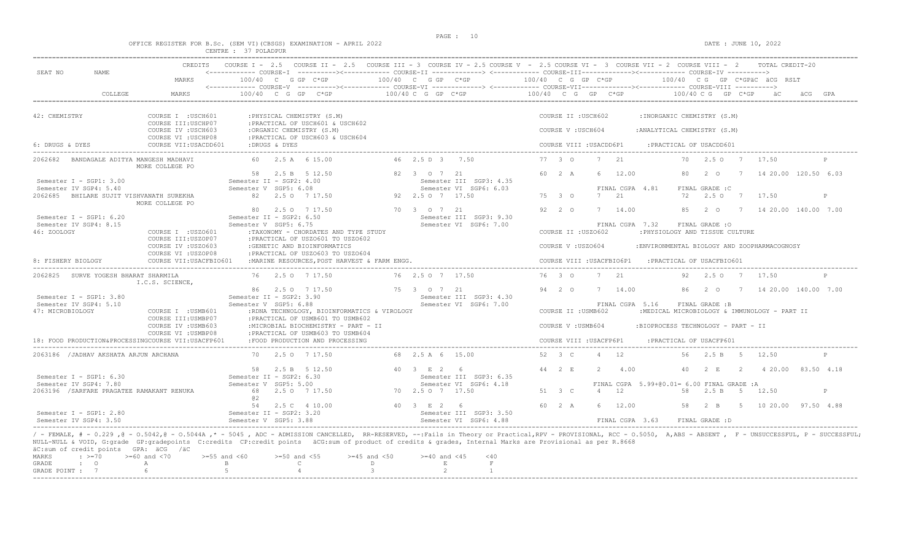OFFICE REGISTER FOR B.Sc. (SEM VI)(CBSGS) EXAMINATION - APRIL 2022

CENTRE : 37 POLADPUR

DATE : JUNE 10, 2022

```
                         CREDITS    COURSE I - 2.5   COURSE II - 2.5   COURSE III - 3  COURSE IV - 2.5 COURSE V  - 2.5 COURSE VI -  3  COURSE VII - 2  COURSE VIII -  2        TOTAL CREDIT-20
SEAT NO      NAME                   <------------ COURSE-I  ----------><------------ COURSE-II -------------> <------------ COURSE-III------------><------------ COURSE-IV ---------->
                         MARKS          100/40  C  G GP  C*GP          100/40  C  G GP  C*GP          100/40  C  G  GP  C*GP          100/40  C G  GP  C*GPäC  äCG  RSLT
                                    <------------ COURSE-V  ----------><------------ COURSE-VI -------------> <------------ COURSE-VII------------><------------ COURSE-VIII ---------->
             COLLEGE     MARKS          100/40  C  G  GP   C*GP         100/40 C  G  GP  C*GP          100/40   C  G   GP   C*GP          100/40 C G  GP  C*GP     äC      äCG  GPA

42: CHEMISTRY                COURSE I  :USCH601       :PHYSICAL CHEMISTRY (S.M)                                     COURSE II :USCH602       :INORGANIC CHEMISTRY (S.M)
                             COURSE III:USCHP07       :PRACTICAL OF USCH601 & USCH602
                             COURSE IV :USCH603       :ORGANIC CHEMISTRY (S.M)                                      COURSE V :USCH604        :ANALYTICAL CHEMISTRY (S.M)
                             COURSE VI :USCHP08       :PRACTICAL OF USCH603 & USCH604
6: DRUGS & DYES              COURSE VII:USACDD601     :DRUGS & DYES                                                 COURSE VIII :USACDD6P1     :PRACTICAL OF USACDD601

2062682  BANDAGALE ADITYA MANGESH MADHAVI          60   2.5 A  6 15.00         46  2.5 D  3    7.50          77  3  O     7   21             70   2.5 O   7   17.50           P
                MORE COLLEGE PO
                                                   58   2.5 B  5 12.50         82  3  O  7  21               60  2  A     6   12.00          80   2  O    7   14 20.00  120.50  6.03
 Semester I - SGP1: 3.00                  Semester II - SGP2: 4.00                  Semester III  SGP3: 4.35
 Semester IV SGP4: 5.40                   Semester V  SGP5: 6.08                    Semester VI  SGP6: 6.03                  FINAL CGPA  4.81     FINAL GRADE :C
2062685  BHILARE SUJIT VISHVANATH SUREKHA          82   2.5 O  7 17.50         92  2.5 O  7  17.50           75  3  O     7   21             72   2.5 O   7   17.50           P
                MORE COLLEGE PO
                                                   80   2.5 O  7 17.50         70  3  O  7  21               92  2  O     7   14.00          85   2  O    7   14 20.00  140.00  7.00
 Semester I - SGP1: 6.20                  Semester II - SGP2: 6.50                  Semester III  SGP3: 9.30
 Semester IV SGP4: 8.15                   Semester V  SGP5: 6.75                    Semester VI  SGP6: 7.00                  FINAL CGPA  7.32     FINAL GRADE :O
46: ZOOLOGY                  COURSE I  :USZO601       :TAXONOMY - CHORDATES AND TYPE STUDY                          COURSE II :USZO602       :PHYSIOLOGY AND TISSUE CULTURE
                             COURSE III:USZOP07       :PRACTICAL OF USZO601 TO USZO602
                             COURSE IV :USZO603       :GENETIC AND BIOINFORMATICS                                   COURSE V :USZO604        :ENVIRONMENTAL BIOLOGY AND ZOOPHARMACOGNOSY
                             COURSE VI :USZOP08       :PRACTICAL OF USZO603 TO USZO604
8: FISHERY BIOLOGY           COURSE VII:USACFBIO601   :MARINE RESOURCES,POST HARVEST & FARM ENGG.                   COURSE VIII :USACFBIO6P1   :PRACTICAL OF USACFBIO601

2062825  SURVE YOGESH BHARAT SHARMILA              76   2.5 O  7 17.50         76  2.5 O  7  17.50           76  3  O     7   21             92   2.5 O   7   17.50           P
                I.C.S. SCIENCE,
                                                   86   2.5 O  7 17.50         75  3  O  7  21               94  2  O     7   14.00          86   2  O    7   14 20.00  140.00  7.00
 Semester I - SGP1: 3.80                  Semester II - SGP2: 3.90                  Semester III  SGP3: 4.30
 Semester IV SGP4: 5.10                   Semester V  SGP5: 6.88                    Semester VI  SGP6: 7.00                  FINAL CGPA  5.16     FINAL GRADE :B
47: MICROBIOLOGY             COURSE I  :USMB601       :RDNA TECHNOLOGY, BIOINFORMATICS & VIROLOGY                   COURSE II :USMB602       :MEDICAL MICROBIOLOGY & IMMUNOLOGY - PART II
                             COURSE III:USMBP07       :PRACTICAL OF USMB601 TO USMB602
                             COURSE IV :USMB603       :MICROBIAL BIOCHEMISTRY - PART - II                           COURSE V :USMB604        :BIOPROCESS TECHNOLOGY - PART - II
                             COURSE VI :USMBP08       :PRACTICAL OF USMB603 TO USMB604
18: FOOD PRODUCTION&PROCESSINGCOURSE VII:USACFP601    :FOOD PRODUCTION AND PROCESSING                               COURSE VIII :USACFP6P1     :PRACTICAL OF USACFP601

2063186  /JADHAV AKSHATA ARJUN ARCHANA             70   2.5 O  7 17.50         68  2.5 A  6  15.00           52  3  C     4   12             56   2.5 B   5   12.50           P

                                                   58   2.5 B  5 12.50         40  3  E  2   6               44  2  E     2    4.00          40   2  E    2    4 20.00   83.50  4.18
 Semester I - SGP1: 6.30                  Semester II - SGP2: 6.30                  Semester III  SGP3: 6.35
 Semester IV SGP4: 7.80                   Semester V  SGP5: 5.00                    Semester VI  SGP6: 4.18                  FINAL CGPA  5.99+@0.01= 6.00 FINAL GRADE :A
2063196  /SARFARE PRAGATEE RAMAKANT RENUKA         68   2.5 O  7 17.50         70  2.5 O  7  17.50           51  3  C     4   12             58   2.5 B   5   12.50           P
                                                   @2
                                                   54   2.5 C  4 10.00         40  3  E  2   6               60  2  A     6   12.00          58   2  B    5   10 20.00   97.50  4.88
 Semester I - SGP1: 2.80                  Semester II - SGP2: 3.20                  Semester III  SGP3: 3.50
 Semester IV SGP4: 3.50                   Semester V  SGP5: 3.88                    Semester VI  SGP6: 4.88                  FINAL CGPA  3.63     FINAL GRADE :D
```

/ - FEMALE, # - 0.229 ,@ - 0.5042,@ - 0.5044A ,* - 5045 , ADC - ADMISSION CANCELLED, RR-RESERVED, --:Fails in Theory or Practical,RPV - PROVISIONAL, RCC - 0.5050, A,ABS - ABSENT , F - UNSUCCESSFUL, P - SUCCESSFUL; NULL-NULL & VOID, G:grade GP:gradepoints C:credits CP:credit points äCG:sum of product of credits & grades, Internal Marks are Provisional as per R.8668

äC:sum of credit points GPA: äCG /äC

| MARKS | : >=70 | >=60 and <70 | >=55 and <60 | >=50 and <55 | >=45 and <50 | >=40 and <45 | <40 |
|---|---|---|---|---|---|---|---|
| GRADE | : O | A | B | C | D | E | F |
| GRADE POINT : | 7 | 6 | 5 | 4 | 3 | 2 | 1 |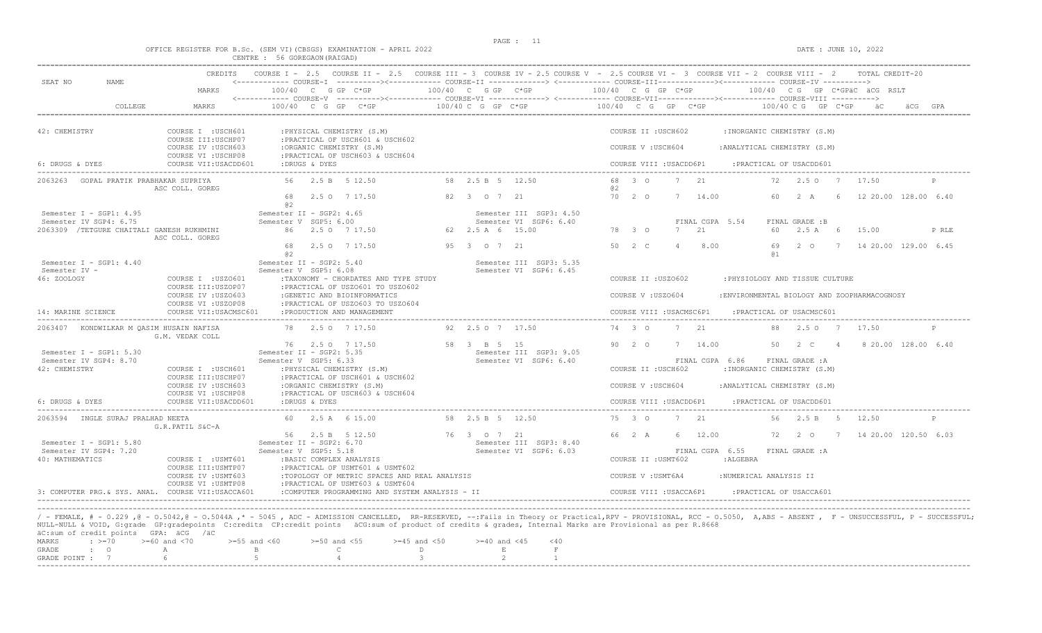OFFICE REGISTER FOR B.Sc. (SEM VI)(CBSGS) EXAMINATION - APRIL 2022

CENTRE : 56 GOREGAON(RAIGAD)

DATE : JUNE 10, 2022

```
SEAT NO    NAME                  CREDITS   COURSE I - 2.5   COURSE II - 2.5   COURSE III - 3  COURSE IV - 2.5 COURSE V  - 2.5 COURSE VI -  3  COURSE VII - 2  COURSE VIII -  2     TOTAL CREDIT-20
                                           <------------ COURSE-I  ---------->< ----------- COURSE-II -------------> <------------ COURSE-III------------><------------ COURSE-IV ---------->
                                 MARKS      100/40  C   G GP  C*GP          100/40  C   G GP   C*GP          100/40  C  G  GP  C*GP          100/40   C G   GP  C*GPäC  äCG  RSLT
                                           <------------ COURSE-V  ---------->< ----------- COURSE-VI -------------> <------------ COURSE-VII------------><------------ COURSE-VIII ---------->
           COLLEGE               MARKS      100/40  C  G  GP   C*GP        100/40 C  G  GP  C*GP          100/40  C  G   GP   C*GP           100/40 C G   GP  C*GP    äC     äCG  GPA

42: CHEMISTRY              COURSE I  :USCH601       :PHYSICAL CHEMISTRY (S.M)                                   COURSE II :USCH602        :INORGANIC CHEMISTRY (S.M)
                           COURSE III:USCHP07       :PRACTICAL OF USCH601 & USCH602
                           COURSE IV :USCH603       :ORGANIC CHEMISTRY (S.M)                                    COURSE V :USCH604         :ANALYTICAL CHEMISTRY (S.M)
                           COURSE VI :USCHP08       :PRACTICAL OF USCH603 & USCH604
6: DRUGS & DYES            COURSE VII:USACDD601     :DRUGS & DYES                                               COURSE VIII :USACDD6P1    :PRACTICAL OF USACDD601

2063263   GOPAL PRATIK PRABHAKAR SUPRIYA        56    2.5 B   5 12.50          58  2.5 B  5  12.50          68  3  O     7   21          72   2.5 O   7   17.50           P
              ASC COLL. GOREG                                                                           @2
                                                 68    2.5 O   7 17.50          82  3   O  7  21           70  2  O     7   14.00       60   2  A    6   12 20.00  128.00  6.40
                                                 @2
Semester I - SGP1: 4.95                   Semester II - SGP2: 4.65                   Semester III  SGP3: 4.50
Semester IV SGP4: 6.75                    Semester V  SGP5: 6.00                     Semester VI  SGP6: 6.40             FINAL CGPA  5.54    FINAL GRADE :B
2063309  /TETGURE CHAITALI GANESH RUKHMINI       86    2.5 O   7 17.50          62  2.5 A  6  15.00          78  3  O     7   21          60   2.5 A   6   15.00           P RLE
              ASC COLL. GOREG
                                                 68    2.5 O   7 17.50          95  3   O  7  21           50  2  C     4    8.00       69   2  O    7   14 20.00  129.00  6.45
                                                 @2                                                                                           @1
Semester I - SGP1: 4.40                   Semester II - SGP2: 5.40                   Semester III  SGP3: 5.35
Semester IV -                             Semester V  SGP5: 6.08                     Semester VI  SGP6: 6.45
46: ZOOLOGY                COURSE I  :USZO601       :TAXONOMY - CHORDATES AND TYPE STUDY                        COURSE II :USZO602        :PHYSIOLOGY AND TISSUE CULTURE
                           COURSE III:USZOP07       :PRACTICAL OF USZO601 TO USZO602
                           COURSE IV :USZO603       :GENETIC AND BIOINFORMATICS                                 COURSE V :USZO604         :ENVIRONMENTAL BIOLOGY AND ZOOPHARMACOGNOSY
                           COURSE VI :USZOP08       :PRACTICAL OF USZO603 TO USZO604
14: MARINE SCIENCE         COURSE VII:USACMSC601    :PRODUCTION AND MANAGEMENT                                  COURSE VIII :USACMSC6P1   :PRACTICAL OF USACMSC601

2063407   KONDWILKAR M QASIM HUSAIN NAFISA      78    2.5 O   7 17.50          92  2.5 O  7  17.50          74  3  O     7   21          88   2.5 O   7   17.50           P
              G.M. VEDAK COLL
                                                 76    2.5 O   7 17.50          58  3   B  5  15           90  2  O     7   14.00       50   2  C    4    8 20.00  128.00  6.40
Semester I - SGP1: 5.30                   Semester II - SGP2: 5.35                   Semester III  SGP3: 9.05
Semester IV SGP4: 8.70                    Semester V  SGP5: 6.33                     Semester VI  SGP6: 6.40             FINAL CGPA  6.86    FINAL GRADE :A
42: CHEMISTRY              COURSE I  :USCH601       :PHYSICAL CHEMISTRY (S.M)                                   COURSE II :USCH602        :INORGANIC CHEMISTRY (S.M)
                           COURSE III:USCHP07       :PRACTICAL OF USCH601 & USCH602
                           COURSE IV :USCH603       :ORGANIC CHEMISTRY (S.M)                                    COURSE V :USCH604         :ANALYTICAL CHEMISTRY (S.M)
                           COURSE VI :USCHP08       :PRACTICAL OF USCH603 & USCH604
6: DRUGS & DYES            COURSE VII:USACDD601     :DRUGS & DYES                                               COURSE VIII :USACDD6P1    :PRACTICAL OF USACDD601

2063594   INGLE SURAJ PRALHAD NEETA             60    2.5 A   6 15.00          58  2.5 B  5  12.50          75  3  O     7   21          56   2.5 B   5   12.50           P
              G.R.PATIL S&C-A
                                                 56    2.5 B   5 12.50          76  3   O  7  21           66  2  A     6   12.00       72   2  O    7   14 20.00  120.50  6.03
Semester I - SGP1: 5.80                   Semester II - SGP2: 6.70                   Semester III  SGP3: 8.40
Semester IV SGP4: 7.20                    Semester V  SGP5: 5.18                     Semester VI  SGP6: 6.03             FINAL CGPA  6.55    FINAL GRADE :A
40: MATHEMATICS            COURSE I  :USMT601       :BASIC COMPLEX ANALYSIS                                     COURSE II :USMT602        :ALGEBRA
                           COURSE III:USMTP07       :PRACTICAL OF USMT601 & USMT602
                           COURSE IV :USMT603       :TOPOLOGY OF METRIC SPACES AND REAL ANALYSIS                COURSE V :USMT6A4         :NUMERICAL ANALYSIS II
                           COURSE VI :USMTP08       :PRACTICAL OF USMT603 & USMT604
3: COMPUTER PRG.& SYS. ANAL.  COURSE VII:USACCA601  :COMPUTER PROGRAMMING AND SYSTEM ANALYSIS - II               COURSE VIII :USACCA6P1    :PRACTICAL OF USACCA601
```

/ - FEMALE, # - 0.229 ,@ - O.5042,@ - O.5044A ,* - 5045 , ADC - ADMISSION CANCELLED, RR-RESERVED, --:Fails in Theory or Practical,RPV - PROVISIONAL, RCC - O.5050, A,ABS - ABSENT , F - UNSUCCESSFUL, P - SUCCESSFUL; NULL-NULL & VOID, G:grade GP:gradepoints C:credits CP:credit points äCG:sum of product of credits & grades, Internal Marks are Provisional as per R.8668

äC:sum of credit points GPA: äCG /äC

| MARKS | : >=70 | >=60 and <70 | >=55 and <60 | >=50 and <55 | >=45 and <50 | >=40 and <45 | <40 |
|---|---|---|---|---|---|---|---|
| GRADE | : O | A | B | C | D | E | F |
| GRADE POINT : | 7 | 6 | 5 | 4 | 3 | 2 | 1 |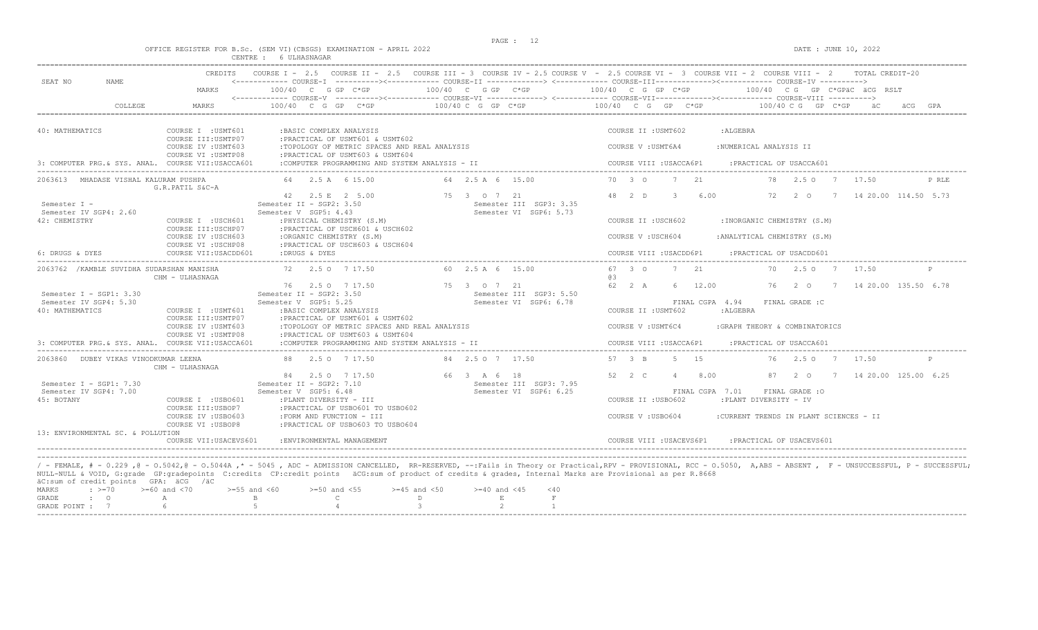OFFICE REGISTER FOR B.Sc. (SEM VI)(CBSGS) EXAMINATION - APRIL 2022

CENTRE : 6 ULHASNAGAR

DATE : JUNE 10, 2022

```
                    CREDITS   COURSE I - 2.5   COURSE II - 2.5   COURSE III - 3  COURSE IV - 2.5 COURSE V  - 2.5 COURSE VI -  3  COURSE VII - 2  COURSE VIII -  2      TOTAL CREDIT-20
SEAT NO     NAME              <------------ COURSE-I  ----------><------------ COURSE-II -------------> <------------ COURSE-III------------><------------ COURSE-IV ---------->
                    MARKS         100/40  C  G GP  C*GP          100/40  C  G GP  C*GP          100/40  C  G  GP  C*GP          100/40  C G  GP  C*GPäC  äCG  RSLT
                              <------------ COURSE-V  ----------><------------ COURSE-VI -------------> <------------ COURSE-VII------------><------------ COURSE-VIII ---------->
        COLLEGE     MARKS         100/40  C  G  GP   C*GP         100/40 C  G  GP  C*GP         100/40   C  G   GP   C*GP          100/40 C G   GP  C*GP     äC     äCG  GPA

40: MATHEMATICS              COURSE I  :USMT601       :BASIC COMPLEX ANALYSIS                                 COURSE II :USMT602       :ALGEBRA
                             COURSE III:USMTP07       :PRACTICAL OF USMT601 & USMT602
                             COURSE IV :USMT603       :TOPOLOGY OF METRIC SPACES AND REAL ANALYSIS            COURSE V :USMT6A4        :NUMERICAL ANALYSIS II
                             COURSE VI :USMTP08       :PRACTICAL OF USMT603 & USMT604
3: COMPUTER PRG.& SYS. ANAL.  COURSE VII:USACCA601    :COMPUTER PROGRAMMING AND SYSTEM ANALYSIS - II          COURSE VIII :USACCA6P1    :PRACTICAL OF USACCA601
-----------------------------------------------------------------------------------------------------------------------------------------------------------------------
2063613  MHADASE VISHAL KALURAM PUSHPA        64   2.5 A   6 15.00           64  2.5 A  6  15.00           70  3  O     7   21              78   2.5 O   7   17.50          P RLE
         G.R.PATIL S&C-A
                                              42   2.5 E   2  5.00           75  3   O  7  21              48  2  D     3    6.00           72   2  O    7   14 20.00 114.50 5.73
 Semester I -                           Semester II - SGP2: 3.50                 Semester III  SGP3: 3.35
 Semester IV SGP4: 2.60                 Semester V  SGP5: 4.43                   Semester VI  SGP6: 5.73
42: CHEMISTRY                COURSE I  :USCH601       :PHYSICAL CHEMISTRY (S.M)                               COURSE II :USCH602       :INORGANIC CHEMISTRY (S.M)
                             COURSE III:USCHP07       :PRACTICAL OF USCH601 & USCH602
                             COURSE IV :USCH603       :ORGANIC CHEMISTRY (S.M)                                COURSE V :USCH604        :ANALYTICAL CHEMISTRY (S.M)
                             COURSE VI :USCHP08       :PRACTICAL OF USCH603 & USCH604
6: DRUGS & DYES              COURSE VII:USACDD601     :DRUGS & DYES                                           COURSE VIII :USACDD6P1    :PRACTICAL OF USACDD601
-----------------------------------------------------------------------------------------------------------------------------------------------------------------------
2063762 /KAMBLE SUVIDHA SUDARSHAN MANISHA     72   2.5 O   7 17.50           60  2.5 A  6  15.00           67  3  O     7   21              70   2.5 O   7   17.50          P
         CHM - ULHASNAGA                                                                                   @3
                                              76   2.5 O   7 17.50           75  3   O  7  21              62  2  A     6   12.00           76   2  O    7   14 20.00 135.50 6.78
 Semester I - SGP1: 3.30                Semester II - SGP2: 3.50                 Semester III  SGP3: 5.50
 Semester IV SGP4: 5.30                 Semester V  SGP5: 5.25                   Semester VI  SGP6: 6.78                    FINAL CGPA  4.94     FINAL GRADE :C
40: MATHEMATICS              COURSE I  :USMT601       :BASIC COMPLEX ANALYSIS                                 COURSE II :USMT602       :ALGEBRA
                             COURSE III:USMTP07       :PRACTICAL OF USMT601 & USMT602
                             COURSE IV :USMT603       :TOPOLOGY OF METRIC SPACES AND REAL ANALYSIS            COURSE V :USMT6C4        :GRAPH THEORY & COMBINATORICS
                             COURSE VI :USMTP08       :PRACTICAL OF USMT603 & USMT604
3: COMPUTER PRG.& SYS. ANAL.  COURSE VII:USACCA601    :COMPUTER PROGRAMMING AND SYSTEM ANALYSIS - II          COURSE VIII :USACCA6P1    :PRACTICAL OF USACCA601
-----------------------------------------------------------------------------------------------------------------------------------------------------------------------
2063860  DUBEY VIKAS VINODKUMAR LEENA         88   2.5 O   7 17.50           84  2.5 O  7  17.50           57  3  B     5   15              76   2.5 O   7   17.50          P
         CHM - ULHASNAGA
                                              84   2.5 O   7 17.50           66  3   A  6  18              52  2  C     4    8.00           87   2  O    7   14 20.00 125.00 6.25
 Semester I - SGP1: 7.30                Semester II - SGP2: 7.10                 Semester III  SGP3: 7.95
 Semester IV SGP4: 7.00                 Semester V  SGP5: 6.48                   Semester VI  SGP6: 6.25                    FINAL CGPA  7.01     FINAL GRADE :O
45: BOTANY                   COURSE I  :USBO601       :PLANT DIVERSITY - III                                  COURSE II :USBO602       :PLANT DIVERSITY - IV
                             COURSE III:USBOP7        :PRACTICAL OF USBO601 TO USBO602
                             COURSE IV :USBO603       :FORM AND FUNCTION - III                                COURSE V :USBO604        :CURRENT TRENDS IN PLANT SCIENCES - II
                             COURSE VI :USBOP8        :PRACTICAL OF USBO603 TO USBO604
13: ENVIRONMENTAL SC. & POLLUTION
                             COURSE VII:USACEVS601    :ENVIRONMENTAL MANAGEMENT                               COURSE VIII :USACEVS6P1   :PRACTICAL OF USACEVS601
-----------------------------------------------------------------------------------------------------------------------------------------------------------------------
```

/ - FEMALE, # - 0.229 ,@ - O.5042,@ - O.5044A ,* - 5045 , ADC - ADMISSION CANCELLED, RR-RESERVED, --:Fails in Theory or Practical,RPV - PROVISIONAL, RCC - O.5050, A,ABS - ABSENT , F - UNSUCCESSFUL, P - SUCCESSFUL; NULL-NULL & VOID, G:grade GP:gradepoints C:credits CP:credit points äCG:sum of product of credits & grades, Internal Marks are Provisional as per R.8668
äC:sum of credit points GPA: äCG /äC

| MARKS | : >=70 | >=60 and <70 | >=55 and <60 | >=50 and <55 | >=45 and <50 | >=40 and <45 | <40 |
|---|---|---|---|---|---|---|---|
| GRADE | : O | A | B | C | D | E | F |
| GRADE POINT | : 7 | 6 | 5 | 4 | 3 | 2 | 1 |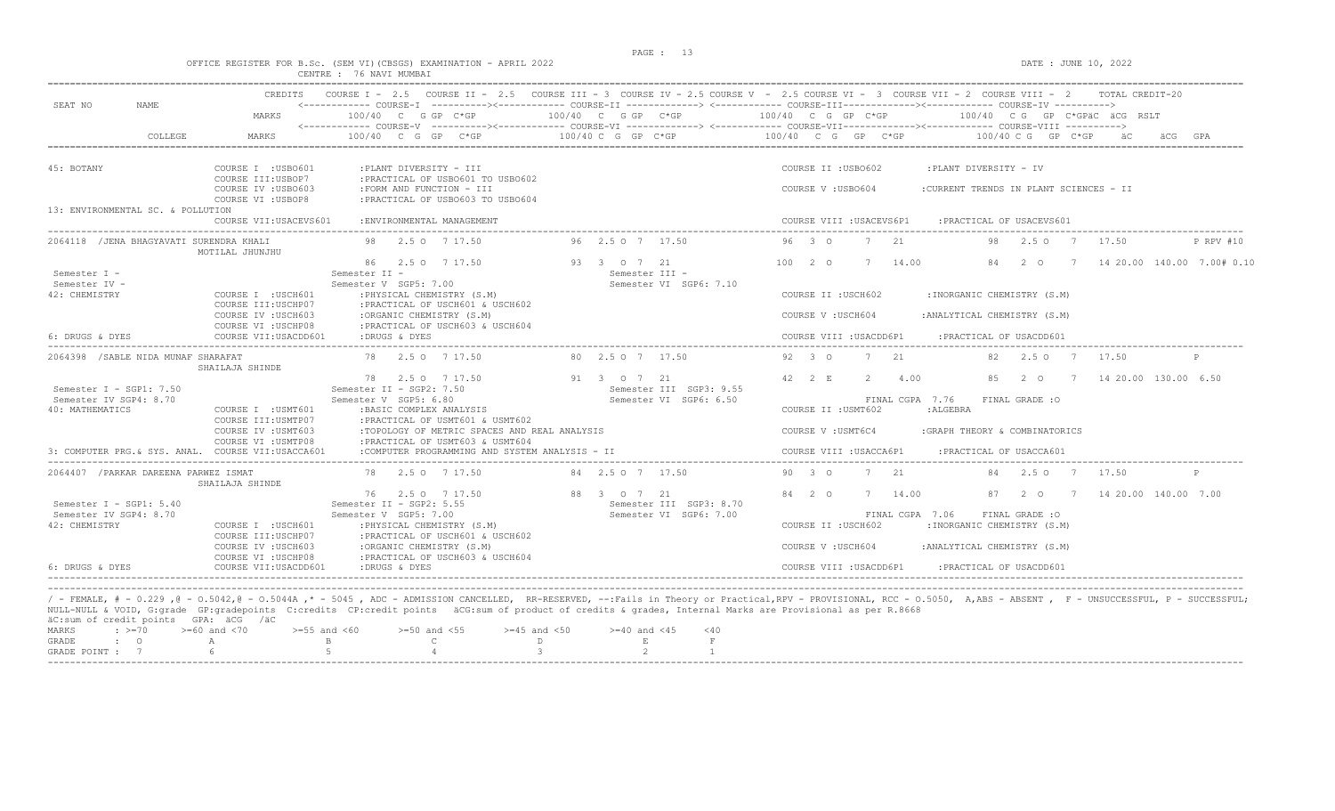OFFICE REGISTER FOR B.Sc. (SEM VI)(CBSGS) EXAMINATION - APRIL 2022
CENTRE : 76 NAVI MUMBAI

DATE : JUNE 10, 2022

```
SEAT NO      NAME                 CREDITS   COURSE I - 2.5  COURSE II - 2.5  COURSE III - 3  COURSE IV - 2.5 COURSE V - 2.5 COURSE VI - 3  COURSE VII - 2  COURSE VIII - 2     TOTAL CREDIT-20
                                            <------------ COURSE-I  ----------><------------ COURSE-II -------------> <------------ COURSE-III-------------><------------ COURSE-IV ---------->
                                  MARKS         100/40  C  G GP  C*GP           100/40  C  G GP  C*GP            100/40  C  G  GP  C*GP             100/40  C G  GP  C*GPäC  äCG  RSLT
                                            <------------ COURSE-V  ----------><------------ COURSE-VI -------------> <------------ COURSE-VII------------><------------ COURSE-VIII ---------->
             COLLEGE              MARKS         100/40  C  G  GP  C*GP          100/40 C  G  GP  C*GP            100/40  C  G  GP  C*GP             100/40 C G  GP  C*GP   äC     äCG  GPA

45: BOTANY                   COURSE I  :USBO601      :PLANT DIVERSITY - III                                      COURSE II :USBO602        :PLANT DIVERSITY - IV
                             COURSE III:USBOP7       :PRACTICAL OF USBO601 TO USBO602
                             COURSE IV :USBO603      :FORM AND FUNCTION - III                                    COURSE V :USBO604         :CURRENT TRENDS IN PLANT SCIENCES - II
                             COURSE VI :USBOP8       :PRACTICAL OF USBO603 TO USBO604
13: ENVIRONMENTAL SC. & POLLUTION
                             COURSE VII:USACEVS601   :ENVIRONMENTAL MANAGEMENT                                   COURSE VIII :USACEVS6P1    :PRACTICAL OF USACEVS601

2064118  /JENA BHAGYAVATI SURENDRA KHALI          98   2.5 O  7 17.50        96  2.5 O  7  17.50         96  3  O     7   21            98   2.5 O   7   17.50              P RPV #10
         MOTILAL JHUNJHUNU
                                                  86   2.5 O  7 17.50        93  3  O  7  21             100  2  O     7   14.00        84   2  O    7   14 20.00  140.00  7.00# 0.10
 Semester I -                              Semester II -                        Semester III -
 Semester IV -                             Semester V  SGP5: 7.00               Semester VI  SGP6: 7.10
42: CHEMISTRY                COURSE I  :USCH601      :PHYSICAL CHEMISTRY (S.M)                                   COURSE II :USCH602        :INORGANIC CHEMISTRY (S.M)
                             COURSE III:USCHP07      :PRACTICAL OF USCH601 & USCH602
                             COURSE IV :USCH603      :ORGANIC CHEMISTRY (S.M)                                    COURSE V :USCH604         :ANALYTICAL CHEMISTRY (S.M)
                             COURSE VI :USCHP08      :PRACTICAL OF USCH603 & USCH604
6: DRUGS & DYES              COURSE VII:USACDD601    :DRUGS & DYES                                               COURSE VIII :USACDD6P1    :PRACTICAL OF USACDD601

2064398  /SABLE NIDA MUNAF SHARAFAT               78   2.5 O  7 17.50        80  2.5 O  7  17.50         92  3  O     7   21            82   2.5 O   7   17.50              P
         SHAILAJA SHINDE
                                                  78   2.5 O  7 17.50        91  3  O  7  21             42  2  E     2   4.00          85   2  O    7   14 20.00  130.00  6.50
 Semester I - SGP1: 7.50                   Semester II - SGP2: 7.50             Semester III  SGP3: 9.55
 Semester IV SGP4: 8.70                    Semester V  SGP5: 6.80               Semester VI  SGP6: 6.50                       FINAL CGPA  7.76    FINAL GRADE :O
40: MATHEMATICS              COURSE I  :USMT601      :BASIC COMPLEX ANALYSIS                                     COURSE II :USMT602        :ALGEBRA
                             COURSE III:USMTP07      :PRACTICAL OF USMT601 & USMT602
                             COURSE IV :USMT603      :TOPOLOGY OF METRIC SPACES AND REAL ANALYSIS                COURSE V :USMT6C4         :GRAPH THEORY & COMBINATORICS
                             COURSE VI :USMTP08      :PRACTICAL OF USMT603 & USMT604
3: COMPUTER PRG.& SYS. ANAL. COURSE VII:USACCA601    :COMPUTER PROGRAMMING AND SYSTEM ANALYSIS - II              COURSE VIII :USACCA6P1    :PRACTICAL OF USACCA601

2064407  /PARKAR DAREENA PARWEZ ISMAT             78   2.5 O  7 17.50        84  2.5 O  7  17.50         90  3  O     7   21            84   2.5 O   7   17.50              P
         SHAILAJA SHINDE
                                                  76   2.5 O  7 17.50        88  3  O  7  21             84  2  O     7   14.00         87   2  O    7   14 20.00  140.00  7.00
 Semester I - SGP1: 5.40                   Semester II - SGP2: 5.55             Semester III  SGP3: 8.70
 Semester IV SGP4: 8.70                    Semester V  SGP5: 7.00               Semester VI  SGP6: 7.00                       FINAL CGPA  7.06    FINAL GRADE :O
42: CHEMISTRY                COURSE I  :USCH601      :PHYSICAL CHEMISTRY (S.M)                                   COURSE II :USCH602        :INORGANIC CHEMISTRY (S.M)
                             COURSE III:USCHP07      :PRACTICAL OF USCH601 & USCH602
                             COURSE IV :USCH603      :ORGANIC CHEMISTRY (S.M)                                    COURSE V :USCH604         :ANALYTICAL CHEMISTRY (S.M)
                             COURSE VI :USCHP08      :PRACTICAL OF USCH603 & USCH604
6: DRUGS & DYES              COURSE VII:USACDD601    :DRUGS & DYES                                               COURSE VIII :USACDD6P1    :PRACTICAL OF USACDD601
```

/ - FEMALE, # - 0.229 ,@ - O.5042,@ - O.5044A ,* - 5045 , ADC - ADMISSION CANCELLED, RR-RESERVED, --:Fails in Theory or Practical,RPV - PROVISIONAL, RCC - O.5050, A,ABS - ABSENT , F - UNSUCCESSFUL, P - SUCCESSFUL;
NULL-NULL & VOID, G:grade GP:gradepoints C:credits CP:credit points äCG:sum of product of credits & grades, Internal Marks are Provisional as per R.8668
äC:sum of credit points GPA: äCG /äC

| MARKS | : >=70 | >=60 and <70 | >=55 and <60 | >=50 and <55 | >=45 and <50 | >=40 and <45 | <40 |
|---|---|---|---|---|---|---|---|
| GRADE | : O | A | B | C | D | E | F |
| GRADE POINT | : 7 | 6 | 5 | 4 | 3 | 2 | 1 |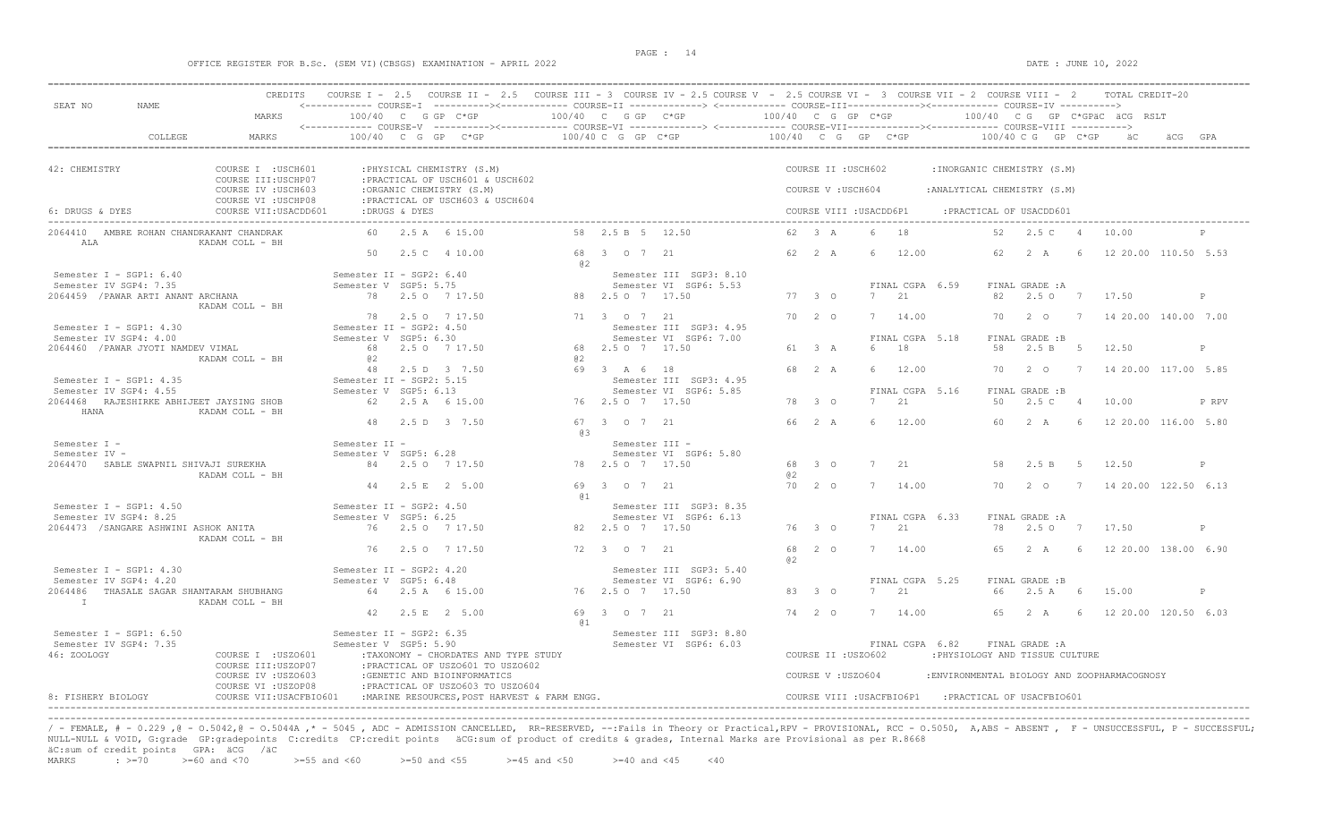OFFICE REGISTER FOR B.Sc. (SEM VI)(CBSGS) EXAMINATION - APRIL 2022

DATE : JUNE 10, 2022

```
SEAT NO      NAME                    CREDITS   COURSE I - 2.5   COURSE II - 2.5   COURSE III - 3  COURSE IV - 2.5 COURSE V  - 2.5 COURSE VI -  3  COURSE VII - 2  COURSE VIII -  2      TOTAL CREDIT-20
                                               <------------ COURSE-I  ----------><------------ COURSE-II -------------> <------------ COURSE-III------------><------------ COURSE-IV ---------->
                                     MARKS          100/40  C  G GP  C*GP          100/40  C  G GP  C*GP          100/40  C  G  GP  C*GP          100/40  C G  GP  C*GPäC  äCG  RSLT
                                               <------------ COURSE-V  ----------><------------ COURSE-VI -------------> <------------ COURSE-VII------------><------------ COURSE-VIII ---------->
             COLLEGE                 MARKS          100/40  C  G  GP   C*GP        100/40 C  G  GP  C*GP          100/40   C  G   GP   C*GP          100/40 C G   GP  C*GP    äC     äCG  GPA

42: CHEMISTRY               COURSE I  :USCH601       :PHYSICAL CHEMISTRY (S.M)                                    COURSE II :USCH602        :INORGANIC CHEMISTRY (S.M)
                            COURSE III:USCHP07       :PRACTICAL OF USCH601 & USCH602
                            COURSE IV :USCH603       :ORGANIC CHEMISTRY (S.M)                                     COURSE V :USCH604         :ANALYTICAL CHEMISTRY (S.M)
                            COURSE VI :USCHP08       :PRACTICAL OF USCH603 & USCH604
6: DRUGS & DYES             COURSE VII:USACDD601     :DRUGS & DYES                                                COURSE VIII :USACDD6P1      :PRACTICAL OF USACDD601

2064410   AMBRE ROHAN CHANDRAKANT CHANDRAK       60   2.5 A  6 15.00           58  2.5 B  5  12.50           62  3  A     6   18            52   2.5 C   4   10.00            P
   ALA                    KADAM COLL - BH
                                                 50   2.5 C  4 10.00           68  3  O  7  21               62  2  A     6   12.00         62   2  A    6   12 20.00  110.50  5.53
                                                                               @2
 Semester I - SGP1: 6.40                   Semester II - SGP2: 6.40                  Semester III  SGP3: 8.10
 Semester IV SGP4: 7.35                    Semester V  SGP5: 5.75                    Semester VI  SGP6: 5.53               FINAL CGPA  6.59      FINAL GRADE :A
2064459  /PAWAR ARTI ANANT ARCHANA               78   2.5 O  7 17.50           88  2.5 O  7  17.50           77  3  O     7   21            82   2.5 O   7   17.50            P
                          KADAM COLL - BH
                                                 78   2.5 O  7 17.50           71  3  O  7  21               70  2  O     7   14.00         70   2  O    7   14 20.00  140.00  7.00
 Semester I - SGP1: 4.30                   Semester II - SGP2: 4.50                  Semester III  SGP3: 4.95
 Semester IV SGP4: 4.00                    Semester V  SGP5: 6.30                    Semester VI  SGP6: 7.00               FINAL CGPA  5.18      FINAL GRADE :B
2064460  /PAWAR JYOTI NAMDEV VIMAL               68   2.5 O  7 17.50           68  2.5 O  7  17.50           61  3  A     6   18            58   2.5 B   5   12.50            P
                          KADAM COLL - BH        @2                            @2
                                                 48   2.5 D  3  7.50           69  3  A  6  18               68  2  A     6   12.00         70   2  O    7   14 20.00  117.00  5.85
 Semester I - SGP1: 4.35                   Semester II - SGP2: 5.15                  Semester III  SGP3: 4.95
 Semester IV SGP4: 4.55                    Semester V  SGP5: 6.13                    Semester VI  SGP6: 5.85               FINAL CGPA  5.16      FINAL GRADE :B
2064468   RAJESHIRKE ABHIJEET JAYSING SHOB       62   2.5 A  6 15.00           76  2.5 O  7  17.50           78  3  O     7   21            50   2.5 C   4   10.00            P RPV
   HANA                   KADAM COLL - BH
                                                 48   2.5 D  3  7.50           67  3  O  7  21               66  2  A     6   12.00         60   2  A    6   12 20.00  116.00  5.80
                                                                               @3
 Semester I -                              Semester II -                             Semester III -
 Semester IV -                             Semester V  SGP5: 6.28                    Semester VI  SGP6: 5.80
2064470   SABLE SWAPNIL SHIVAJI SUREKHA          84   2.5 O  7 17.50           78  2.5 O  7  17.50           68  3  O     7   21            58   2.5 B   5   12.50            P
                          KADAM COLL - BH                                                                    @2
                                                 44   2.5 E  2  5.00           69  3  O  7  21               70  2  O     7   14.00         70   2  O    7   14 20.00  122.50  6.13
                                                                               @1
 Semester I - SGP1: 4.50                   Semester II - SGP2: 4.50                  Semester III  SGP3: 8.35
 Semester IV SGP4: 8.25                    Semester V  SGP5: 6.25                    Semester VI  SGP6: 6.13               FINAL CGPA  6.33      FINAL GRADE :A
2064473  /SANGARE ASHWINI ASHOK ANITA            76   2.5 O  7 17.50           82  2.5 O  7  17.50           76  3  O     7   21            78   2.5 O   7   17.50            P
                          KADAM COLL - BH
                                                 76   2.5 O  7 17.50           72  3  O  7  21               68  2  O     7   14.00         65   2  A    6   12 20.00  138.00  6.90
                                                                                                             @2
 Semester I - SGP1: 4.30                   Semester II - SGP2: 4.20                  Semester III  SGP3: 5.40
 Semester IV SGP4: 4.20                    Semester V  SGP5: 6.48                    Semester VI  SGP6: 6.90               FINAL CGPA  5.25      FINAL GRADE :B
2064486   THASALE SAGAR SHANTARAM SHUBHANG       64   2.5 A  6 15.00           76  2.5 O  7  17.50           83  3  O     7   21            66   2.5 A   6   15.00            P
   I                      KADAM COLL - BH
                                                 42   2.5 E  2  5.00           69  3  O  7  21               74  2  O     7   14.00         65   2  A    6   12 20.00  120.50  6.03
                                                                               @1
 Semester I - SGP1: 6.50                   Semester II - SGP2: 6.35                  Semester III  SGP3: 8.80
 Semester IV SGP4: 7.35                    Semester V  SGP5: 5.90                    Semester VI  SGP6: 6.03               FINAL CGPA  6.82      FINAL GRADE :A
46: ZOOLOGY                 COURSE I  :USZO601       :TAXONOMY - CHORDATES AND TYPE STUDY                         COURSE II :USZO602        :PHYSIOLOGY AND TISSUE CULTURE
                            COURSE III:USZOP07       :PRACTICAL OF USZO601 TO USZO602
                            COURSE IV :USZO603       :GENETIC AND BIOINFORMATICS                                  COURSE V :USZO604         :ENVIRONMENTAL BIOLOGY AND ZOOPHARMACOGNOSY
                            COURSE VI :USZOP08       :PRACTICAL OF USZO603 TO USZO604
8: FISHERY BIOLOGY          COURSE VII:USACFBIO601   :MARINE RESOURCES,POST HARVEST & FARM ENGG.                  COURSE VIII :USACFBIO6P1    :PRACTICAL OF USACFBIO601
```

/ - FEMALE, # - 0.229 ,@ - O.5042,@ - O.5044A ,* - 5045 , ADC - ADMISSION CANCELLED, RR-RESERVED, --:Fails in Theory or Practical,RPV - PROVISIONAL, RCC - O.5050, A,ABS - ABSENT , F - UNSUCCESSFUL, P - SUCCESSFUL; NULL-NULL & VOID, G:grade GP:gradepoints C:credits CP:credit points äCG:sum of product of credits & grades, Internal Marks are Provisional as per R.8668
äC:sum of credit points GPA: äCG /äC

MARKS : >=70 >=60 and <70 >=55 and <60 >=50 and <55 >=45 and <50 >=40 and <45 <40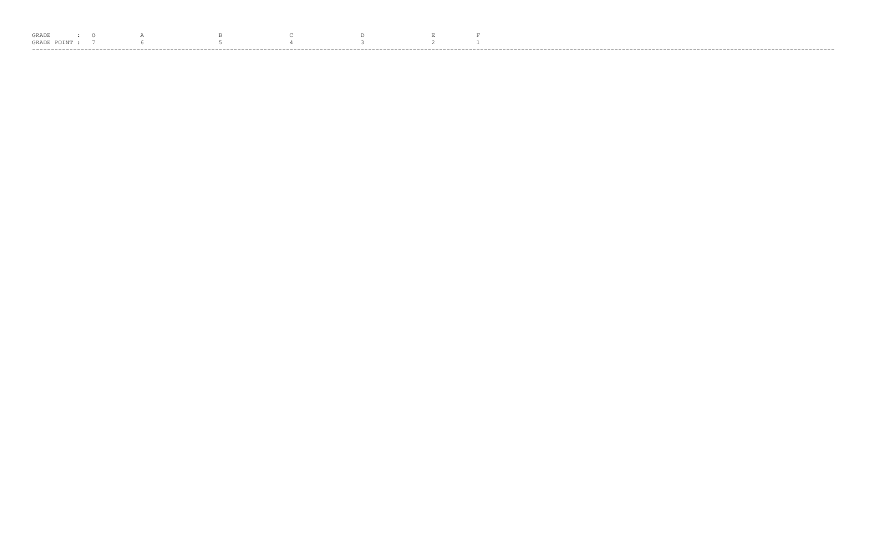| GRADE : | O | A | B | C | D | E | F |
|---|---|---|---|---|---|---|---|
| GRADE POINT : | 7 | 6 | 5 | 4 | 3 | 2 | 1 |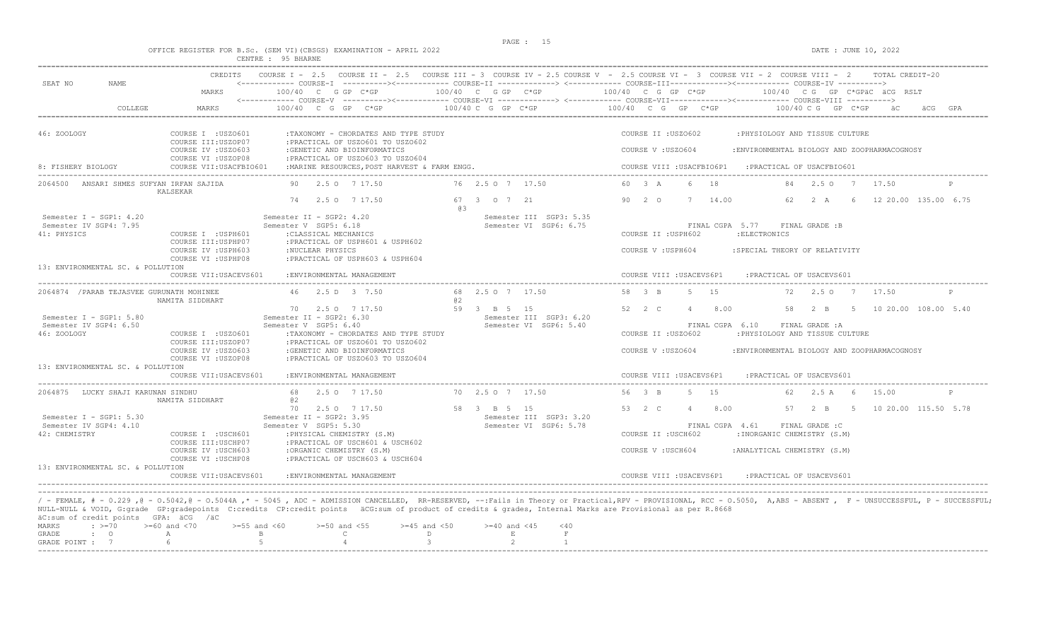OFFICE REGISTER FOR B.Sc. (SEM VI)(CBSGS) EXAMINATION - APRIL 2022
CENTRE : 95 BHARNE

DATE : JUNE 10, 2022

```
SEAT NO   NAME              CREDITS   COURSE I - 2.5  COURSE II - 2.5  COURSE III - 3  COURSE IV - 2.5 COURSE V - 2.5 COURSE VI - 3  COURSE VII - 2  COURSE VIII - 2   TOTAL CREDIT-20
                                      <------------ COURSE-I ----------><------------ COURSE-II -------------> <------------ COURSE-III-------------><------------ COURSE-IV ---------->
                            MARKS        100/40  C  G GP  C*GP          100/40  C  G GP  C*GP           100/40  C  G  GP  C*GP           100/40  C G  GP  C*GPäC  äCG  RSLT
                                      <------------ COURSE-V ----------><------------ COURSE-VI -------------> <------------ COURSE-VII-------------><------------ COURSE-VIII ---------->
          COLLEGE           MARKS        100/40  C  G  GP   C*GP         100/40 C  G  GP  C*GP           100/40  C  G  GP   C*GP           100/40 C G  GP  C*GP     äC      äCG  GPA

46: ZOOLOGY                 COURSE I  :USZO601      :TAXONOMY - CHORDATES AND TYPE STUDY                     COURSE II :USZO602       :PHYSIOLOGY AND TISSUE CULTURE
                            COURSE III:USZOP07      :PRACTICAL OF USZO601 TO USZO602
                            COURSE IV :USZO603      :GENETIC AND BIOINFORMATICS                              COURSE V :USZO604        :ENVIRONMENTAL BIOLOGY AND ZOOPHARMACOGNOSY
                            COURSE VI :USZOP08      :PRACTICAL OF USZO603 TO USZO604
8: FISHERY BIOLOGY          COURSE VII:USACFBIO601  :MARINE RESOURCES,POST HARVEST & FARM ENGG.              COURSE VIII :USACFBIO6P1    :PRACTICAL OF USACFBIO601

2064500  ANSARI SHMES SUFYAN IRFAN SAJIDA       90   2.5 O  7 17.50        76  2.5 O  7  17.50          60  3  A     6   18            84   2.5 O   7   17.50          P
         KALSEKAR
                                                74   2.5 O  7 17.50        67  3  O  7  21              90  2  O     7   14.00         62   2  A    6   12 20.00 135.00 6.75
                                                                           @3
 Semester I - SGP1: 4.20               Semester II - SGP2: 4.20                 Semester III  SGP3: 5.35
 Semester IV SGP4: 7.95                Semester V  SGP5: 6.18                   Semester VI  SGP6: 6.75                      FINAL CGPA  5.77    FINAL GRADE :B
41: PHYSICS                 COURSE I  :USPH601      :CLASSICAL MECHANICS                                     COURSE II :USPH602       :ELECTRONICS
                            COURSE III:USPHP07      :PRACTICAL OF USPH601 & USPH602
                            COURSE IV :USPH603      :NUCLEAR PHYSICS                                         COURSE V :USPH604        :SPECIAL THEORY OF RELATIVITY
                            COURSE VI :USPHP08      :PRACTICAL OF USPH603 & USPH604
13: ENVIRONMENTAL SC. & POLLUTION
                            COURSE VII:USACEVS601   :ENVIRONMENTAL MANAGEMENT                                COURSE VIII :USACEVS6P1     :PRACTICAL OF USACEVS601

2064874 /PARAB TEJASVEE GURUNATH MOHINEE        46   2.5 D  3  7.50        68  2.5 O  7  17.50          58  3  B     5   15            72   2.5 O   7   17.50          P
         NAMITA SIDDHART                                                   @2
                                                70   2.5 O  7 17.50        59  3  B  5  15              52  2  C     4    8.00         58   2  B    5   10 20.00 108.00 5.40
 Semester I - SGP1: 5.80               Semester II - SGP2: 6.30                 Semester III  SGP3: 6.20
 Semester IV SGP4: 6.50                Semester V  SGP5: 6.40                   Semester VI  SGP6: 5.40                      FINAL CGPA  6.10    FINAL GRADE :A
46: ZOOLOGY                 COURSE I  :USZO601      :TAXONOMY - CHORDATES AND TYPE STUDY                     COURSE II :USZO602       :PHYSIOLOGY AND TISSUE CULTURE
                            COURSE III:USZOP07      :PRACTICAL OF USZO601 TO USZO602
                            COURSE IV :USZO603      :GENETIC AND BIOINFORMATICS                              COURSE V :USZO604        :ENVIRONMENTAL BIOLOGY AND ZOOPHARMACOGNOSY
                            COURSE VI :USZOP08      :PRACTICAL OF USZO603 TO USZO604
13: ENVIRONMENTAL SC. & POLLUTION
                            COURSE VII:USACEVS601   :ENVIRONMENTAL MANAGEMENT                                COURSE VIII :USACEVS6P1     :PRACTICAL OF USACEVS601

2064875  LUCKY SHAJI KARUNAN SINDHU             68   2.5 O  7 17.50        70  2.5 O  7  17.50          56  3  B     5   15            62   2.5 A   6   15.00          P
         NAMITA SIDDHART                        @2
                                                70   2.5 O  7 17.50        58  3  B  5  15              53  2  C     4    8.00         57   2  B    5   10 20.00 115.50 5.78
 Semester I - SGP1: 5.30               Semester II - SGP2: 3.95                 Semester III  SGP3: 3.20
 Semester IV SGP4: 4.10                Semester V  SGP5: 5.30                   Semester VI  SGP6: 5.78                      FINAL CGPA  4.61    FINAL GRADE :C
42: CHEMISTRY               COURSE I  :USCH601      :PHYSICAL CHEMISTRY (S.M)                                COURSE II :USCH602       :INORGANIC CHEMISTRY (S.M)
                            COURSE III:USCHP07      :PRACTICAL OF USCH601 & USCH602
                            COURSE IV :USCH603      :ORGANIC CHEMISTRY (S.M)                                 COURSE V :USCH604        :ANALYTICAL CHEMISTRY (S.M)
                            COURSE VI :USCHP08      :PRACTICAL OF USCH603 & USCH604
13: ENVIRONMENTAL SC. & POLLUTION
                            COURSE VII:USACEVS601   :ENVIRONMENTAL MANAGEMENT                                COURSE VIII :USACEVS6P1     :PRACTICAL OF USACEVS601
```

/ - FEMALE, # - 0.229 ,@ - O.5042,@ - O.5044A ,* - 5045 , ADC - ADMISSION CANCELLED, RR-RESERVED, --:Fails in Theory or Practical,RPV - PROVISIONAL, RCC - O.5050, A,ABS - ABSENT , F - UNSUCCESSFUL, P - SUCCESSFUL; NULL-NULL & VOID, G:grade GP:gradepoints C:credits CP:credit points äCG:sum of product of credits & grades, Internal Marks are Provisional as per R.8668
äC:sum of credit points GPA: äCG /äC

| MARKS | : >=70 | >=60 and <70 | >=55 and <60 | >=50 and <55 | >=45 and <50 | >=40 and <45 | <40 |
|---|---|---|---|---|---|---|---|
| GRADE | : O | A | B | C | D | E | F |
| GRADE POINT | : 7 | 6 | 5 | 4 | 3 | 2 | 1 |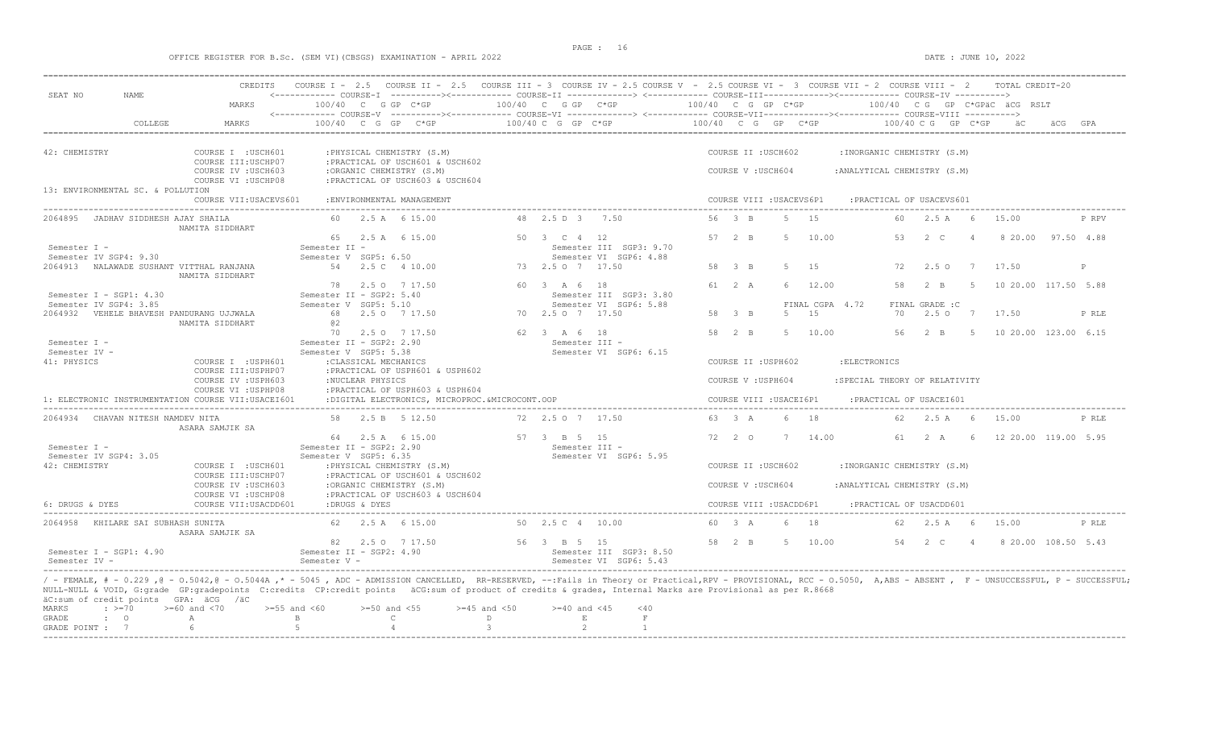OFFICE REGISTER FOR B.Sc. (SEM VI)(CBSGS) EXAMINATION - APRIL 2022

DATE : JUNE 10, 2022

```
                              CREDITS    COURSE I - 2.5   COURSE II - 2.5   COURSE III - 3  COURSE IV - 2.5 COURSE V  - 2.5 COURSE VI -  3  COURSE VII - 2  COURSE VIII -  2      TOTAL CREDIT-20
SEAT NO       NAME                       <------------ COURSE-I  ----------><------------ COURSE-II -------------> <------------ COURSE-III-------------><------------ COURSE-IV ---------->
                              MARKS          100/40  C  G GP  C*GP         100/40  C  G GP  C*GP          100/40  C  G  GP  C*GP             100/40  C G  GP  C*GPäC  äCG  RSLT
                                         <------------ COURSE-V  ----------><------------ COURSE-VI -------------> <------------ COURSE-VII-------------><------------ COURSE-VIII ---------->
              COLLEGE         MARKS          100/40  C  G  GP   C*GP        100/40 C  G  GP  C*GP         100/40   C  G   GP   C*GP               100/40 C G   GP  C*GP    äC      äCG  GPA

42: CHEMISTRY                 COURSE I  :USCH601        :PHYSICAL CHEMISTRY (S.M)                                        COURSE II :USCH602        :INORGANIC CHEMISTRY (S.M)
                              COURSE III:USCHP07        :PRACTICAL OF USCH601 & USCH602
                              COURSE IV :USCH603        :ORGANIC CHEMISTRY (S.M)                                         COURSE V :USCH604         :ANALYTICAL CHEMISTRY (S.M)
                              COURSE VI :USCHP08        :PRACTICAL OF USCH603 & USCH604
13: ENVIRONMENTAL SC. & POLLUTION
                              COURSE VII:USACEVS601     :ENVIRONMENTAL MANAGEMENT                                        COURSE VIII :USACEVS6P1      :PRACTICAL OF USACEVS601

2064895   JADHAV SIDDHESH AJAY SHAILA              60   2.5 A  6 15.00         48  2.5 D  3   7.50          56  3  B      5   15              60   2.5 A   6   15.00           P RPV
                 NAMITA SIDDHART
                                                   65   2.5 A  6 15.00         50  3  C  4  12              57  2  B      5   10.00           53   2  C    4    8 20.00  97.50 4.88
 Semester I -                              Semester II -                              Semester III  SGP3: 9.70
 Semester IV SGP4: 9.30                    Semester V  SGP5: 6.50                     Semester VI  SGP6: 4.88
2064913   NALAWADE SUSHANT VITTHAL RANJANA          54   2.5 C  4 10.00         73  2.5 O  7  17.50          58  3  B      5   15              72   2.5 O   7   17.50           P
                 NAMITA SIDDHART
                                                   78   2.5 O  7 17.50         60  3  A  6  18              61  2  A      6   12.00           58   2  B    5   10 20.00 117.50 5.88
 Semester I - SGP1: 4.30                   Semester II - SGP2: 5.40                   Semester III  SGP3: 3.80
 Semester IV SGP4: 3.85                    Semester V  SGP5: 5.10                     Semester VI  SGP6: 5.88                  FINAL CGPA  4.72      FINAL GRADE :C
2064932   VEHELE BHAVESH PANDURANG UJJWALA          68   2.5 O  7 17.50         70  2.5 O  7  17.50          58  3  B      5   15              70   2.5 O   7   17.50           P RLE
                 NAMITA SIDDHART                   @2
                                                   70   2.5 O  7 17.50         62  3  A  6  18              58  2  B      5   10.00           56   2  B    5   10 20.00 123.00 6.15
 Semester I -                              Semester II - SGP2: 2.90                   Semester III -
 Semester IV -                             Semester V  SGP5: 5.38                     Semester VI  SGP6: 6.15
41: PHYSICS                   COURSE I  :USPH601        :CLASSICAL MECHANICS                                             COURSE II :USPH602        :ELECTRONICS
                              COURSE III:USPHP07        :PRACTICAL OF USPH601 & USPH602
                              COURSE IV :USPH603        :NUCLEAR PHYSICS                                                 COURSE V :USPH604         :SPECIAL THEORY OF RELATIVITY
                              COURSE VI :USPHP08        :PRACTICAL OF USPH603 & USPH604
1: ELECTRONIC INSTRUMENTATION COURSE VII:USACEI601      :DIGITAL ELECTRONICS, MICROPROC.&MICROCONT.OOP                   COURSE VIII :USACEI6P1       :PRACTICAL OF USACEI601

2064934   CHAVAN NITESH NAMDEV NITA                 58   2.5 B  5 12.50         72  2.5 O  7  17.50          63  3  A      6   18              62   2.5 A   6   15.00           P RLE
                 ASARA SAMJIK SA
                                                   64   2.5 A  6 15.00         57  3  B  5  15              72  2  O      7   14.00           61   2  A    6   12 20.00 119.00 5.95
 Semester I -                              Semester II - SGP2: 2.90                   Semester III -
 Semester IV SGP4: 3.05                    Semester V  SGP5: 6.35                     Semester VI  SGP6: 5.95
42: CHEMISTRY                 COURSE I  :USCH601        :PHYSICAL CHEMISTRY (S.M)                                        COURSE II :USCH602        :INORGANIC CHEMISTRY (S.M)
                              COURSE III:USCHP07        :PRACTICAL OF USCH601 & USCH602
                              COURSE IV :USCH603        :ORGANIC CHEMISTRY (S.M)                                         COURSE V :USCH604         :ANALYTICAL CHEMISTRY (S.M)
                              COURSE VI :USCHP08        :PRACTICAL OF USCH603 & USCH604
6: DRUGS & DYES               COURSE VII:USACDD601      :DRUGS & DYES                                                    COURSE VIII :USACDD6P1       :PRACTICAL OF USACDD601

2064958   KHILARE SAI SUBHASH SUNITA                62   2.5 A  6 15.00         50  2.5 C  4  10.00          60  3  A      6   18              62   2.5 A   6   15.00           P RLE
                 ASARA SAMJIK SA
                                                   82   2.5 O  7 17.50         56  3  B  5  15              58  2  B      5   10.00           54   2  C    4    8 20.00 108.50 5.43
 Semester I - SGP1: 4.90                   Semester II - SGP2: 4.90                   Semester III  SGP3: 8.50
 Semester IV -                             Semester V -                               Semester VI  SGP6: 5.43
```

/ - FEMALE, # - 0.229 ,@ - O.5042,@ - O.5044A ,* - 5045 , ADC - ADMISSION CANCELLED, RR-RESERVED, --:Fails in Theory or Practical,RPV - PROVISIONAL, RCC - O.5050, A,ABS - ABSENT , F - UNSUCCESSFUL, P - SUCCESSFUL; NULL-NULL & VOID, G:grade GP:gradepoints C:credits CP:credit points äCG:sum of product of credits & grades, Internal Marks are Provisional as per R.8668
äC:sum of credit points GPA: äCG /äC

| MARKS | : >=70 | >=60 and <70 | >=55 and <60 | >=50 and <55 | >=45 and <50 | >=40 and <45 | <40 |
|---|---|---|---|---|---|---|---|
| GRADE | : O | A | B | C | D | E | F |
| GRADE POINT | : 7 | 6 | 5 | 4 | 3 | 2 | 1 |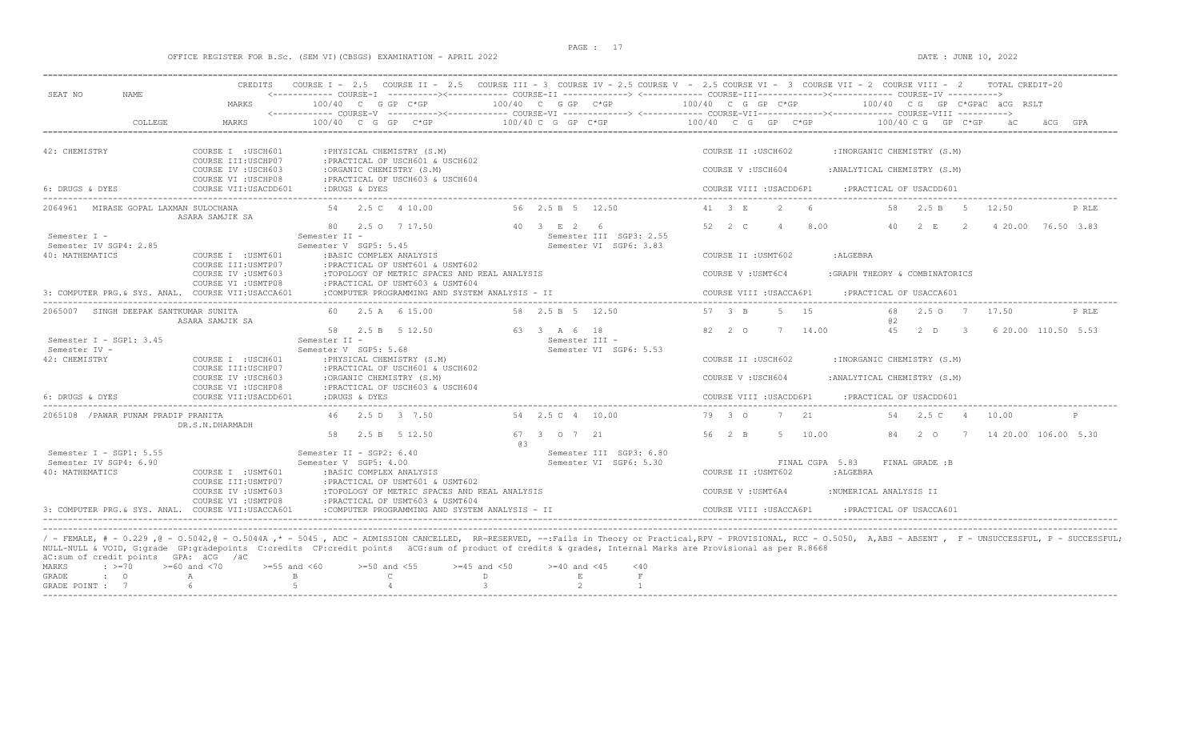OFFICE REGISTER FOR B.Sc. (SEM VI)(CBSGS) EXAMINATION - APRIL 2022

DATE : JUNE 10, 2022

```
SEAT NO     NAME                    CREDITS   COURSE I - 2.5   COURSE II - 2.5   COURSE III - 3  COURSE IV - 2.5 COURSE V  - 2.5 COURSE VI -  3  COURSE VII - 2  COURSE VIII - 2     TOTAL CREDIT-20
                                              <------------ COURSE-I  ----------><------------ COURSE-II -------------> <------------ COURSE-III-------------><------------ COURSE-IV ---------->
                                    MARKS          100/40  C  G GP  C*GP          100/40  C  G GP  C*GP          100/40  C  G  GP  C*GP          100/40  C G  GP  C*GPäC  äCG  RSLT
                                              <------------ COURSE-V  ----------><------------ COURSE-VI -------------> <------------ COURSE-VII-------------><------------ COURSE-VIII ---------->
            COLLEGE                 MARKS          100/40  C  G  GP   C*GP        100/40 C  G  GP  C*GP          100/40  C  G   GP   C*GP        100/40 C G  GP  C*GP    äC      äCG  GPA

42: CHEMISTRY                  COURSE I  :USCH601       :PHYSICAL CHEMISTRY (S.M)                                 COURSE II :USCH602        :INORGANIC CHEMISTRY (S.M)
                               COURSE III:USCHP07       :PRACTICAL OF USCH601 & USCH602
                               COURSE IV :USCH603       :ORGANIC CHEMISTRY (S.M)                                  COURSE V :USCH604         :ANALYTICAL CHEMISTRY (S.M)
                               COURSE VI :USCHP08       :PRACTICAL OF USCH603 & USCH604
6: DRUGS & DYES                COURSE VII:USACDD601     :DRUGS & DYES                                             COURSE VIII :USACDD6P1    :PRACTICAL OF USACDD601
---------------------------------------------------------------------------------------------------------------------------------------------------------------------------------------
2064961  MIRASE GOPAL LAXMAN SULOCHANA              54   2.5 C  4 10.00        56  2.5 B  5  12.50        41  3  E     2    6           58   2.5 B   5   12.50           P RLE
                  ASARA SAMJIK SA
                                                    80   2.5 O  7 17.50        40  3  E  2    6           52  2  C     4    8.00        40   2  E    2    4 20.00  76.50 3.83
 Semester I -                                  Semester II -                          Semester III SGP3: 2.55
 Semester IV SGP4: 2.85                        Semester V  SGP5: 5.45                 Semester VI  SGP6: 3.83
40: MATHEMATICS                COURSE I  :USMT601       :BASIC COMPLEX ANALYSIS                                   COURSE II :USMT602        :ALGEBRA
                               COURSE III:USMTP07       :PRACTICAL OF USMT601 & USMT602
                               COURSE IV :USMT603       :TOPOLOGY OF METRIC SPACES AND REAL ANALYSIS              COURSE V :USMT6C4         :GRAPH THEORY & COMBINATORICS
                               COURSE VI :USMTP08       :PRACTICAL OF USMT603 & USMT604
3: COMPUTER PRG.& SYS. ANAL.  COURSE VII:USACCA601      :COMPUTER PROGRAMMING AND SYSTEM ANALYSIS - II            COURSE VIII :USACCA6P1    :PRACTICAL OF USACCA601
---------------------------------------------------------------------------------------------------------------------------------------------------------------------------------------
2065007  SINGH DEEPAK SANTKUMAR SUNITA              60   2.5 A  6 15.00        58  2.5 B  5  12.50        57  3  B     5   15           68   2.5 O   7   17.50           P RLE
                  ASARA SAMJIK SA                                                                                                       @2
                                                    58   2.5 B  5 12.50        63  3  A  6   18           82  2  O     7   14.00        45   2  D    3    6 20.00 110.50 5.53
 Semester I - SGP1: 3.45                       Semester II -                          Semester III -
 Semester IV -                                 Semester V  SGP5: 5.68                 Semester VI  SGP6: 5.53
42: CHEMISTRY                  COURSE I  :USCH601       :PHYSICAL CHEMISTRY (S.M)                                 COURSE II :USCH602        :INORGANIC CHEMISTRY (S.M)
                               COURSE III:USCHP07       :PRACTICAL OF USCH601 & USCH602
                               COURSE IV :USCH603       :ORGANIC CHEMISTRY (S.M)                                  COURSE V :USCH604         :ANALYTICAL CHEMISTRY (S.M)
                               COURSE VI :USCHP08       :PRACTICAL OF USCH603 & USCH604
6: DRUGS & DYES                COURSE VII:USACDD601     :DRUGS & DYES                                             COURSE VIII :USACDD6P1    :PRACTICAL OF USACDD601
---------------------------------------------------------------------------------------------------------------------------------------------------------------------------------------
2065108  /PAWAR PUNAM PRADIP PRANITA                46   2.5 D  3  7.50        54  2.5 C  4  10.00        79  3  O     7   21           54   2.5 C   4   10.00           P
                  DR.S.N.DHARMADH
                                                    58   2.5 B  5 12.50        67  3  O  7   21           56  2  B     5   10.00        84   2  O    7   14 20.00 106.00 5.30
                                                                               @3
 Semester I - SGP1: 5.55                       Semester II - SGP2: 6.40               Semester III SGP3: 6.80
 Semester IV SGP4: 6.90                        Semester V  SGP5: 4.00                 Semester VI  SGP6: 5.30                 FINAL CGPA 5.83    FINAL GRADE :B
40: MATHEMATICS                COURSE I  :USMT601       :BASIC COMPLEX ANALYSIS                                   COURSE II :USMT602        :ALGEBRA
                               COURSE III:USMTP07       :PRACTICAL OF USMT601 & USMT602
                               COURSE IV :USMT603       :TOPOLOGY OF METRIC SPACES AND REAL ANALYSIS              COURSE V :USMT6A4         :NUMERICAL ANALYSIS II
                               COURSE VI :USMTP08       :PRACTICAL OF USMT603 & USMT604
3: COMPUTER PRG.& SYS. ANAL.  COURSE VII:USACCA601      :COMPUTER PROGRAMMING AND SYSTEM ANALYSIS - II            COURSE VIII :USACCA6P1    :PRACTICAL OF USACCA601
---------------------------------------------------------------------------------------------------------------------------------------------------------------------------------------
```

/ - FEMALE, # - 0.229 ,@ - O.5042,@ - O.5044A ,* - 5045 , ADC - ADMISSION CANCELLED, RR-RESERVED, --:Fails in Theory or Practical,RPV - PROVISIONAL, RCC - O.5050, A,ABS - ABSENT , F - UNSUCCESSFUL, P - SUCCESSFUL;
NULL-NULL & VOID, G:grade GP:gradepoints C:credits CP:credit points äCG:sum of product of credits & grades, Internal Marks are Provisional as per R.8668
äC:sum of credit points GPA: äCG /äC

| MARKS | : >=70 | >=60 and <70 | >=55 and <60 | >=50 and <55 | >=45 and <50 | >=40 and <45 | <40 |
|---|---|---|---|---|---|---|---|
| GRADE | : O | A | B | C | D | E | F |
| GRADE POINT | : 7 | 6 | 5 | 4 | 3 | 2 | 1 |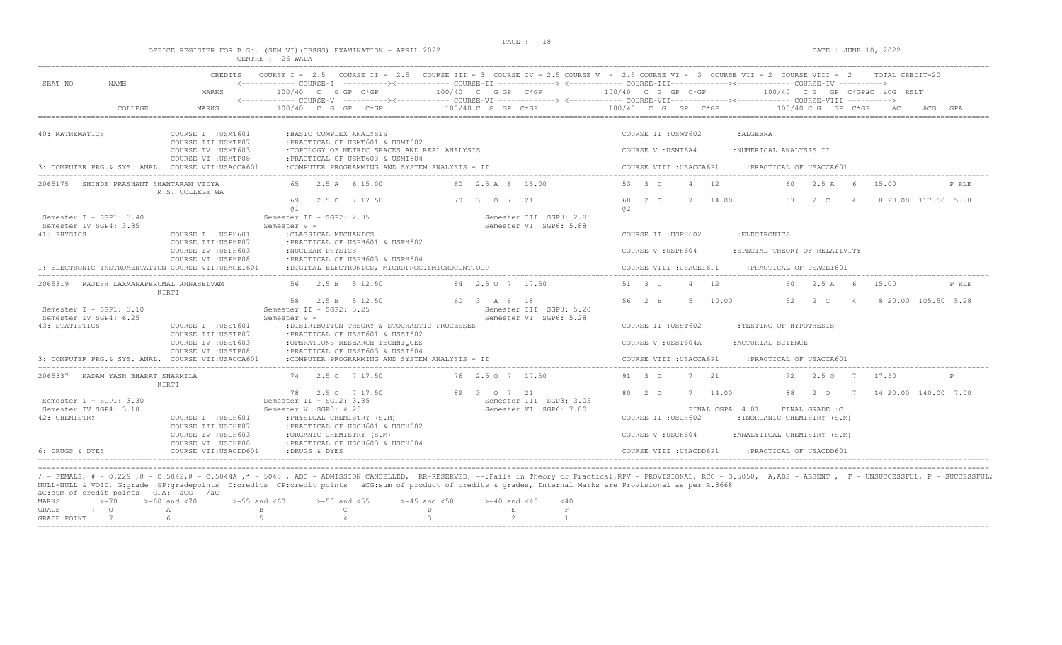OFFICE REGISTER FOR B.Sc. (SEM VI)(CBSGS) EXAMINATION - APRIL 2022

CENTRE : 26 WADA

DATE : JUNE 10, 2022

```
                         CREDITS   COURSE I - 2.5   COURSE II - 2.5   COURSE III - 3  COURSE IV - 2.5 COURSE V  - 2.5 COURSE VI -  3  COURSE VII - 2  COURSE VIII -  2      TOTAL CREDIT-20
SEAT NO      NAME                  <------------ COURSE-I  ----------><------------ COURSE-II -------------> <------------ COURSE-III-------------><------------ COURSE-IV ---------->
                         MARKS          100/40  C  G GP  C*GP           100/40  C  G GP  C*GP          100/40  C  G  GP  C*GP            100/40  C G  GP  C*GPäC  äCG  RSLT
                                   <------------ COURSE-V  ----------><------------ COURSE-VI -------------> <------------ COURSE-VII-------------><------------ COURSE-VIII ---------->
          COLLEGE        MARKS          100/40  C  G  GP   C*GP          100/40 C  G  GP  C*GP          100/40   C  G   GP   C*GP           100/40 C G  GP  C*GP    äC      äCG  GPA

40: MATHEMATICS              COURSE I  :USMT601       :BASIC COMPLEX ANALYSIS                                     COURSE II :USMT602        :ALGEBRA
                             COURSE III:USMTP07       :PRACTICAL OF USMT601 & USMT602
                             COURSE IV :USMT603       :TOPOLOGY OF METRIC SPACES AND REAL ANALYSIS                COURSE V :USMT6A4         :NUMERICAL ANALYSIS II
                             COURSE VI :USMTP08       :PRACTICAL OF USMT603 & USMT604
3: COMPUTER PRG.& SYS. ANAL.  COURSE VII:USACCA601    :COMPUTER PROGRAMMING AND SYSTEM ANALYSIS - II              COURSE VIII :USACCA6P1    :PRACTICAL OF USACCA601

2065175   SHINDE PRASHANT SHANTARAM VIDYA              65   2.5 A  6 15.00          60  2.5 A  6  15.00         53  3  C     4   12            60   2.5 A   6   15.00              P RLE
                   M.S. COLLEGE WA
                                                       69   2.5 O  7 17.50          70  3  O  7  21             68  2  O     7   14.00         53   2  C    4    8 20.00  117.50  5.88
                                                       @1                                                       @2
  Semester I - SGP1: 3.40                         Semester II - SGP2: 2.85                  Semester III  SGP3: 2.85
  Semester IV SGP4: 3.35                          Semester V -                              Semester VI  SGP6: 5.88
41: PHYSICS                  COURSE I  :USPH601       :CLASSICAL MECHANICS                                        COURSE II :USPH602        :ELECTRONICS
                             COURSE III:USPHP07       :PRACTICAL OF USPH601 & USPH602
                             COURSE IV :USPH603       :NUCLEAR PHYSICS                                            COURSE V :USPH604         :SPECIAL THEORY OF RELATIVITY
                             COURSE VI :USPHP08       :PRACTICAL OF USPH603 & USPH604
1: ELECTRONIC INSTRUMENTATION COURSE VII:USACEI601     :DIGITAL ELECTRONICS, MICROPROC.&MICROCONT.OOP              COURSE VIII :USACEI6P1    :PRACTICAL OF USACEI601

2065319   RAJESH LAXMANAPERUMAL ANNASELVAM             56   2.5 B  5 12.50          84  2.5 O  7  17.50         51  3  C     4   12            60   2.5 A   6   15.00              P RLE
                   KIRTI
                                                       58   2.5 B  5 12.50          60  3  A  6  18             56  2  B     5   10.00         52   2  C    4    8 20.00  105.50  5.28
  Semester I - SGP1: 3.10                         Semester II - SGP2: 3.25                  Semester III  SGP3: 5.20
  Semester IV SGP4: 6.25                          Semester V -                              Semester VI  SGP6: 5.28
43: STATISTICS               COURSE I  :USST601       :DISTRIBUTION THEORY & STOCHASTIC PROCESSES                 COURSE II :USST602        :TESTING OF HYPOTHESIS
                             COURSE III:USSTP07       :PRACTICAL OF USST601 & USST602
                             COURSE IV :USST603       :OPERATIONS RESEARCH TECHNIQUES                             COURSE V :USST604A        :ACTURIAL SCIENCE
                             COURSE VI :USSTP08       :PRACTICAL OF USST603 & USST604
3: COMPUTER PRG.& SYS. ANAL.  COURSE VII:USACCA601    :COMPUTER PROGRAMMING AND SYSTEM ANALYSIS - II              COURSE VIII :USACCA6P1    :PRACTICAL OF USACCA601

2065337   KADAM YASH BHARAT SHARMILA                   74   2.5 O  7 17.50          76  2.5 O  7  17.50         91  3  O     7   21            72   2.5 O   7   17.50              P
                   KIRTI
                                                       78   2.5 O  7 17.50          89  3  O  7  21             80  2  O     7   14.00         88   2  O    7   14 20.00  140.00  7.00
  Semester I - SGP1: 3.30                         Semester II - SGP2: 3.35                  Semester III  SGP3: 3.05
  Semester IV SGP4: 3.10                          Semester V  SGP5: 4.25                    Semester VI  SGP6: 7.00
                                                                                                                      FINAL CGPA  4.01     FINAL GRADE :C
42: CHEMISTRY                COURSE I  :USCH601       :PHYSICAL CHEMISTRY (S.M)                                   COURSE II :USCH602        :INORGANIC CHEMISTRY (S.M)
                             COURSE III:USCHP07       :PRACTICAL OF USCH601 & USCH602
                             COURSE IV :USCH603       :ORGANIC CHEMISTRY (S.M)                                    COURSE V :USCH604         :ANALYTICAL CHEMISTRY (S.M)
                             COURSE VI :USCHP08       :PRACTICAL OF USCH603 & USCH604
6: DRUGS & DYES              COURSE VII:USACDD601     :DRUGS & DYES                                               COURSE VIII :USACDD6P1    :PRACTICAL OF USACDD601
```

/ - FEMALE, # - 0.229 ,@ - O.5042,@ - O.5044A ,* - 5045 , ADC - ADMISSION CANCELLED, RR-RESERVED, --:Fails in Theory or Practical,RPV - PROVISIONAL, RCC - O.5050, A,ABS - ABSENT , F - UNSUCCESSFUL, P - SUCCESSFUL;
NULL-NULL & VOID, G:grade GP:gradepoints C:credits CP:credit points äCG:sum of product of credits & grades, Internal Marks are Provisional as per R.8668
äC:sum of credit points GPA: äCG /äC

| MARKS | : >=70 | >=60 and <70 | >=55 and <60 | >=50 and <55 | >=45 and <50 | >=40 and <45 | <40 |
|---|---|---|---|---|---|---|---|
| GRADE | : O | A | B | C | D | E | F |
| GRADE POINT | : 7 | 6 | 5 | 4 | 3 | 2 | 1 |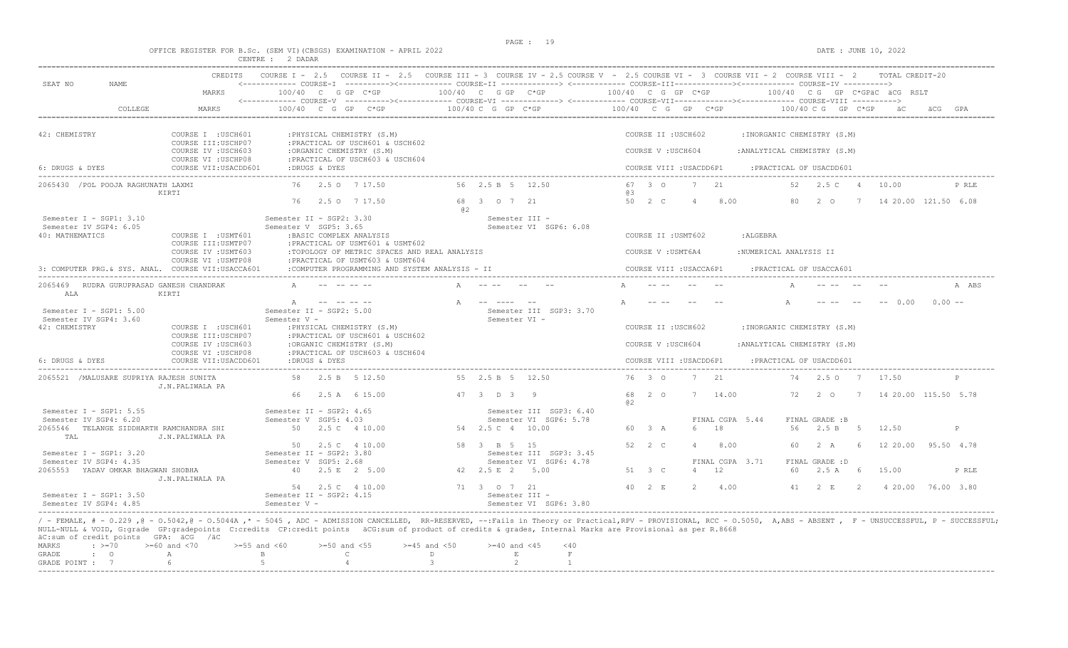OFFICE REGISTER FOR B.Sc. (SEM VI)(CBSGS) EXAMINATION - APRIL 2022    CENTRE : 2 DADAR    DATE : JUNE 10, 2022

```
SEAT NO    NAME          CREDITS   COURSE I - 2.5   COURSE II - 2.5   COURSE III - 3  COURSE IV - 2.5 COURSE V - 2.5 COURSE VI - 3  COURSE VII - 2  COURSE VIII - 2     TOTAL CREDIT-20
                                   <------------ COURSE-I ----------><------------ COURSE-II ------------> <------------ COURSE-III ------------><------------ COURSE-IV ---------->
                         MARKS        100/40  C  G GP  C*GP           100/40  C  G GP  C*GP             100/40  C  G  GP  C*GP             100/40  C G  GP  C*GPäC  äCG  RSLT
                                   <------------ COURSE-V ----------><------------ COURSE-VI ------------> <------------ COURSE-VII ------------><------------ COURSE-VIII ---------->
         COLLEGE         MARKS        100/40  C  G  GP   C*GP          100/40 C  G  GP  C*GP             100/40   C  G   GP   C*GP           100/40 C G  GP  C*GP    äC     äCG  GPA

42: CHEMISTRY               COURSE I  :USCH601       :PHYSICAL CHEMISTRY (S.M)                              COURSE II :USCH602       :INORGANIC CHEMISTRY (S.M)
                            COURSE III:USCHP07       :PRACTICAL OF USCH601 & USCH602
                            COURSE IV :USCH603       :ORGANIC CHEMISTRY (S.M)                               COURSE V :USCH604        :ANALYTICAL CHEMISTRY (S.M)
                            COURSE VI :USCHP08       :PRACTICAL OF USCH603 & USCH604
6: DRUGS & DYES             COURSE VII:USACDD601     :DRUGS & DYES                                          COURSE VIII :USACDD6P1    :PRACTICAL OF USACDD601

2065430  /POL POOJA RAGHUNATH LAXMI          76   2.5 O  7 17.50        56  2.5 B  5  12.50        67  3  O     7   21          52   2.5 C   4   10.00              P RLE
              KIRTI                                                                                @3
                                             76   2.5 O  7 17.50        68  3  O  7  21            50  2  C     4    8.00       80   2  O    7   14 20.00  121.50  6.08
                                                                        @2
 Semester I - SGP1: 3.10                 Semester II - SGP2: 3.30              Semester III -
 Semester IV SGP4: 6.05                  Semester V  SGP5: 3.65                Semester VI  SGP6: 6.08
40: MATHEMATICS             COURSE I  :USMT601       :BASIC COMPLEX ANALYSIS                                COURSE II :USMT602       :ALGEBRA
                            COURSE III:USMTP07       :PRACTICAL OF USMT601 & USMT602
                            COURSE IV :USMT603       :TOPOLOGY OF METRIC SPACES AND REAL ANALYSIS           COURSE V :USMT6A4        :NUMERICAL ANALYSIS II
                            COURSE VI :USMTP08       :PRACTICAL OF USMT603 & USMT604
3: COMPUTER PRG.& SYS. ANAL. COURSE VII:USACCA601    :COMPUTER PROGRAMMING AND SYSTEM ANALYSIS - II         COURSE VIII :USACCA6P1    :PRACTICAL OF USACCA601

2065469  RUDRA GURUPRASAD GANESH CHANDRAK    A    -- -- -- --       A   -- --   --   --          A   -- --   --   --          A   -- --  --   --              A ABS
   ALA        KIRTI
                                             A    -- -- -- --       A   -- ----  --  --          A   -- --   --   --          A   -- --  --   --  0.00     0.00 --
 Semester I - SGP1: 5.00                 Semester II - SGP2: 5.00              Semester III  SGP3: 3.70
 Semester IV SGP4: 3.60                  Semester V -                          Semester VI -
42: CHEMISTRY               COURSE I  :USCH601       :PHYSICAL CHEMISTRY (S.M)                              COURSE II :USCH602       :INORGANIC CHEMISTRY (S.M)
                            COURSE III:USCHP07       :PRACTICAL OF USCH601 & USCH602
                            COURSE IV :USCH603       :ORGANIC CHEMISTRY (S.M)                               COURSE V :USCH604        :ANALYTICAL CHEMISTRY (S.M)
                            COURSE VI :USCHP08       :PRACTICAL OF USCH603 & USCH604
6: DRUGS & DYES             COURSE VII:USACDD601     :DRUGS & DYES                                          COURSE VIII :USACDD6P1    :PRACTICAL OF USACDD601

2065521  /MALUSARE SUPRIYA RAJESH SUNITA     58   2.5 B  5 12.50        55  2.5 B  5  12.50        76  3  O     7   21          74   2.5 O   7   17.50              P
              J.N.PALIWALA PA
                                             66   2.5 A  6 15.00        47  3  D  3   9            68  2  O     7   14.00       72   2  O    7   14 20.00  115.50  5.78
                                                                                                   @2
 Semester I - SGP1: 5.55                 Semester II - SGP2: 4.65              Semester III  SGP3: 6.40
 Semester IV SGP4: 6.20                  Semester V  SGP5: 4.03                Semester VI  SGP6: 5.78              FINAL CGPA 5.44    FINAL GRADE :B
2065546  TELANGE SIDDHARTH RAMCHANDRA SHI    50   2.5 C  4 10.00        54  2.5 C  4  10.00        60  3  A     6   18          56   2.5 B   5   12.50              P
   TAL        J.N.PALIWALA PA
                                             50   2.5 C  4 10.00        58  3  B  5  15            52  2  C     4    8.00       60   2  A    6   12 20.00   95.50  4.78
 Semester I - SGP1: 3.20                 Semester II - SGP2: 3.80              Semester III  SGP3: 3.45
 Semester IV SGP4: 4.35                  Semester V  SGP5: 2.68                Semester VI  SGP6: 4.78              FINAL CGPA 3.71    FINAL GRADE :D
2065553  YADAV OMKAR BHAGWAN SHOBHA          40   2.5 E  2  5.00        42  2.5 E  2   5.00        51  3  C     4   12          60   2.5 A   6   15.00              P RLE
              J.N.PALIWALA PA
                                             54   2.5 C  4 10.00        71  3  O  7  21            40  2  E     2    4.00       41   2  E    2    4 20.00   76.00  3.80
 Semester I - SGP1: 3.50                 Semester II - SGP2: 4.15              Semester III -
 Semester IV SGP4: 4.85                  Semester V -                          Semester VI  SGP6: 3.80
```

/ - FEMALE, # - 0.229 ,@ - O.5042,@ - O.5044A ,* - 5045 , ADC - ADMISSION CANCELLED, RR-RESERVED, --:Fails in Theory or Practical,RPV - PROVISIONAL, RCC - O.5050, A,ABS - ABSENT , F - UNSUCCESSFUL, P - SUCCESSFUL; NULL-NULL & VOID, G:grade GP:gradepoints C:credits CP:credit points äCG:sum of product of credits & grades, Internal Marks are Provisional as per R.8668
äC:sum of credit points GPA: äCG /äC

| MARKS | : >=70 | >=60 and <70 | >=55 and <60 | >=50 and <55 | >=45 and <50 | >=40 and <45 | <40 |
|---|---|---|---|---|---|---|---|
| GRADE | : O | A | B | C | D | E | F |
| GRADE POINT | : 7 | 6 | 5 | 4 | 3 | 2 | 1 |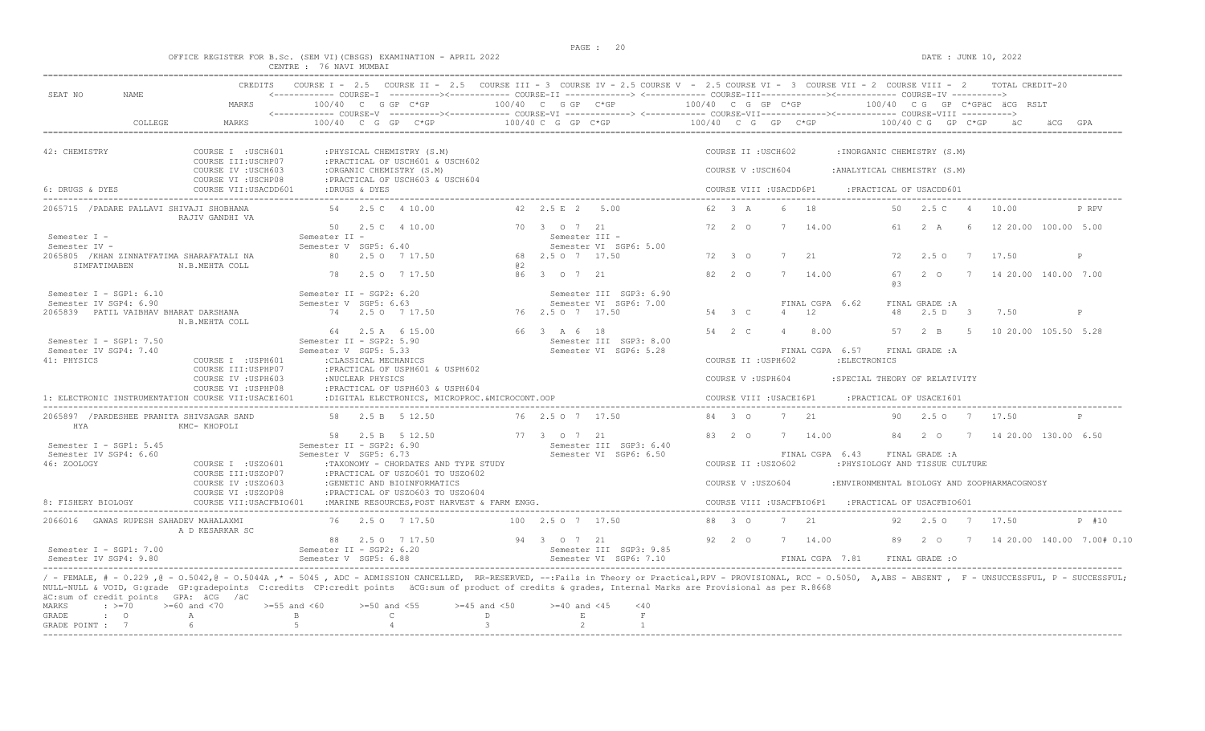OFFICE REGISTER FOR B.Sc. (SEM VI)(CBSGS) EXAMINATION - APRIL 2022    CENTRE : 76 NAVI MUMBAI    DATE : JUNE 10, 2022

```
SEAT NO      NAME                    CREDITS  COURSE I - 2.5  COURSE II - 2.5  COURSE III - 3  COURSE IV - 2.5 COURSE V - 2.5 COURSE VI - 3  COURSE VII - 2  COURSE VIII - 2     TOTAL CREDIT-20
                                              <----------- COURSE-I  ----------><----------- COURSE-II ------------> <----------- COURSE-III-----------><----------- COURSE-IV ---------->
                                     MARKS        100/40  C  G GP  C*GP          100/40  C  G GP  C*GP           100/40  C  G  GP  C*GP            100/40  C G  GP  C*GPäC  äCG  RSLT
                                              <----------- COURSE-V  ----------><----------- COURSE-VI ------------> <----------- COURSE-VII-----------><----------- COURSE-VIII ---------->
             COLLEGE                 MARKS        100/40  C  G  GP   C*GP        100/40 C  G  GP  C*GP           100/40   C  G   GP   C*GP          100/40 C G  GP  C*GP    äC     äCG  GPA

42: CHEMISTRY               COURSE I  :USCH601        :PHYSICAL CHEMISTRY (S.M)                                COURSE II :USCH602        :INORGANIC CHEMISTRY (S.M)
                            COURSE III:USCHP07        :PRACTICAL OF USCH601 & USCH602
                            COURSE IV :USCH603        :ORGANIC CHEMISTRY (S.M)                                 COURSE V :USCH604         :ANALYTICAL CHEMISTRY (S.M)
                            COURSE VI :USCHP08        :PRACTICAL OF USCH603 & USCH604
6: DRUGS & DYES             COURSE VII:USACDD601      :DRUGS & DYES                                            COURSE VIII :USACDD6P1    :PRACTICAL OF USACDD601

2065715 /PADARE PALLAVI SHIVAJI SHOBHANA       54   2.5 C  4 10.00        42  2.5 E  2   5.00         62  3  A     6   18          50   2.5 C   4   10.00            P RPV
        RAJIV GANDHI VA
                                               50   2.5 C  4 10.00        70  3  O  7  21             72  2  O     7   14.00       61   2  A    6   12 20.00 100.00 5.00
Semester I -                              Semester II -                        Semester III -
Semester IV -                             Semester V  SGP5: 6.40               Semester VI  SGP6: 5.00
2065805 /KHAN ZINNATFATIMA SHARAFATALI NA      80   2.5 O  7 17.50        68  2.5 O  7  17.50         72  3  O     7   21          72   2.5 O   7   17.50            P
        SIMFATIMABEN   N.B.MEHTA COLL                                     @2
                                               78   2.5 O  7 17.50        86  3  O  7  21             82  2  O     7   14.00       67   2  O    7   14 20.00 140.00 7.00
                                                                                                                                   @3
Semester I - SGP1: 6.10                   Semester II - SGP2: 6.20             Semester III  SGP3: 6.90
Semester IV SGP4: 6.90                    Semester V  SGP5: 6.63               Semester VI  SGP6: 7.00               FINAL CGPA  6.62    FINAL GRADE :A
2065839  PATIL VAIBHAV BHARAT DARSHANA         74   2.5 O  7 17.50        76  2.5 O  7  17.50         54  3  C     4   12          48   2.5 D   3    7.50            P
        N.B.MEHTA COLL
                                               64   2.5 A  6 15.00        66  3  A  6  18             54  2  C     4    8.00       57   2  B    5   10 20.00 105.50 5.28
Semester I - SGP1: 7.50                   Semester II - SGP2: 5.90             Semester III  SGP3: 8.00
Semester IV SGP4: 7.40                    Semester V  SGP5: 5.33               Semester VI  SGP6: 5.28               FINAL CGPA  6.57    FINAL GRADE :A
41: PHYSICS                 COURSE I  :USPH601        :CLASSICAL MECHANICS                                     COURSE II :USPH602        :ELECTRONICS
                            COURSE III:USPHP07        :PRACTICAL OF USPH601 & USPH602
                            COURSE IV :USPH603        :NUCLEAR PHYSICS                                         COURSE V :USPH604         :SPECIAL THEORY OF RELATIVITY
                            COURSE VI :USPHP08        :PRACTICAL OF USPH603 & USPH604
1: ELECTRONIC INSTRUMENTATION COURSE VII:USACEI601    :DIGITAL ELECTRONICS, MICROPROC.&MICROCONT.OOP           COURSE VIII :USACEI6P1    :PRACTICAL OF USACEI601

2065897 /PARDESHEE PRANITA SHIVSAGAR SAND      58   2.5 B  5 12.50        76  2.5 O  7  17.50         84  3  O     7   21          90   2.5 O   7   17.50            P
        HYA    KMC- KHOPOLI
                                               58   2.5 B  5 12.50        77  3  O  7  21             83  2  O     7   14.00       84   2  O    7   14 20.00 130.00 6.50
Semester I - SGP1: 5.45                   Semester II - SGP2: 6.90             Semester III  SGP3: 6.40
Semester IV SGP4: 6.60                    Semester V  SGP5: 6.73               Semester VI  SGP6: 6.50               FINAL CGPA  6.43    FINAL GRADE :A
46: ZOOLOGY                 COURSE I  :USZO601        :TAXONOMY - CHORDATES AND TYPE STUDY                     COURSE II :USZO602        :PHYSIOLOGY AND TISSUE CULTURE
                            COURSE III:USZOP07        :PRACTICAL OF USZO601 TO USZO602
                            COURSE IV :USZO603        :GENETIC AND BIOINFORMATICS                              COURSE V :USZO604         :ENVIRONMENTAL BIOLOGY AND ZOOPHARMACOGNOSY
                            COURSE VI :USZOP08        :PRACTICAL OF USZO603 TO USZO604
8: FISHERY BIOLOGY          COURSE VII:USACFBIO601    :MARINE RESOURCES,POST HARVEST & FARM ENGG.              COURSE VIII :USACFBIO6P1  :PRACTICAL OF USACFBIO601

2066016  GAWAS RUPESH SAHADEV MAHALAXMI        76   2.5 O  7 17.50       100  2.5 O  7  17.50         88  3  O     7   21          92   2.5 O   7   17.50            P #10
        A D KESARKAR SC
                                               88   2.5 O  7 17.50        94  3  O  7  21             92  2  O     7   14.00       89   2  O    7   14 20.00 140.00 7.00# 0.10
Semester I - SGP1: 7.00                   Semester II - SGP2: 6.20             Semester III  SGP3: 9.85
Semester IV SGP4: 9.80                    Semester V  SGP5: 6.88               Semester VI  SGP6: 7.10               FINAL CGPA  7.81    FINAL GRADE :O
```

/ - FEMALE, # - 0.229 ,@ - O.5042,@ - O.5044A ,* - 5045 , ADC - ADMISSION CANCELLED, RR-RESERVED, --:Fails in Theory or Practical,RPV - PROVISIONAL, RCC - O.5050, A,ABS - ABSENT , F - UNSUCCESSFUL, P - SUCCESSFUL; NULL-NULL & VOID, G:grade GP:gradepoints C:credits CP:credit points äCG:sum of product of credits & grades, Internal Marks are Provisional as per R.8668
äC:sum of credit points GPA: äCG /äC

| MARKS | : >=70 | >=60 and <70 | >=55 and <60 | >=50 and <55 | >=45 and <50 | >=40 and <45 | <40 |
|---|---|---|---|---|---|---|---|
| GRADE | : O | A | B | C | D | E | F |
| GRADE POINT | : 7 | 6 | 5 | 4 | 3 | 2 | 1 |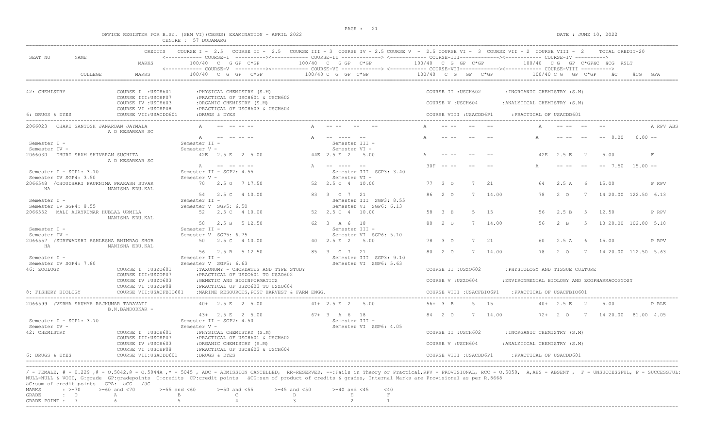OFFICE REGISTER FOR B.Sc. (SEM VI)(CBSGS) EXAMINATION - APRIL 2022
CENTRE : 57 DODAMARG

DATE : JUNE 10, 2022

| SEAT NO | NAME | CREDITS | COURSE I - 2.5 | COURSE II - 2.5 | COURSE III - 3 | COURSE IV - 2.5 | COURSE V - 2.5 | COURSE VI - 3 | COURSE VII - 2 | COURSE VIII - 2 | TOTAL CREDIT-20 |
|---|---|---|---|---|---|---|---|---|---|---|---|
| | | MARKS | COURSE-I 100/40 C G GP C*GP | | COURSE-II 100/40 C G GP C*GP | | COURSE-III 100/40 C G GP C*GP | | COURSE-IV 100/40 C G GP C*GP | äC äCG RSLT | |
| | COLLEGE | MARKS | COURSE-V 100/40 C G GP C*GP | | COURSE-VI 100/40 C G GP C*GP | | COURSE-VII 100/40 C G GP C*GP | | COURSE-VIII 100/40 C G GP C*GP | äC äCG GPA | |

42: CHEMISTRY — COURSE I :USCH601 :PHYSICAL CHEMISTRY (S.M) ; COURSE II :USCH602 :INORGANIC CHEMISTRY (S.M) ; COURSE III:USCHP07 :PRACTICAL OF USCH601 & USCH602 ; COURSE IV :USCH603 :ORGANIC CHEMISTRY (S.M) ; COURSE V :USCH604 :ANALYTICAL CHEMISTRY (S.M) ; COURSE VI :USCHP08 :PRACTICAL OF USCH603 & USCH604

6: DRUGS & DYES — COURSE VII:USACDD601 :DRUGS & DYES ; COURSE VIII :USACDD6P1 :PRACTICAL OF USACDD601

```
2066023  CHARI SANTOSH JANARDAN JAYMALA        A   -- -- -- --          A   -- --   --   --       A   -- --   --   --          A   -- --   --   --              A RPV ABS
         A D KESARKAR SC
                                               A   -- -- -- --          A   -- ----  --            A   -- --   --   --          A   -- --   --   --  0.00   0.00 --
Semester I -                               Semester II -                       Semester III -
Semester IV -                              Semester V -                        Semester VI -

2066030  DHURI SHAM SHIVARAM SUCHITA           42E  2.5 E  2  5.00      44E 2.5 E 2   5.00         A   -- --   --   --          42E  2.5 E   2    5.00          F
         A D KESARKAR SC
                                               A   -- -- -- --          A   -- ----  --            30F -- --   --   --          A   -- --   --   --  7.50  15.00 --
Semester I - SGP1: 3.10                    Semester II - SGP2: 4.55            Semester III SGP3: 3.40
Semester IV SGP4: 3.50                     Semester V -                        Semester VI -

2066548  /CHOUDHARI PAURNIMA PRAKASH SUVAR     70   2.5 O  7 17.50      52  2.5 C  4  10.00        77  3  O    7   21          64   2.5 A   6   15.00          P RPV
NA       MANISHA EDU.KAL
                                               54   2.5 C  4 10.00      83  3  O  7  21            86  2  O    7   14.00       78   2  O    7   14 20.00 122.50 6.13
Semester I -                               Semester II -                       Semester III SGP3: 8.55
Semester IV SGP4: 8.55                     Semester V  SGP5: 6.50              Semester VI  SGP6: 6.13

2066552  MALI AJAYKUMAR HUBLAL URMILA          52   2.5 C  4 10.00      52  2.5 C  4  10.00        58  3  B    5   15          56   2.5 B   5   12.50          P RPV
         MANISHA EDU.KAL
                                               58   2.5 B  5 12.50      62  3  A  6  18            80  2  O    7   14.00       56   2  B    5   10 20.00 102.00 5.10
Semester I -                               Semester II -                       Semester III -
Semester IV -                              Semester V  SGP5: 6.75              Semester VI  SGP6: 5.10

2066557  /SURYWANSHI ASHLESHA BHIMRAO SHOB     50   2.5 C  4 10.00      40  2.5 E  2   5.00        78  3  O    7   21          60   2.5 A   6   15.00          P RPV
HA       MANISHA EDU.KAL
                                               56   2.5 B  5 12.50      85  3  O  7  21            80  2  O    7   14.00       78   2  O    7   14 20.00 112.50 5.63
Semester I -                               Semester II -                       Semester III SGP3: 9.10
Semester IV SGP4: 7.80                     Semester V  SGP5: 6.63              Semester VI  SGP6: 5.63
```

46: ZOOLOGY — COURSE I :USZO601 :TAXONOMY - CHORDATES AND TYPE STUDY ; COURSE II :USZO602 :PHYSIOLOGY AND TISSUE CULTURE ; COURSE III:USZOP07 :PRACTICAL OF USZO601 TO USZO602 ; COURSE IV :USZO603 :GENETIC AND BIOINFORMATICS ; COURSE V :USZO604 :ENVIRONMENTAL BIOLOGY AND ZOOPHARMACOGNOSY ; COURSE VI :USZOP08 :PRACTICAL OF USZO603 TO USZO604

8: FISHERY BIOLOGY — COURSE VII:USACFBIO601 :MARINE RESOURCES,POST HARVEST & FARM ENGG. ; COURSE VIII :USACFBIO6P1 :PRACTICAL OF USACFBIO601

```
2066599  /VERMA SAUMYA RAJKUMAR TARAVATI       40+  2.5 E  2  5.00      41+ 2.5 E 2   5.00         56+ 3  B    5   15          40+  2.5 E   2    5.00          P RLE
         B.N.BANDODKAR -
                                               43+  2.5 E  2  5.00      67+ 3  A  6  18            84  2  O    7   14.00       72+  2  O    7   14 20.00  81.00 4.05
Semester I - SGP1: 3.70                    Semester II - SGP2: 4.50            Semester III -
Semester IV -                              Semester V -                        Semester VI  SGP6: 4.05
```

42: CHEMISTRY — COURSE I :USCH601 :PHYSICAL CHEMISTRY (S.M) ; COURSE II :USCH602 :INORGANIC CHEMISTRY (S.M) ; COURSE III:USCHP07 :PRACTICAL OF USCH601 & USCH602 ; COURSE IV :USCH603 :ORGANIC CHEMISTRY (S.M) ; COURSE V :USCH604 :ANALYTICAL CHEMISTRY (S.M) ; COURSE VI :USCHP08 :PRACTICAL OF USCH603 & USCH604

6: DRUGS & DYES — COURSE VII:USACDD601 :DRUGS & DYES ; COURSE VIII :USACDD6P1 :PRACTICAL OF USACDD601

/ - FEMALE, # - 0.229 ,@ - 0.5042,@ - 0.5044A ,* - 5045 , ADC - ADMISSION CANCELLED, RR-RESERVED, --:Fails in Theory or Practical,RPV - PROVISIONAL, RCC - 0.5050, A,ABS - ABSENT , F - UNSUCCESSFUL, P - SUCCESSFUL; NULL-NULL & VOID, G:grade GP:gradepoints C:credits CP:credit points äCG:sum of product of credits & grades, Internal Marks are Provisional as per R.8668

äC:sum of credit points GPA: äCG /äC

| MARKS | : >=70 | >=60 and <70 | >=55 and <60 | >=50 and <55 | >=45 and <50 | >=40 and <45 | <40 |
|---|---|---|---|---|---|---|---|
| GRADE | : O | A | B | C | D | E | F |
| GRADE POINT : | 7 | 6 | 5 | 4 | 3 | 2 | 1 |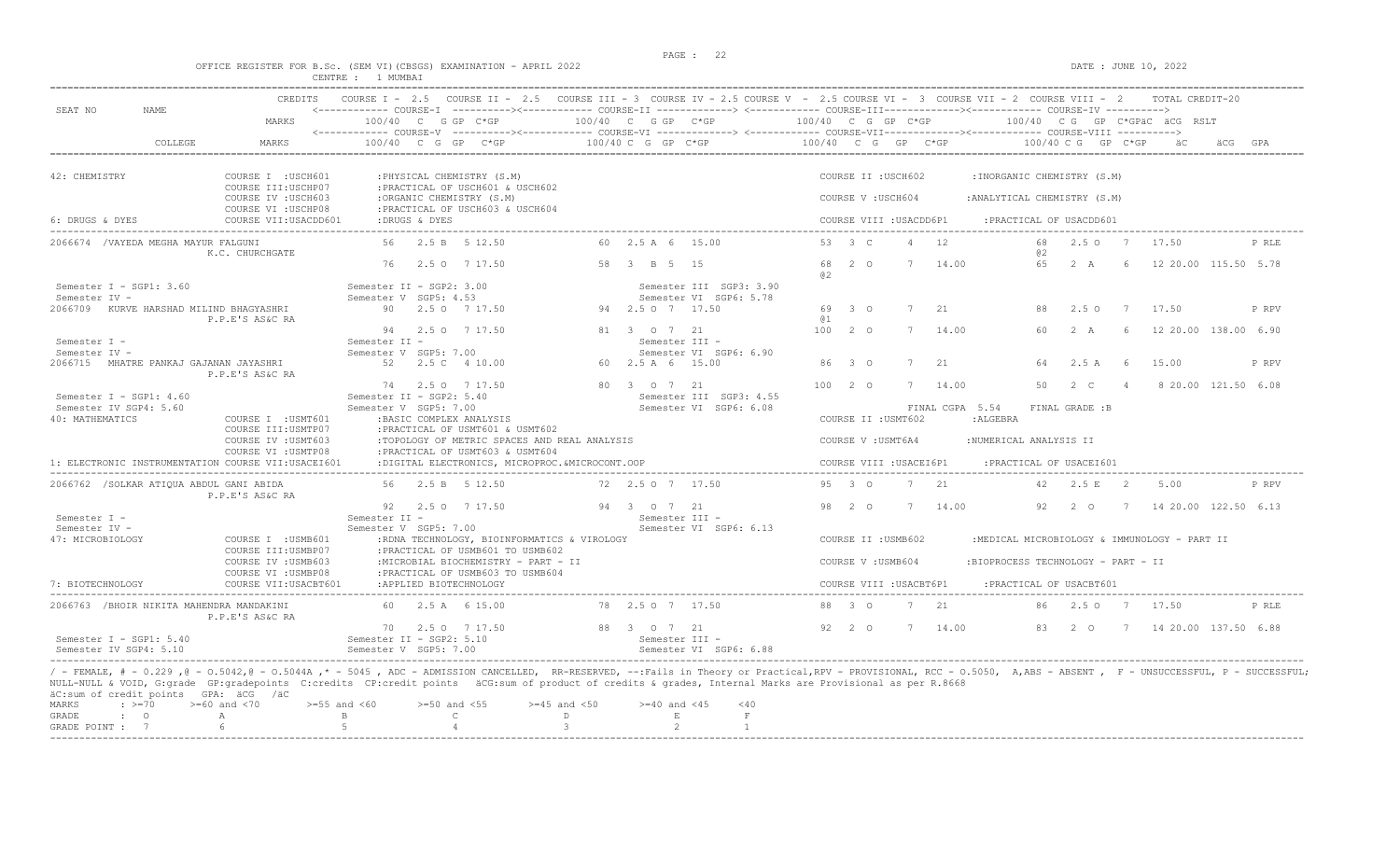OFFICE REGISTER FOR B.Sc. (SEM VI)(CBSGS) EXAMINATION - APRIL 2022

CENTRE : 1 MUMBAI

DATE : JUNE 10, 2022

```
SEAT NO     NAME                CREDITS   COURSE I - 2.5   COURSE II - 2.5   COURSE III - 3  COURSE IV - 2.5 COURSE V  - 2.5 COURSE VI - 3  COURSE VII - 2  COURSE VIII - 2     TOTAL CREDIT-20
                                          <------------ COURSE-I  ---------><------------ COURSE-II -------------> <------------ COURSE-III-------------><------------ COURSE-IV ---------->
                                MARKS        100/40  C  G GP  C*GP          100/40  C  G GP  C*GP          100/40  C  G  GP  C*GP          100/40  C G  GP  C*GPäC  äCG  RSLT
                                          <------------ COURSE-V  ---------><------------ COURSE-VI -------------> <------------ COURSE-VII-------------><------------ COURSE-VIII ---------->
            COLLEGE             MARKS        100/40  C  G  GP   C*GP        100/40 C  G  GP  C*GP          100/40   C  G   GP   C*GP         100/40 C G   GP  C*GP    äC     äCG  GPA

42: CHEMISTRY               COURSE I  :USCH601        :PHYSICAL CHEMISTRY (S.M)                                 COURSE II :USCH602        :INORGANIC CHEMISTRY (S.M)
                            COURSE III:USCHP07        :PRACTICAL OF USCH601 & USCH602
                            COURSE IV :USCH603        :ORGANIC CHEMISTRY (S.M)                                  COURSE V :USCH604         :ANALYTICAL CHEMISTRY (S.M)
                            COURSE VI :USCHP08        :PRACTICAL OF USCH603 & USCH604
6: DRUGS & DYES             COURSE VII:USACDD601      :DRUGS & DYES                                             COURSE VIII :USACDD6P1     :PRACTICAL OF USACDD601

2066674 /VAYEDA MEGHA MAYUR FALGUNI                56   2.5 B  5 12.50         60  2.5 A  6  15.00          53  3  C     4   12           68   2.5 O   7   17.50           P RLE
                K.C. CHURCHGATE                                                                                                           @2
                                                   76   2.5 O  7 17.50         58  3  B  5  15              68  2  O     7   14.00        65   2  A    6   12 20.00 115.50 5.78
                                                                                                           @2
Semester I - SGP1: 3.60                   Semester II - SGP2: 3.00                  Semester III  SGP3: 3.90
Semester IV -                             Semester V  SGP5: 4.53                    Semester VI  SGP6: 5.78
2066709   KURVE HARSHAD MILIND BHAGYASHRI          90   2.5 O  7 17.50         94  2.5 O  7  17.50          69  3  O     7   21           88   2.5 O   7   17.50           P RPV
                P.P.E'S AS&C RA                                                                            @1
                                                   94   2.5 O  7 17.50         81  3  O  7  21              100  2  O    7   14.00        60   2  A    6   12 20.00 138.00 6.90
Semester I -                              Semester II -                             Semester III -
Semester IV -                             Semester V  SGP5: 7.00                    Semester VI  SGP6: 6.90
2066715   MHATRE PANKAJ GAJANAN JAYASHRI           52   2.5 C  4 10.00         60  2.5 A  6  15.00          86  3  O     7   21           64   2.5 A   6   15.00           P RPV
                P.P.E'S AS&C RA
                                                   74   2.5 O  7 17.50         80  3  O  7  21              100  2  O    7   14.00        50   2  C    4    8 20.00 121.50 6.08
Semester I - SGP1: 4.60                   Semester II - SGP2: 5.40                  Semester III  SGP3: 4.55
Semester IV SGP4: 5.60                    Semester V  SGP5: 7.00                    Semester VI  SGP6: 6.08                 FINAL CGPA  5.54    FINAL GRADE :B
40: MATHEMATICS             COURSE I  :USMT601        :BASIC COMPLEX ANALYSIS                                   COURSE II :USMT602        :ALGEBRA
                            COURSE III:USMTP07        :PRACTICAL OF USMT601 & USMT602
                            COURSE IV :USMT603        :TOPOLOGY OF METRIC SPACES AND REAL ANALYSIS              COURSE V :USMT6A4         :NUMERICAL ANALYSIS II
                            COURSE VI :USMTP08        :PRACTICAL OF USMT603 & USMT604
1: ELECTRONIC INSTRUMENTATION COURSE VII:USACEI601     :DIGITAL ELECTRONICS, MICROPROC.&MICROCONT.OOP            COURSE VIII :USACEI6P1     :PRACTICAL OF USACEI601

2066762 /SOLKAR ATIQUA ABDUL GANI ABIDA            56   2.5 B  5 12.50         72  2.5 O  7  17.50          95  3  O     7   21           42   2.5 E   2    5.00           P RPV
                P.P.E'S AS&C RA
                                                   92   2.5 O  7 17.50         94  3  O  7  21              98  2  O     7   14.00        92   2  O    7   14 20.00 122.50 6.13
Semester I -                              Semester II -                             Semester III -
Semester IV -                             Semester V  SGP5: 7.00                    Semester VI  SGP6: 6.13
47: MICROBIOLOGY            COURSE I  :USMB601        :RDNA TECHNOLOGY, BIOINFORMATICS & VIROLOGY               COURSE II :USMB602        :MEDICAL MICROBIOLOGY & IMMUNOLOGY - PART II
                            COURSE III:USMBP07        :PRACTICAL OF USMB601 TO USMB602
                            COURSE IV :USMB603        :MICROBIAL BIOCHEMISTRY - PART - II                       COURSE V :USMB604         :BIOPROCESS TECHNOLOGY - PART - II
                            COURSE VI :USMBP08        :PRACTICAL OF USMB603 TO USMB604
7: BIOTECHNOLOGY            COURSE VII:USACBT601      :APPLIED BIOTECHNOLOGY                                    COURSE VIII :USACBT6P1     :PRACTICAL OF USACBT601

2066763 /BHOIR NIKITA MAHENDRA MANDAKINI           60   2.5 A  6 15.00         78  2.5 O  7  17.50          88  3  O     7   21           86   2.5 O   7   17.50           P RLE
                P.P.E'S AS&C RA
                                                   70   2.5 O  7 17.50         88  3  O  7  21              92  2  O     7   14.00        83   2  O    7   14 20.00 137.50 6.88
Semester I - SGP1: 5.40                   Semester II - SGP2: 5.10                  Semester III -
Semester IV SGP4: 5.10                    Semester V  SGP5: 7.00                    Semester VI  SGP6: 6.88
```

/ - FEMALE, # - 0.229 ,@ - O.5042,@ - O.5044A ,* - 5045 , ADC - ADMISSION CANCELLED, RR-RESERVED, --:Fails in Theory or Practical,RPV - PROVISIONAL, RCC - O.5050, A,ABS - ABSENT , F - UNSUCCESSFUL, P - SUCCESSFUL; NULL-NULL & VOID, G:grade GP:gradepoints C:credits CP:credit points äCG:sum of product of credits & grades, Internal Marks are Provisional as per R.8668

äC:sum of credit points GPA: äCG /äC

| MARKS | : >=70 | >=60 and <70 | >=55 and <60 | >=50 and <55 | >=45 and <50 | >=40 and <45 | <40 |
|---|---|---|---|---|---|---|---|
| GRADE | : O | A | B | C | D | E | F |
| GRADE POINT | : 7 | 6 | 5 | 4 | 3 | 2 | 1 |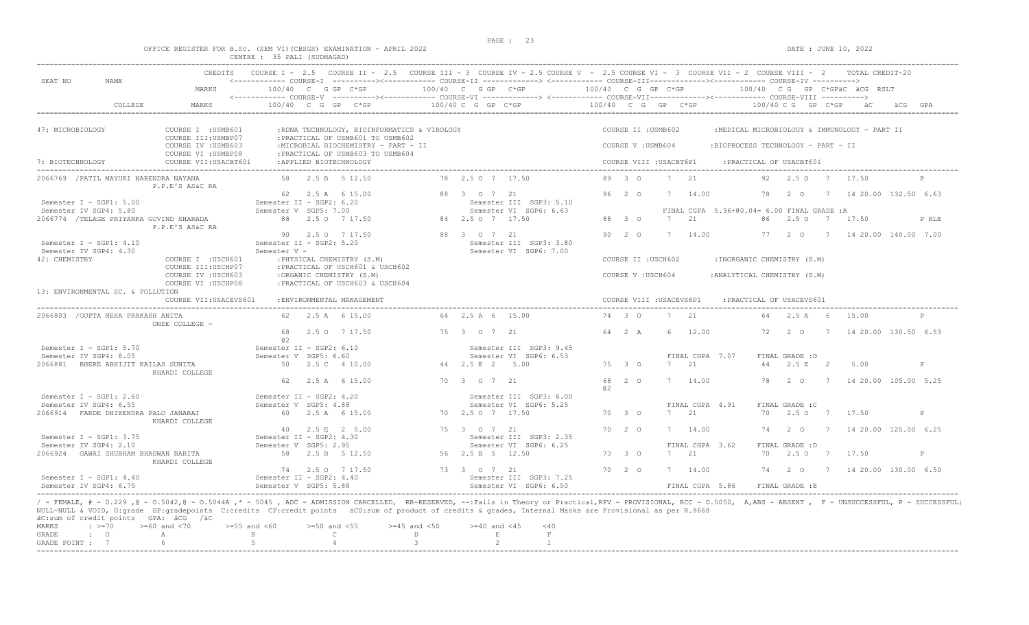OFFICE REGISTER FOR B.Sc. (SEM VI)(CBSGS) EXAMINATION - APRIL 2022
CENTRE : 35 PALI (SUDHAGAD)

DATE : JUNE 10, 2022

```
SEAT NO    NAME            CREDITS   COURSE I - 2.5   COURSE II - 2.5   COURSE III - 3  COURSE IV - 2.5 COURSE V  - 2.5 COURSE VI -  3  COURSE VII - 2  COURSE VIII -  2       TOTAL CREDIT-20
                                     <------------ COURSE-I  ---------><------------ COURSE-II ------------> <------------ COURSE-III-------------><------------ COURSE-IV ---------->
                           MARKS        100/40  C  G GP  C*GP          100/40  C  G GP  C*GP          100/40  C  G  GP  C*GP            100/40  C G  GP  C*GPäC  äCG  RSLT
                                     <------------ COURSE-V  ---------><------------ COURSE-VI ------------> <------------ COURSE-VII-------------><------------ COURSE-VIII ---------->
           COLLEGE         MARKS        100/40  C  G  GP   C*GP        100/40 C  G GP  C*GP           100/40  C  G   GP   C*GP            100/40 C G  GP  C*GP     äC      äCG  GPA

47: MICROBIOLOGY           COURSE I  :USMB601       :RDNA TECHNOLOGY, BIOINFORMATICS & VIROLOGY                  COURSE II :USMB602       :MEDICAL MICROBIOLOGY & IMMUNOLOGY - PART II
                           COURSE III:USMBP07       :PRACTICAL OF USMB601 TO USMB602
                           COURSE IV :USMB603       :MICROBIAL BIOCHEMISTRY - PART - II                          COURSE V :USMB604        :BIOPROCESS TECHNOLOGY - PART - II
                           COURSE VI :USMBP08       :PRACTICAL OF USMB603 TO USMB604
7: BIOTECHNOLOGY           COURSE VII:USACBT601     :APPLIED BIOTECHNOLOGY                                       COURSE VIII :USACBT6P1     :PRACTICAL OF USACBT601

2066769  /PATIL MAYURI NARENDRA NAYANA             58   2.5 B  5 12.50         78  2.5 O  7  17.50         89  3  O    7   21          92   2.5 O   7   17.50           P
           P.P.E'S AS&C RA
                                                   62   2.5 A  6 15.00         88  3  O  7  21             96  2  O    7   14.00       78   2  O    7   14 20.00  132.50  6.63
 Semester I - SGP1: 5.00                       Semester II - SGP2: 6.20             Semester III  SGP3: 5.10
 Semester IV SGP4: 5.80                        Semester V  SGP5: 7.00               Semester VI  SGP6: 6.63                  FINAL CGPA  5.96+@0.04= 6.00 FINAL GRADE :A
2066774  /TELAGE PRIYANKA GOVIND SHARADA            88   2.5 O  7 17.50         84  2.5 O  7  17.50         88  3  O    7   21          86   2.5 O   7   17.50           P RLE
           P.P.E'S AS&C RA
                                                   90   2.5 O  7 17.50         88  3  O  7  21             90  2  O    7   14.00       77   2  O    7   14 20.00  140.00  7.00
 Semester I - SGP1: 4.10                       Semester II - SGP2: 5.20             Semester III  SGP3: 3.80
 Semester IV SGP4: 4.30                        Semester V -                         Semester VI  SGP6: 7.00
42: CHEMISTRY              COURSE I  :USCH601       :PHYSICAL CHEMISTRY (S.M)                                    COURSE II :USCH602       :INORGANIC CHEMISTRY (S.M)
                           COURSE III:USCHP07       :PRACTICAL OF USCH601 & USCH602
                           COURSE IV :USCH603       :ORGANIC CHEMISTRY (S.M)                                     COURSE V :USCH604        :ANALYTICAL CHEMISTRY (S.M)
                           COURSE VI :USCHP08       :PRACTICAL OF USCH603 & USCH604
13: ENVIRONMENTAL SC. & POLLUTION
                           COURSE VII:USACEVS601    :ENVIRONMENTAL MANAGEMENT                                    COURSE VIII :USACEVS6P1    :PRACTICAL OF USACEVS601

2066803  /GUPTA NEHA PRAKASH ANITA                  62   2.5 A  6 15.00         64  2.5 A  6  15.00         74  3  O    7   21          64   2.5 A   6   15.00           P
           ONDE COLLEGE -
                                                   68   2.5 O  7 17.50         75  3  O  7  21             64  2  A    6   12.00       72   2  O    7   14 20.00  130.50  6.53
                                                   @2
 Semester I - SGP1: 5.70                       Semester II - SGP2: 6.10             Semester III  SGP3: 9.45
 Semester IV SGP4: 8.05                        Semester V  SGP5: 6.60               Semester VI  SGP6: 6.53                  FINAL CGPA  7.07     FINAL GRADE :O
2066881  BHERE ABHIJIT KAILAS SUNITA                50   2.5 C  4 10.00         44  2.5 E  2   5.00         75  3  O    7   21          44   2.5 E   2    5.00           P
           KHARDI COLLEGE
                                                   62   2.5 A  6 15.00         70  3  O  7  21             68  2  O    7   14.00       78   2  O    7   14 20.00  105.00  5.25
                                                                                                           @2
 Semester I - SGP1: 2.60                       Semester II - SGP2: 4.20             Semester III  SGP3: 6.00
 Semester IV SGP4: 6.55                        Semester V  SGP5: 4.88               Semester VI  SGP6: 5.25                  FINAL CGPA  4.91     FINAL GRADE :C
2066914  FARDE DHIRENDRA PALO JANABAI               60   2.5 A  6 15.00         70  2.5 O  7  17.50         70  3  O    7   21          70   2.5 O   7   17.50           P
           KHARDI COLLEGE
                                                   40   2.5 E  2  5.00         75  3  O  7  21             70  2  O    7   14.00       74   2  O    7   14 20.00  125.00  6.25
 Semester I - SGP1: 3.75                       Semester II - SGP2: 4.30             Semester III  SGP3: 2.35
 Semester IV SGP4: 2.10                        Semester V  SGP5: 2.95               Semester VI  SGP6: 6.25                  FINAL CGPA  3.62     FINAL GRADE :D
2066924  GAWAI SHUBHAM BHAGWAN BABITA               58   2.5 B  5 12.50         56  2.5 B  5  12.50         73  3  O    7   21          70   2.5 O   7   17.50           P
           KHARDI COLLEGE
                                                   74   2.5 O  7 17.50         73  3  O  7  21             70  2  O    7   14.00       74   2  O    7   14 20.00  130.00  6.50
 Semester I - SGP1: 4.40                       Semester II - SGP2: 4.40             Semester III  SGP3: 7.25
 Semester IV SGP4: 6.75                        Semester V  SGP5: 5.88               Semester VI  SGP6: 6.50                  FINAL CGPA  5.86     FINAL GRADE :B
```

/ - FEMALE, # - 0.229 ,@ - O.5042,@ - O.5044A ,* - 5045 , ADC - ADMISSION CANCELLED, RR-RESERVED, --:Fails in Theory or Practical,RPV - PROVISIONAL, RCC - O.5050, A,ABS - ABSENT , F - UNSUCCESSFUL, P - SUCCESSFUL; NULL-NULL & VOID, G:grade GP:gradepoints C:credits CP:credit points äCG:sum of product of credits & grades, Internal Marks are Provisional as per R.8668
äC:sum of credit points GPA: äCG /äC

| MARKS | : >=70 | >=60 and <70 | >=55 and <60 | >=50 and <55 | >=45 and <50 | >=40 and <45 | <40 |
|---|---|---|---|---|---|---|---|
| GRADE | : O | A | B | C | D | E | F |
| GRADE POINT | : 7 | 6 | 5 | 4 | 3 | 2 | 1 |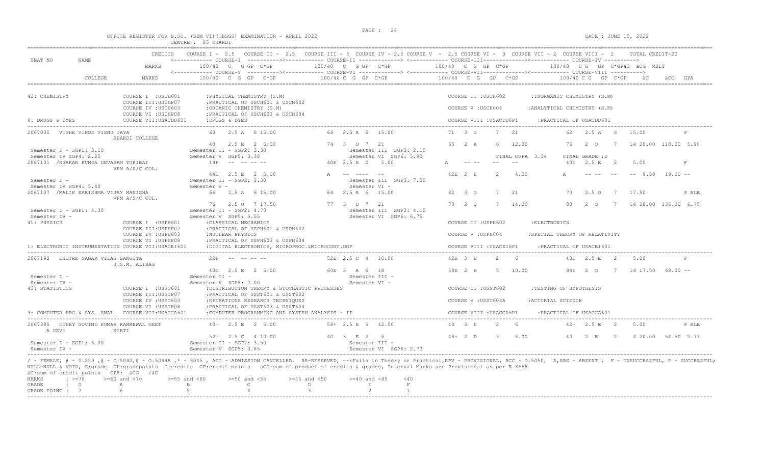OFFICE REGISTER FOR B.Sc. (SEM VI)(CBSGS) EXAMINATION - APRIL 2022

CENTRE : 85 KHARDI

DATE : JUNE 10, 2022

```
SEAT NO      NAME                    CREDITS    COURSE I - 2.5   COURSE II - 2.5   COURSE III - 3  COURSE IV - 2.5 COURSE V  - 2.5 COURSE VI - 3  COURSE VII - 2  COURSE VIII - 2     TOTAL CREDIT-20
                                                <------------ COURSE-I  ----------><------------ COURSE-II -------------> <------------ COURSE-III-------------><------------ COURSE-IV ---------->
                                     MARKS          100/40  C  G GP  C*GP          100/40  C  G GP  C*GP          100/40  C  G  GP  C*GP            100/40  C G  GP  C*GPäC  äCG  RSLT
                                                <------------ COURSE-V  ----------><------------ COURSE-VI -------------> <------------ COURSE-VII-------------><------------ COURSE-VIII ---------->
             COLLEGE                 MARKS          100/40  C  G  GP  C*GP         100/40 C  G  GP  C*GP          100/40  C  G  GP  C*GP            100/40 C G  GP  C*GP    äC     äCG  GPA

42: CHEMISTRY               COURSE I  :USCH601       :PHYSICAL CHEMISTRY (S.M)                                   COURSE II :USCH602        :INORGANIC CHEMISTRY (S.M)
                            COURSE III:USCHP07       :PRACTICAL OF USCH601 & USCH602
                            COURSE IV :USCH603       :ORGANIC CHEMISTRY (S.M)                                    COURSE V :USCH604         :ANALYTICAL CHEMISTRY (S.M)
                            COURSE VI :USCHP08       :PRACTICAL OF USCH603 & USCH604
6: DRUGS & DYES             COURSE VII:USACDD601     :DRUGS & DYES                                               COURSE VIII :USACDD6P1     :PRACTICAL OF USACDD601

2067035  VISHE VINOD VISNU JAYA               60   2.5 A  6 15.00          66  2.5 A  6  15.00           71  3  O     7   21            62   2.5 A   6   15.00           P
                  KHARDI COLLEGE
                                              40   2.5 E  2  5.00          74  3  O  7  21               65  2  A     6   12.00         76   2  O    7   14 20.00  118.00  5.90
 Semester I - SGP1: 3.10               Semester II - SGP2: 3.30                Semester III  SGP3: 2.10
 Semester IV SGP4: 2.25                Semester V  SGP5: 3.38                  Semester VI  SGP6: 5.90                  FINAL CGPA  3.34     FINAL GRADE :D
2067101  /KHAKAR KUNDA DEVARAM TUKIBAI        14F  -- -- -- --             40E 2.5 E  2   5.00           A    -- --    --   --            40E  2.5 E   2    5.00           F
                  VPM A/S/C COL.
                                              44E  2.5 E  2  5.00          A   -- ----  --               42E  2  E     2    4.00         A    -- --   --   --  9.50   19.00 --
 Semester I -                          Semester II - SGP2: 3.30                Semester III  SGP3: 7.00
 Semester IV SGP4: 5.40                Semester V -                            Semester VI -
2067107  /MALIK KARISHMA VIJAY MANISHA        66   2.5 A  6 15.00          64  2.5 A  6  15.00           82  3  O     7   21            70   2.5 O   7   17.50           P RLE
                  VPM A/S/C COL.
                                              76   2.5 O  7 17.50          77  3  O  7  21               70  2  O     7   14.00         80   2  O    7   14 20.00  135.00  6.75
 Semester I - SGP1: 4.30               Semester II - SGP2: 4.70                Semester III  SGP3: 4.10
 Semester IV -                         Semester V  SGP5: 5.55                  Semester VI  SGP6: 6.75
41: PHYSICS                 COURSE I  :USPH601       :CLASSICAL MECHANICS                                        COURSE II :USPH602        :ELECTRONICS
                            COURSE III:USPHP07       :PRACTICAL OF USPH601 & USPH602
                            COURSE IV :USPH603       :NUCLEAR PHYSICS                                            COURSE V :USPH604         :SPECIAL THEORY OF RELATIVITY
                            COURSE VI :USPHP08       :PRACTICAL OF USPH603 & USPH604
1: ELECTRONIC INSTRUMENTATION COURSE VII:USACEI601   :DIGITAL ELECTRONICS, MICROPROC.&MICROCONT.OOP              COURSE VIII :USACEI6P1     :PRACTICAL OF USACEI601

2067192  DHOTRE SAGAR VILAS SANGITA           22F  -- -- -- --             52E 2.5 C  4  10.00           42E  3  E     2    6            40E  2.5 E   2    5.00           F
                  J.S.M. ALIBAG
                                              40E  2.5 E  2  5.00          60E 3  A  6  18               58E  2  B     5   10.00         89E  2  O    7   14 17.50   68.00 --
 Semester I -                          Semester II -                           Semester III -
 Semester IV -                         Semester V  SGP5: 7.00                  Semester VI -
43: STATISTICS              COURSE I  :USST601       :DISTRIBUTION THEORY & STOCHASTIC PROCESSES                 COURSE II :USST602        :TESTING OF HYPOTHESIS
                            COURSE III:USSTP07       :PRACTICAL OF USST601 & USST602
                            COURSE IV :USST603       :OPERATIONS RESEARCH TECHNIQUES                             COURSE V :USST604A        :ACTURIAL SCIENCE
                            COURSE VI :USSTP08       :PRACTICAL OF USST603 & USST604
3: COMPUTER PRG.& SYS. ANAL. COURSE VII:USACCA601    :COMPUTER PROGRAMMING AND SYSTEM ANALYSIS - II              COURSE VIII :USACCA6P1     :PRACTICAL OF USACCA601

2067385  DUBEY GOVIND KUMAR RAMKEWAL GEET     40+  2.5 E  2  5.00          58+ 2.5 B  5  12.50           40   3  E     2    6            42+  2.5 E   2    5.00           P RLE
   A DEVI         KIRTI
                                              52+  2.5 C  4 10.00          40  3  E  2  6                48+  2  D     3    6.00         40   2  E    2    4 20.00   54.50  2.73
 Semester I - SGP1: 3.00               Semester II - SGP2: 3.50                Semester III -
 Semester IV -                         Semester V  SGP5: 3.85                  Semester VI  SGP6: 2.73
```

/ - FEMALE, # - 0.229 ,@ - O.5042,@ - O.5044A ,* - 5045 , ADC - ADMISSION CANCELLED, RR-RESERVED, --:Fails in Theory or Practical,RPV - PROVISIONAL, RCC - O.5050, A,ABS - ABSENT , F - UNSUCCESSFUL, P - SUCCESSFUL; NULL-NULL & VOID, G:grade GP:gradepoints C:credits CP:credit points äCG:sum of product of credits & grades, Internal Marks are Provisional as per R.8668

äC:sum of credit points GPA: äCG /äC

| MARKS | : >=70 | >=60 and <70 | >=55 and <60 | >=50 and <55 | >=45 and <50 | >=40 and <45 | <40 |
|---|---|---|---|---|---|---|---|
| GRADE | : O | A | B | C | D | E | F |
| GRADE POINT | : 7 | 6 | 5 | 4 | 3 | 2 | 1 |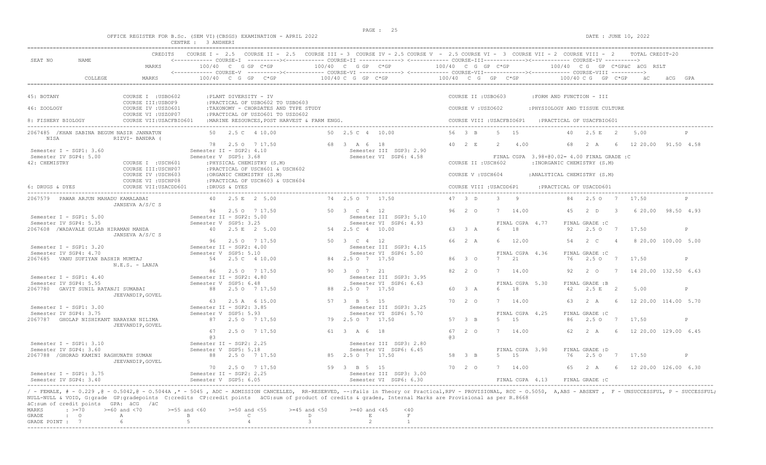OFFICE REGISTER FOR B.Sc. (SEM VI)(CBSGS) EXAMINATION - APRIL 2022

CENTRE : 3 ANDHERI

DATE : JUNE 10, 2022

```
                        CREDITS    COURSE I - 2.5   COURSE II - 2.5   COURSE III - 3  COURSE IV - 2.5 COURSE V  - 2.5 COURSE VI -  3  COURSE VII - 2  COURSE VIII -  2       TOTAL CREDIT-20
SEAT NO      NAME                  <------------ COURSE-I  ----------><------------ COURSE-II -------------> <------------ COURSE-III-------------><------------ COURSE-IV ---------->
                        MARKS          100/40  C  G GP  C*GP          100/40  C  G GP  C*GP              100/40  C  G  GP  C*GP              100/40  C G  GP  C*GPäC  äCG  RSLT
                                   <------------ COURSE-V  ----------><------------ COURSE-VI -------------> <------------ COURSE-VII-------------><------------ COURSE-VIII ---------->
         COLLEGE        MARKS          100/40  C  G  GP  C*GP         100/40 C  G  GP  C*GP              100/40  C  G  GP  C*GP              100/40 C G  GP  C*GP     äC     äCG  GPA

45: BOTANY              COURSE I  :USBO602      :PLANT DIVERSITY - IV                                     COURSE II :USBO603       :FORM AND FUNCTION - III
                        COURSE III:USBOP9       :PRACTICAL OF USBO602 TO USBO603
46: ZOOLOGY             COURSE IV :USZO601      :TAXONOMY - CHORDATES AND TYPE STUDY                      COURSE V :USZO602        :PHYSIOLOGY AND TISSUE CULTURE
                        COURSE VI :USZOP07      :PRACTICAL OF USZO601 TO USZO602
8: FISHERY BIOLOGY      COURSE VII:USACFBIO601  :MARINE RESOURCES,POST HARVEST & FARM ENGG.               COURSE VIII :USACFBIO6P1   :PRACTICAL OF USACFBIO601

2067485 /KHAN SABINA BEGUM NASIR JANNATUN     50   2.5 C  4 10.00        50  2.5 C  4  10.00         56  3  B    5   15           40   2.5 E   2    5.00          P
   NISA                 RIZVI- BANDRA (
                                              78   2.5 O  7 17.50        68  3  A  6  18             40  2  E    2    4.00        68   2  A    6   12 20.00  91.50 4.58
 Semester I - SGP1: 3.60                   Semester II - SGP2: 4.10             Semester III  SGP3: 2.90
 Semester IV SGP4: 5.00                    Semester V  SGP5: 3.68               Semester VI  SGP6: 4.58                 FINAL CGPA  3.98+@0.02= 4.00 FINAL GRADE :C
42: CHEMISTRY           COURSE I  :USCH601      :PHYSICAL CHEMISTRY (S.M)                                 COURSE II :USCH602       :INORGANIC CHEMISTRY (S.M)
                        COURSE III:USCHP07      :PRACTICAL OF USCH601 & USCH602
                        COURSE IV :USCH603      :ORGANIC CHEMISTRY (S.M)                                  COURSE V :USCH604        :ANALYTICAL CHEMISTRY (S.M)
                        COURSE VI :USCHP08      :PRACTICAL OF USCH603 & USCH604
6: DRUGS & DYES         COURSE VII:USACDD601    :DRUGS & DYES                                             COURSE VIII :USACDD6P1   :PRACTICAL OF USACDD601

2067579  PAWAR ARJUN MAHADU KAMALABAI         40   2.5 E  2  5.00        74  2.5 O  7  17.50         47  3  D    3    9           84   2.5 O   7   17.50          P
                        JANSEVA A/S/C S
                                              94   2.5 O  7 17.50        50  3  C  4  12             96  2  O    7   14.00        45   2  D    3    6 20.00  98.50 4.93
 Semester I - SGP1: 5.00                   Semester II - SGP2: 5.00             Semester III  SGP3: 5.10
 Semester IV SGP4: 5.35                    Semester V  SGP5: 3.25               Semester VI  SGP6: 4.93                 FINAL CGPA  4.77    FINAL GRADE :C
2067608 /WADAVALE GULAB HIRAMAN MANDA         40   2.5 E  2  5.00        54  2.5 C  4  10.00         63  3  A    6   18           92   2.5 O   7   17.50          P
                        JANSEVA A/S/C S
                                              96   2.5 O  7 17.50        50  3  C  4  12             66  2  A    6   12.00        54   2  C    4    8 20.00 100.00 5.00
 Semester I - SGP1: 3.20                   Semester II - SGP2: 4.00             Semester III  SGP3: 4.15
 Semester IV SGP4: 4.70                    Semester V  SGP5: 5.10               Semester VI  SGP6: 5.00                 FINAL CGPA  4.36    FINAL GRADE :C
2067685  VANU SUFIYAN BASHIR MUMTAJ           54   2.5 C  4 10.00        84  2.5 O  7  17.50         86  3  O    7   21           76   2.5 O   7   17.50          P
                        N.E.S. - LANJA
                                              86   2.5 O  7 17.50        90  3  O  7  21             82  2  O    7   14.00        92   2  O    7   14 20.00 132.50 6.63
 Semester I - SGP1: 4.40                   Semester II - SGP2: 4.80             Semester III  SGP3: 3.95
 Semester IV SGP4: 5.55                    Semester V  SGP5: 6.48               Semester VI  SGP6: 6.63                 FINAL CGPA  5.30    FINAL GRADE :B
2067780  GAVIT SUNIL RATANJI SUMABAI          88   2.5 O  7 17.50        88  2.5 O  7  17.50         60  3  A    6   18           42   2.5 E   2    5.00          P
                        JEEVANDIP,GOVEL
                                              63   2.5 A  6 15.00        57  3  B  5  15             70  2  O    7   14.00        63   2  A    6   12 20.00 114.00 5.70
 Semester I - SGP1: 3.00                   Semester II - SGP2: 3.85             Semester III  SGP3: 3.25
 Semester IV SGP4: 3.75                    Semester V  SGP5: 5.93               Semester VI  SGP6: 5.70                 FINAL CGPA  4.25    FINAL GRADE :C
2067787  GHOLAP NISHIKANT NARAYAN NILIMA      87   2.5 O  7 17.50        79  2.5 O  7  17.50         57  3  B    5   15           86   2.5 O   7   17.50          P
                        JEEVANDIP,GOVEL
                                              67   2.5 O  7 17.50        61  3  A  6  18             67  2  O    7   14.00        62   2  A    6   12 20.00 129.00 6.45
                                              @3                                                     @3
 Semester I - SGP1: 3.10                   Semester II - SGP2: 2.25             Semester III  SGP3: 2.80
 Semester IV SGP4: 3.60                    Semester V  SGP5: 5.18               Semester VI  SGP6: 6.45                 FINAL CGPA  3.90    FINAL GRADE :D
2067788 /GHORAD KAMINI RAGHUNATH SUMAN        88   2.5 O  7 17.50        85  2.5 O  7  17.50         58  3  B    5   15           76   2.5 O   7   17.50          P
                        JEEVANDIP,GOVEL
                                              70   2.5 O  7 17.50        59  3  B  5  15             70  2  O    7   14.00        65   2  A    6   12 20.00 126.00 6.30
 Semester I - SGP1: 3.75                   Semester II - SGP2: 2.25             Semester III  SGP3: 3.00
 Semester IV SGP4: 3.40                    Semester V  SGP5: 6.05               Semester VI  SGP6: 6.30                 FINAL CGPA  4.13    FINAL GRADE :C
```

/ - FEMALE, # - 0.229 ,@ - 0.5042,@ - 0.5044A ,* - 5045 , ADC - ADMISSION CANCELLED, RR-RESERVED, --:Fails in Theory or Practical,RPV - PROVISIONAL, RCC - 0.5050, A,ABS - ABSENT , F - UNSUCCESSFUL, P - SUCCESSFUL; NULL-NULL & VOID, G:grade GP:gradepoints C:credits CP:credit points äCG:sum of product of credits & grades, Internal Marks are Provisional as per R.8668

äC:sum of credit points GPA: äCG /äC

| MARKS | : >=70 | >=60 and <70 | >=55 and <60 | >=50 and <55 | >=45 and <50 | >=40 and <45 | <40 |
|---|---|---|---|---|---|---|---|
| GRADE | : O | A | B | C | D | E | F |
| GRADE POINT | : 7 | 6 | 5 | 4 | 3 | 2 | 1 |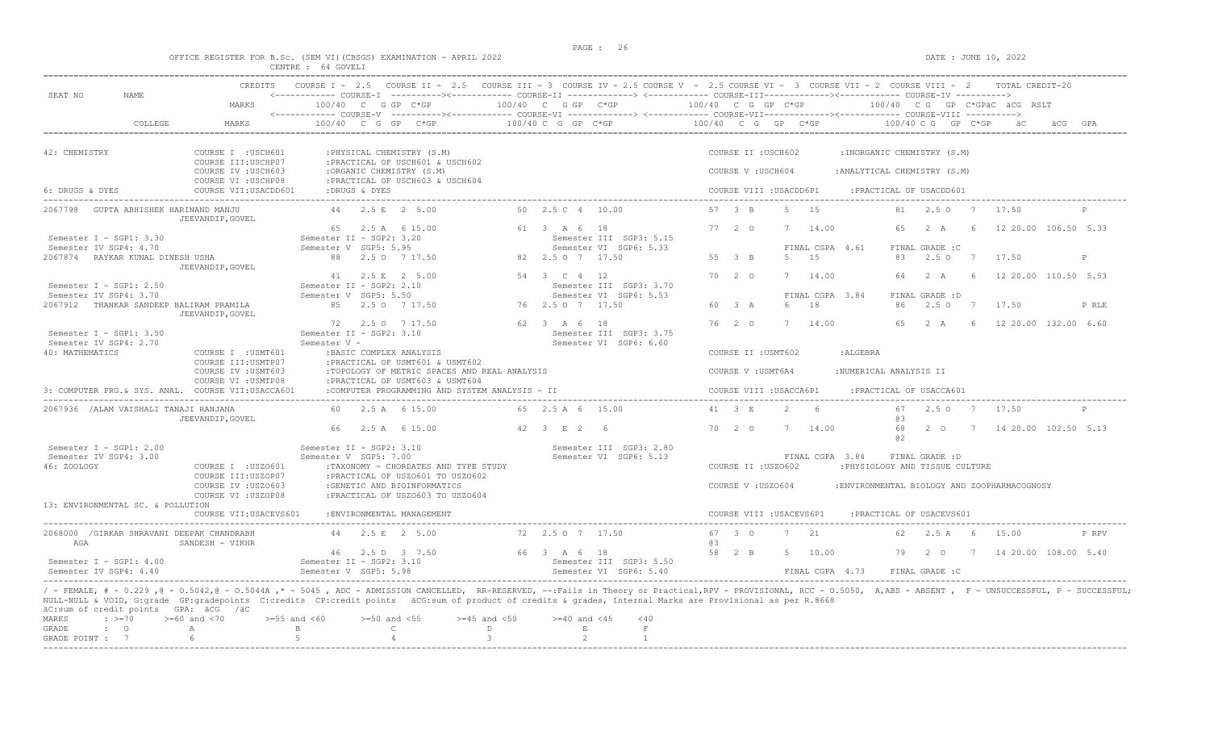OFFICE REGISTER FOR B.Sc. (SEM VI)(CBSGS) EXAMINATION - APRIL 2022

CENTRE : 64 GOVELI

DATE : JUNE 10, 2022

```
SEAT NO     NAME                 CREDITS   COURSE I - 2.5   COURSE II - 2.5   COURSE III - 3  COURSE IV - 2.5 COURSE V  - 2.5 COURSE VI -  3  COURSE VII - 2  COURSE VIII -  2      TOTAL CREDIT-20
                                           <------------ COURSE-I  ---------><------------ COURSE-II ------------> <------------ COURSE-III-----------><------------ COURSE-IV ---------->
                                 MARKS         100/40  C  G GP  C*GP           100/40  C  G GP  C*GP           100/40  C  G  GP  C*GP            100/40  C G  GP  C*GPäC  äCG  RSLT
                                           <------------ COURSE-V  ---------><------------ COURSE-VI ------------> <------------ COURSE-VII-----------><------------ COURSE-VIII ---------->
            COLLEGE              MARKS         100/40  C  G  GP   C*GP          100/40 C  G  GP  C*GP           100/40   C  G   GP   C*GP            100/40 C G   GP  C*GP      äC      äCG  GPA

42: CHEMISTRY                COURSE I  :USCH601      :PHYSICAL CHEMISTRY (S.M)                                   COURSE II :USCH602       :INORGANIC CHEMISTRY (S.M)
                             COURSE III:USCHP07      :PRACTICAL OF USCH601 & USCH602
                             COURSE IV :USCH603      :ORGANIC CHEMISTRY (S.M)                                    COURSE V :USCH604        :ANALYTICAL CHEMISTRY (S.M)
                             COURSE VI :USCHP08      :PRACTICAL OF USCH603 & USCH604
6: DRUGS & DYES              COURSE VII:USACDD601    :DRUGS & DYES                                               COURSE VIII :USACDD6P1     :PRACTICAL OF USACDD601

2067798  GUPTA ABHISHEK HARINAND MANJU          44   2.5 E  2  5.00          50  2.5 C  4  10.00           57  3  B     5   15            81   2.5 O   7   17.50               P
                 JEEVANDIP,GOVEL
                                                65   2.5 A  6 15.00          61  3  A  6  18               77  2  O     7   14.00         65   2  A    6   12 20.00  106.50  5.33
 Semester I - SGP1: 3.30                   Semester II - SGP2: 3.20                Semester III  SGP3: 5.15
 Semester IV SGP4: 4.70                    Semester V  SGP5: 5.95                  Semester VI  SGP6: 5.33                  FINAL CGPA  4.61    FINAL GRADE :C
2067874  RAYKAR KUNAL DINESH USHA               88   2.5 O  7 17.50          82  2.5 O  7  17.50           55  3  B     5   15            83   2.5 O   7   17.50               P
                 JEEVANDIP,GOVEL
                                                41   2.5 E  2  5.00          54  3  C  4  12               70  2  O     7   14.00         64   2  A    6   12 20.00  110.50  5.53
 Semester I - SGP1: 2.50                   Semester II - SGP2: 2.10                Semester III  SGP3: 3.70
 Semester IV SGP4: 3.70                    Semester V  SGP5: 5.50                  Semester VI  SGP6: 5.53                  FINAL CGPA  3.84    FINAL GRADE :D
2067912  THANKAR SANDEEP BALIRAM PRAMILA        85   2.5 O  7 17.50          76  2.5 O  7  17.50           60  3  A     6   18            86   2.5 O   7   17.50               P RLE
                 JEEVANDIP,GOVEL
                                                72   2.5 O  7 17.50          62  3  A  6  18               76  2  O     7   14.00         65   2  A    6   12 20.00  132.00  6.60
 Semester I - SGP1: 3.50                   Semester II - SGP2: 3.10                Semester III  SGP3: 3.75
 Semester IV SGP4: 2.70                    Semester V -                            Semester VI  SGP6: 6.60
40: MATHEMATICS              COURSE I  :USMT601      :BASIC COMPLEX ANALYSIS                                     COURSE II :USMT602       :ALGEBRA
                             COURSE III:USMTP07      :PRACTICAL OF USMT601 & USMT602
                             COURSE IV :USMT603      :TOPOLOGY OF METRIC SPACES AND REAL ANALYSIS                COURSE V :USMT6A4        :NUMERICAL ANALYSIS II
                             COURSE VI :USMTP08      :PRACTICAL OF USMT603 & USMT604
3: COMPUTER PRG.& SYS. ANAL. COURSE VII:USACCA601    :COMPUTER PROGRAMMING AND SYSTEM ANALYSIS - II              COURSE VIII :USACCA6P1     :PRACTICAL OF USACCA601

2067936  /ALAM VAISHALI TANAJI RANJANA          60   2.5 A  6 15.00          65  2.5 A  6  15.00           41  3  E     2   6             67   2.5 O   7   17.50               P
                 JEEVANDIP,GOVEL                                                                                                          @3
                                                66   2.5 A  6 15.00          42  3  E  2  6                70  2  O     7   14.00         68   2  O    7   14 20.00  102.50  5.13
                                                                                                                                          @2
 Semester I - SGP1: 2.00                   Semester II - SGP2: 3.10                Semester III  SGP3: 2.80
 Semester IV SGP4: 3.00                    Semester V  SGP5: 7.00                  Semester VI  SGP6: 5.13                  FINAL CGPA  3.84    FINAL GRADE :D
46: ZOOLOGY                  COURSE I  :USZO601      :TAXONOMY - CHORDATES AND TYPE STUDY                        COURSE II :USZO602       :PHYSIOLOGY AND TISSUE CULTURE
                             COURSE III:USZOP07      :PRACTICAL OF USZO601 TO USZO602
                             COURSE IV :USZO603      :GENETIC AND BIOINFORMATICS                                 COURSE V :USZO604        :ENVIRONMENTAL BIOLOGY AND ZOOPHARMACOGNOSY
                             COURSE VI :USZOP08      :PRACTICAL OF USZO603 TO USZO604
13: ENVIRONMENTAL SC. & POLLUTION
                             COURSE VII:USACEVS601   :ENVIRONMENTAL MANAGEMENT                                   COURSE VIII :USACEVS6P1    :PRACTICAL OF USACEVS601

2068000  /GIRKAR SHRAVANI DEEPAK CHANDRABH      44   2.5 E  2  5.00          72  2.5 O  7  17.50           67  3  O     7   21            62   2.5 A   6   15.00               P RPV
      AGA        SANDESH - VIKHR                                                                           @3
                                                46   2.5 D  3  7.50          66  3  A  6  18               58  2  B     5   10.00         79   2  O    7   14 20.00  108.00  5.40
 Semester I - SGP1: 4.00                   Semester II - SGP2: 3.10                Semester III  SGP3: 5.50
 Semester IV SGP4: 4.40                    Semester V  SGP5: 5.98                  Semester VI  SGP6: 5.40                  FINAL CGPA  4.73    FINAL GRADE :C
```

/ - FEMALE, # - 0.229 ,@ - 0.5042,@ - 0.5044A ,* - 5045 , ADC - ADMISSION CANCELLED, RR-RESERVED, --:Fails in Theory or Practical,RPV - PROVISIONAL, RCC - 0.5050, A,ABS - ABSENT , F - UNSUCCESSFUL, P - SUCCESSFUL; NULL-NULL & VOID, G:grade GP:gradepoints C:credits CP:credit points äCG:sum of product of credits & grades, Internal Marks are Provisional as per R.8668

äC:sum of credit points GPA: äCG /äC

| MARKS | : >=70 | >=60 and <70 | >=55 and <60 | >=50 and <55 | >=45 and <50 | >=40 and <45 | <40 |
|---|---|---|---|---|---|---|---|
| GRADE | : O | A | B | C | D | E | F |
| GRADE POINT | : 7 | 6 | 5 | 4 | 3 | 2 | 1 |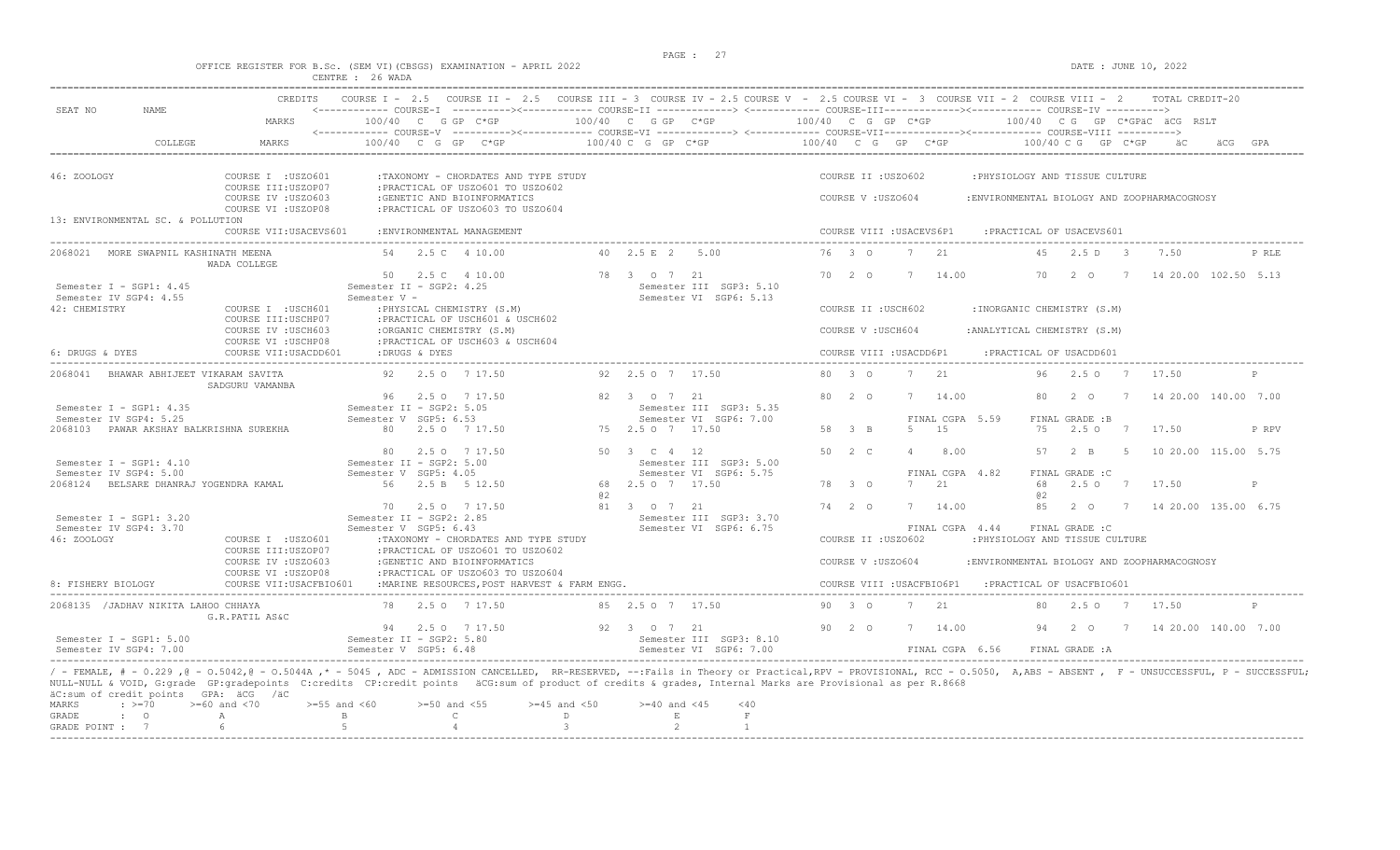OFFICE REGISTER FOR B.Sc. (SEM VI)(CBSGS) EXAMINATION - APRIL 2022

CENTRE : 26 WADA

DATE : JUNE 10, 2022

```
SEAT NO    NAME                      CREDITS   COURSE I - 2.5   COURSE II - 2.5   COURSE III - 3  COURSE IV - 2.5 COURSE V  - 2.5 COURSE VI -  3  COURSE VII - 2  COURSE VIII - 2     TOTAL CREDIT-20
                                               <------------ COURSE-I  ----------><------------ COURSE-II -------------> <------------ COURSE-III-------------><------------ COURSE-IV ---------->
                                     MARKS          100/40  C  G GP  C*GP          100/40  C  G GP  C*GP           100/40  C  G  GP  C*GP           100/40  C G  GP  C*GPäC  äCG  RSLT
                                               <------------ COURSE-V  ----------><------------ COURSE-VI -------------> <------------ COURSE-VII-------------><------------ COURSE-VIII ---------->
           COLLEGE                   MARKS          100/40  C  G  GP   C*GP         100/40 C  G  GP  C*GP           100/40  C  G   GP   C*GP           100/40 C G   GP  C*GP    äC     äCG  GPA

46: ZOOLOGY                  COURSE I  :USZO601        :TAXONOMY - CHORDATES AND TYPE STUDY                        COURSE II :USZO602         :PHYSIOLOGY AND TISSUE CULTURE
                             COURSE III:USZOP07        :PRACTICAL OF USZO601 TO USZO602
                             COURSE IV :USZO603        :GENETIC AND BIOINFORMATICS                                 COURSE V :USZO604          :ENVIRONMENTAL BIOLOGY AND ZOOPHARMACOGNOSY
                             COURSE VI :USZOP08        :PRACTICAL OF USZO603 TO USZO604
13: ENVIRONMENTAL SC. & POLLUTION
                             COURSE VII:USACEVS601     :ENVIRONMENTAL MANAGEMENT                                   COURSE VIII :USACEVS6P1    :PRACTICAL OF USACEVS601
---------------------------------------------------------------------------------------------------------------------------------------------------------------------------------------------------
2068021  MORE SWAPNIL KASHINATH MEENA       54   2.5 C   4 10.00         40  2.5 E  2    5.00          76  3  O     7   21          45   2.5 D   3    7.50                P RLE
         WADA COLLEGE
                                            50   2.5 C   4 10.00         78  3   O  7   21             70  2  O     7   14.00       70   2  O    7   14 20.00  102.50  5.13
  Semester I - SGP1: 4.45             Semester II - SGP2: 4.25                  Semester III  SGP3: 5.10
  Semester IV SGP4: 4.55              Semester V -                              Semester VI  SGP6: 5.13
42: CHEMISTRY                COURSE I  :USCH601        :PHYSICAL CHEMISTRY (S.M)                                   COURSE II :USCH602         :INORGANIC CHEMISTRY (S.M)
                             COURSE III:USCHP07        :PRACTICAL OF USCH601 & USCH602
                             COURSE IV :USCH603        :ORGANIC CHEMISTRY (S.M)                                    COURSE V :USCH604          :ANALYTICAL CHEMISTRY (S.M)
                             COURSE VI :USCHP08        :PRACTICAL OF USCH603 & USCH604
6: DRUGS & DYES              COURSE VII:USACDD601      :DRUGS & DYES                                               COURSE VIII :USACDD6P1     :PRACTICAL OF USACDD601
---------------------------------------------------------------------------------------------------------------------------------------------------------------------------------------------------
2068041  BHAWAR ABHIJEET VIKARAM SAVITA     92   2.5 O   7 17.50         92  2.5 O  7  17.50           80  3  O     7   21          96   2.5 O   7   17.50                P
         SADGURU VAMANBA
                                            96   2.5 O   7 17.50         82  3   O  7   21             80  2  O     7   14.00       80   2  O    7   14 20.00  140.00  7.00
  Semester I - SGP1: 4.35             Semester II - SGP2: 5.05                  Semester III  SGP3: 5.35
  Semester IV SGP4: 5.25              Semester V  SGP5: 6.53                    Semester VI  SGP6: 7.00                          FINAL CGPA  5.59    FINAL GRADE :B
2068103  PAWAR AKSHAY BALKRISHNA SUREKHA    80   2.5 O   7 17.50         75  2.5 O  7  17.50           58  3  B     5   15          75   2.5 O   7   17.50                P RPV

                                            80   2.5 O   7 17.50         50  3   C  4   12             50  2  C     4    8.00       57   2  B    5   10 20.00  115.00  5.75
  Semester I - SGP1: 4.10             Semester II - SGP2: 5.00                  Semester III  SGP3: 5.00
  Semester IV SGP4: 5.00              Semester V  SGP5: 4.05                    Semester VI  SGP6: 5.75                          FINAL CGPA  4.82    FINAL GRADE :C
2068124  BELSARE DHANRAJ YOGENDRA KAMAL     56   2.5 B   5 12.50         68  2.5 O  7  17.50           78  3  O     7   21          68   2.5 O   7   17.50                P
                                                                         @2                                                         @2
                                            70   2.5 O   7 17.50         81  3   O  7   21             74  2  O     7   14.00       85   2  O    7   14 20.00  135.00  6.75
  Semester I - SGP1: 3.20             Semester II - SGP2: 2.85                  Semester III  SGP3: 3.70
  Semester IV SGP4: 3.70              Semester V  SGP5: 6.43                    Semester VI  SGP6: 6.75                          FINAL CGPA  4.44    FINAL GRADE :C
46: ZOOLOGY                  COURSE I  :USZO601        :TAXONOMY - CHORDATES AND TYPE STUDY                        COURSE II :USZO602         :PHYSIOLOGY AND TISSUE CULTURE
                             COURSE III:USZOP07        :PRACTICAL OF USZO601 TO USZO602
                             COURSE IV :USZO603        :GENETIC AND BIOINFORMATICS                                 COURSE V :USZO604          :ENVIRONMENTAL BIOLOGY AND ZOOPHARMACOGNOSY
                             COURSE VI :USZOP08        :PRACTICAL OF USZO603 TO USZO604
8: FISHERY BIOLOGY           COURSE VII:USACFBIO601    :MARINE RESOURCES,POST HARVEST & FARM ENGG.                 COURSE VIII :USACFBIO6P1   :PRACTICAL OF USACFBIO601
---------------------------------------------------------------------------------------------------------------------------------------------------------------------------------------------------
2068135  /JADHAV NIKITA LAHOO CHHAYA        78   2.5 O   7 17.50         85  2.5 O  7  17.50           90  3  O     7   21          80   2.5 O   7   17.50                P
         G.R.PATIL AS&C
                                            94   2.5 O   7 17.50         92  3   O  7   21             90  2  O     7   14.00       94   2  O    7   14 20.00  140.00  7.00
  Semester I - SGP1: 5.00             Semester II - SGP2: 5.80                  Semester III  SGP3: 8.10
  Semester IV SGP4: 7.00              Semester V  SGP5: 6.48                    Semester VI  SGP6: 7.00                          FINAL CGPA  6.56    FINAL GRADE :A
```

/ - FEMALE, # - 0.229 ,@ - O.5042,@ - O.5044A ,* - 5045 , ADC - ADMISSION CANCELLED, RR-RESERVED, --:Fails in Theory or Practical,RPV - PROVISIONAL, RCC - O.5050, A,ABS - ABSENT , F - UNSUCCESSFUL, P - SUCCESSFUL;
NULL-NULL & VOID, G:grade GP:gradepoints C:credits CP:credit points äCG:sum of product of credits & grades, Internal Marks are Provisional as per R.8668
äC:sum of credit points GPA: äCG /äC

| MARKS | : >=70 | >=60 and <70 | >=55 and <60 | >=50 and <55 | >=45 and <50 | >=40 and <45 | <40 |
|---|---|---|---|---|---|---|---|
| GRADE | : O | A | B | C | D | E | F |
| GRADE POINT | : 7 | 6 | 5 | 4 | 3 | 2 | 1 |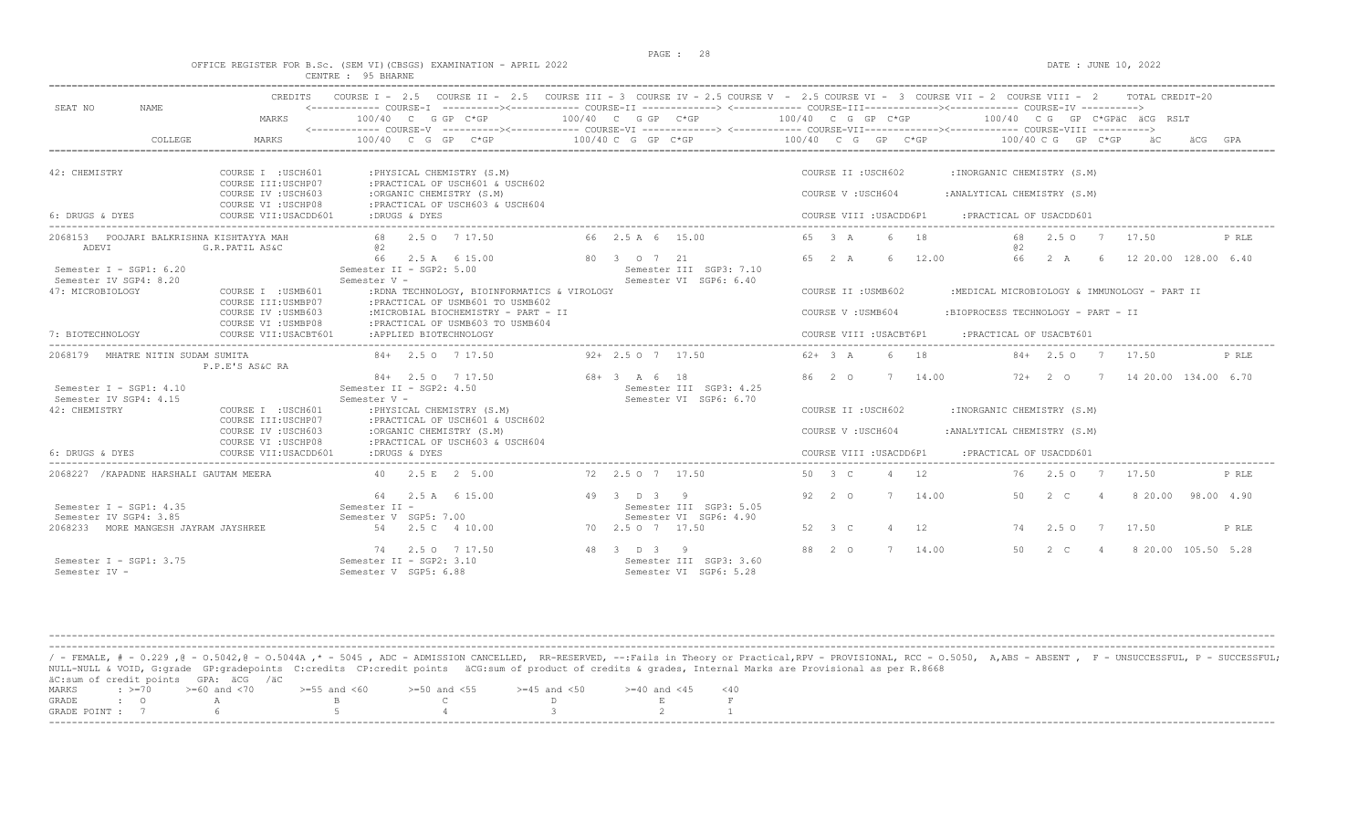OFFICE REGISTER FOR B.Sc. (SEM VI)(CBSGS) EXAMINATION - APRIL 2022

CENTRE : 95 BHARNE

DATE : JUNE 10, 2022

```
                  CREDITS   COURSE I - 2.5   COURSE II - 2.5   COURSE III - 3  COURSE IV - 2.5 COURSE V  - 2.5 COURSE VI -  3  COURSE VII - 2  COURSE VIII -  2      TOTAL CREDIT-20
SEAT NO     NAME           <------------ COURSE-I  ---------><------------ COURSE-II -------------> <------------ COURSE-III-------------><------------ COURSE-IV ---------->
                   MARKS        100/40  C  G GP  C*GP          100/40  C  G GP  C*GP          100/40  C  G  GP  C*GP          100/40  C G  GP  C*GPäC  äCG  RSLT
                           <------------ COURSE-V  ---------><------------ COURSE-VI -------------> <------------ COURSE-VII-------------><------------ COURSE-VIII ---------->
        COLLEGE    MARKS        100/40  C  G  GP   C*GP        100/40 C  G  GP  C*GP          100/40   C  G   GP   C*GP          100/40 C G  GP  C*GP    äC      äCG  GPA

42: CHEMISTRY              COURSE I  :USCH601       :PHYSICAL CHEMISTRY (S.M)                              COURSE II :USCH602       :INORGANIC CHEMISTRY (S.M)
                           COURSE III:USCHP07       :PRACTICAL OF USCH601 & USCH602
                           COURSE IV :USCH603       :ORGANIC CHEMISTRY (S.M)                               COURSE V :USCH604        :ANALYTICAL CHEMISTRY (S.M)
                           COURSE VI :USCHP08       :PRACTICAL OF USCH603 & USCH604
6: DRUGS & DYES            COURSE VII:USACDD601     :DRUGS & DYES                                          COURSE VIII :USACDD6P1     :PRACTICAL OF USACDD601

2068153  POOJARI BALKRISHNA KISHTAYYA MAH      68   2.5 O  7 17.50        66  2.5 A  6  15.00           65  3  A      6   18             68   2.5 O   7   17.50             P RLE
   ADEVI              G.R.PATIL AS&C           @2                                                                                       @2
                                               66   2.5 A  6 15.00        80  3  O  7  21               65  2  A      6   12.00          66   2  A    6   12 20.00 128.00  6.40
 Semester I - SGP1: 6.20                  Semester II - SGP2: 5.00                Semester III  SGP3: 7.10
 Semester IV SGP4: 8.20                   Semester V -                            Semester VI  SGP6: 6.40
47: MICROBIOLOGY           COURSE I  :USMB601       :RDNA TECHNOLOGY, BIOINFORMATICS & VIROLOGY            COURSE II :USMB602       :MEDICAL MICROBIOLOGY & IMMUNOLOGY - PART II
                           COURSE III:USMBP07       :PRACTICAL OF USMB601 TO USMB602
                           COURSE IV :USMB603       :MICROBIAL BIOCHEMISTRY - PART - II                    COURSE V :USMB604        :BIOPROCESS TECHNOLOGY - PART - II
                           COURSE VI :USMBP08       :PRACTICAL OF USMB603 TO USMB604
7: BIOTECHNOLOGY           COURSE VII:USACBT601     :APPLIED BIOTECHNOLOGY                                 COURSE VIII :USACBT6P1     :PRACTICAL OF USACBT601

2068179  MHATRE NITIN SUDAM SUMITA             84+  2.5 O  7 17.50        92+ 2.5 O  7  17.50           62+ 3  A      6   18             84+  2.5 O   7   17.50             P RLE
                      P.P.E'S AS&C RA
                                               84+  2.5 O  7 17.50        68+ 3  A  6  18               86  2  O      7   14.00          72+  2  O    7   14 20.00 134.00  6.70
 Semester I - SGP1: 4.10                  Semester II - SGP2: 4.50                Semester III  SGP3: 4.25
 Semester IV SGP4: 4.15                   Semester V -                            Semester VI  SGP6: 6.70
42: CHEMISTRY              COURSE I  :USCH601       :PHYSICAL CHEMISTRY (S.M)                              COURSE II :USCH602       :INORGANIC CHEMISTRY (S.M)
                           COURSE III:USCHP07       :PRACTICAL OF USCH601 & USCH602
                           COURSE IV :USCH603       :ORGANIC CHEMISTRY (S.M)                               COURSE V :USCH604        :ANALYTICAL CHEMISTRY (S.M)
                           COURSE VI :USCHP08       :PRACTICAL OF USCH603 & USCH604
6: DRUGS & DYES            COURSE VII:USACDD601     :DRUGS & DYES                                          COURSE VIII :USACDD6P1     :PRACTICAL OF USACDD601

2068227  /KAPADNE HARSHALI GAUTAM MEERA        40   2.5 E  2  5.00        72  2.5 O  7  17.50           50  3  C      4   12             76   2.5 O   7   17.50             P RLE

                                               64   2.5 A  6 15.00        49  3  D  3   9               92  2  O      7   14.00          50   2  C    4    8 20.00  98.00  4.90
 Semester I - SGP1: 4.35                  Semester II -                           Semester III  SGP3: 5.05
 Semester IV SGP4: 3.85                   Semester V  SGP5: 7.00                  Semester VI  SGP6: 4.90
2068233  MORE MANGESH JAYRAM JAYSHREE          54   2.5 C  4 10.00        70  2.5 O  7  17.50           52  3  C      4   12             74   2.5 O   7   17.50             P RLE

                                               74   2.5 O  7 17.50        48  3  D  3   9               88  2  O      7   14.00          50   2  C    4    8 20.00 105.50  5.28
 Semester I - SGP1: 3.75                  Semester II - SGP2: 3.10                Semester III  SGP3: 3.60
 Semester IV -                            Semester V  SGP5: 6.88                  Semester VI  SGP6: 5.28
```

/ - FEMALE, # - 0.229 ,@ - O.5042,@ - O.5044A ,* - 5045 , ADC - ADMISSION CANCELLED, RR-RESERVED, --:Fails in Theory or Practical,RPV - PROVISIONAL, RCC - O.5050, A,ABS - ABSENT , F - UNSUCCESSFUL, P - SUCCESSFUL;
NULL-NULL & VOID, G:grade GP:gradepoints C:credits CP:credit points äCG:sum of product of credits & grades, Internal Marks are Provisional as per R.8668
äC:sum of credit points GPA: äCG /äC

| MARKS | : >=70 | >=60 and <70 | >=55 and <60 | >=50 and <55 | >=45 and <50 | >=40 and <45 | <40 |
|---|---|---|---|---|---|---|---|
| GRADE | : O | A | B | C | D | E | F |
| GRADE POINT | : 7 | 6 | 5 | 4 | 3 | 2 | 1 |